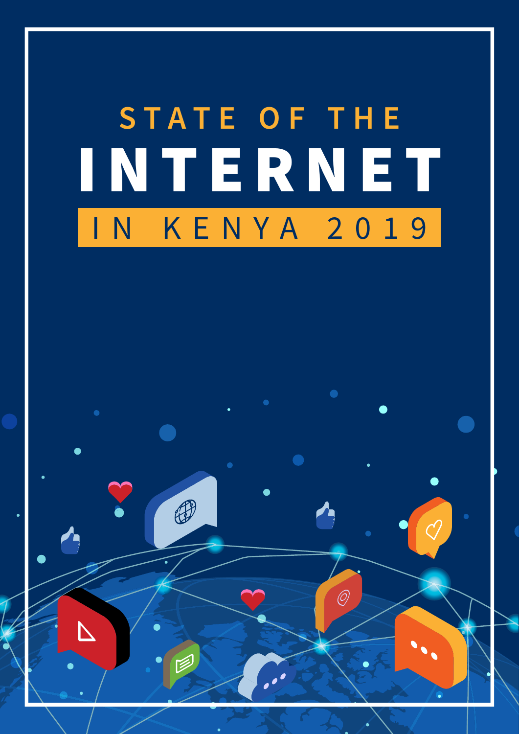# STATE OF THE INTERNET IN KENYA 2019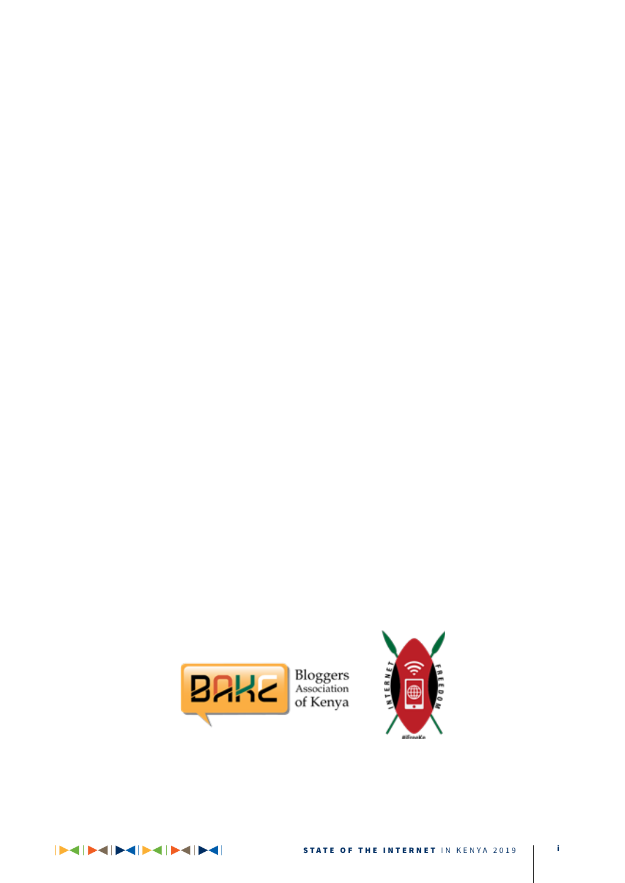Bloggers Association of Kenya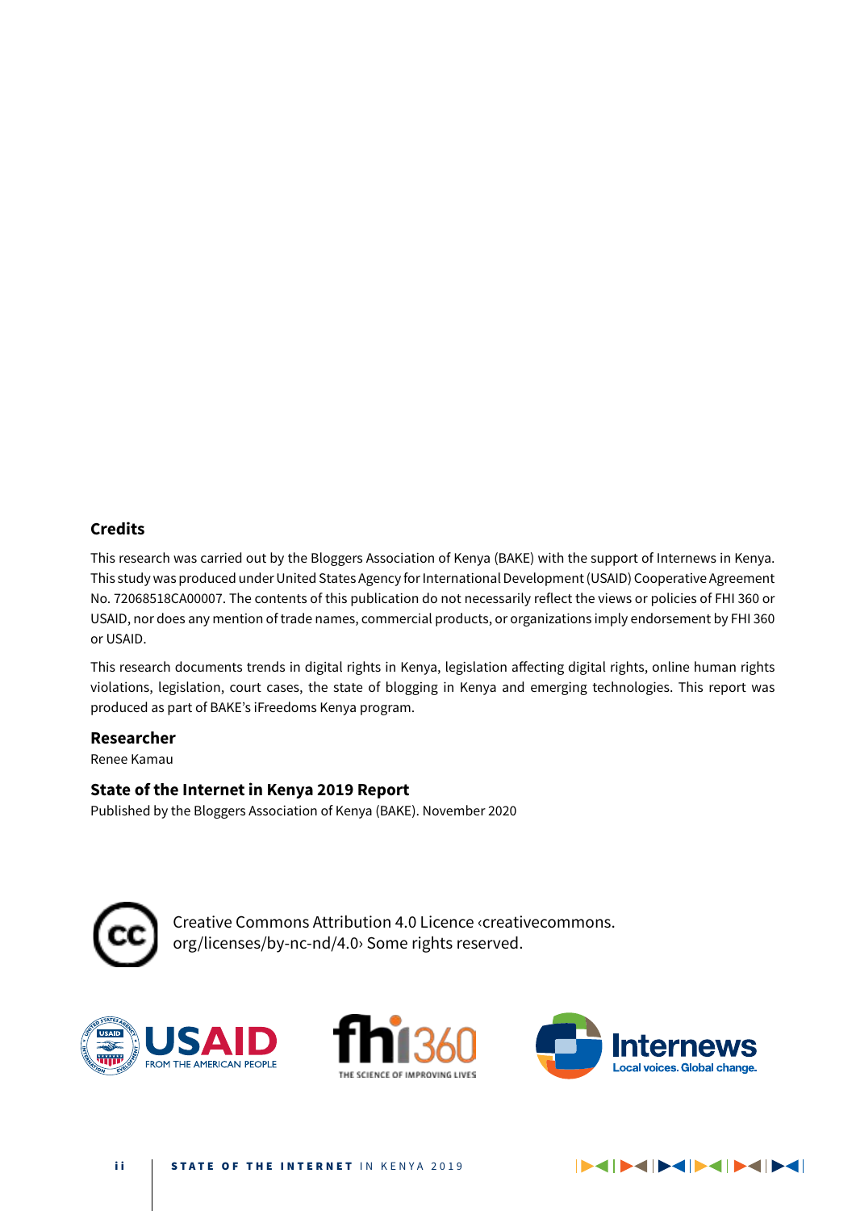## Credits

This research was carried out by the Bloggers Association of Kenya (BAKE) with the support of Internews in Kenya. This study was produced under United States Agency for International Development (USAID) Cooperative Agreement No. 72068518CA00007. The contents of this publication do not necessarily reflect the views or policies of FHI 360 or USAID, nor does any mention of trade names, commercial products, or organizations imply endorsement by FHI 360 or USAID.

This research documents trends in digital rights in Kenya, legislation affecting digital rights, online human rights violations, legislation, court cases, the state of blogging in Kenya and emerging technologies. This report was produced as part of BAKE's iFreedoms Kenya program.

## Researcher

Renee Kamau

## State of the Internet in Kenya 2019 Report

Published by the Bloggers Association of Kenya (BAKE). November 2020

Creative Commons Attribution 4.0 Licence ‹creativecommons.org/licenses/by-nc-nd/4.0› Some rights reserved.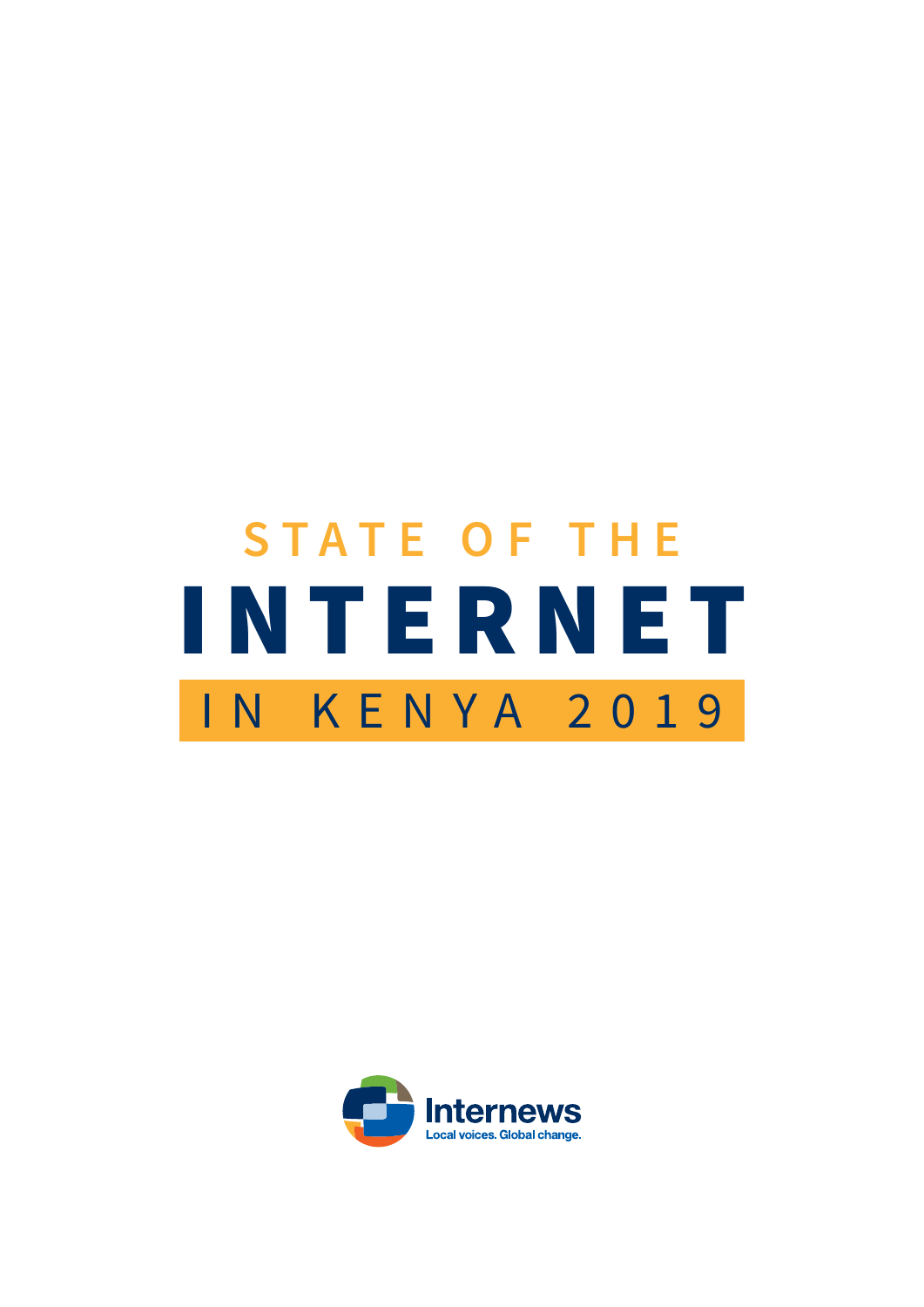# STATE OF THE INTERNET IN KENYA 2019

Internews

Local voices. Global change.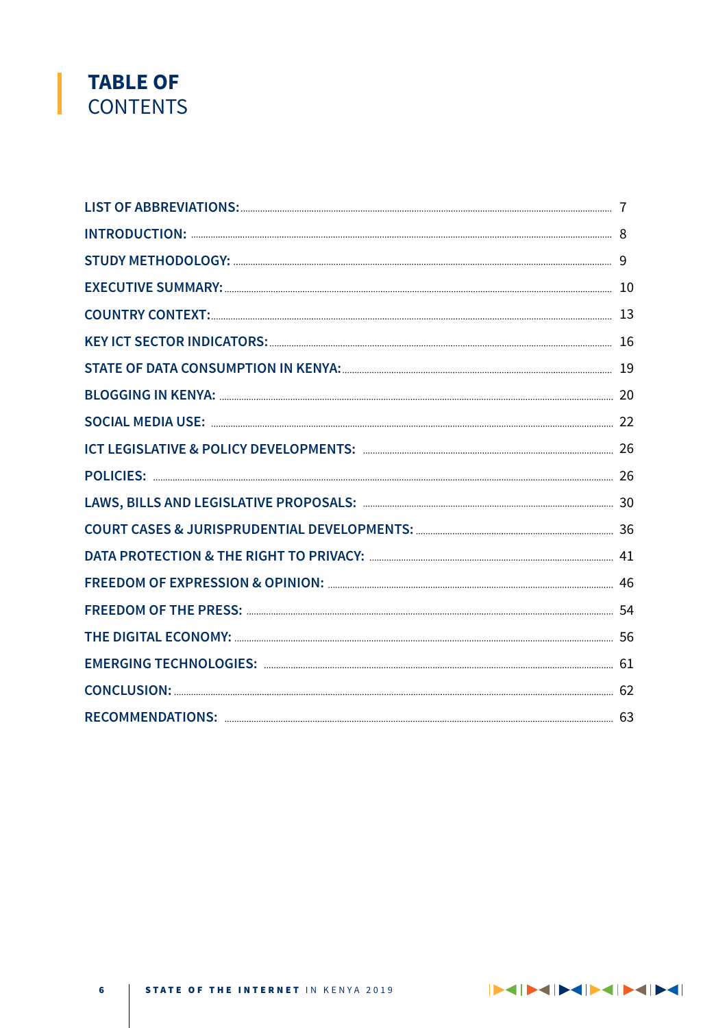# TABLE OF CONTENTS

| | |
|---|---|
| LIST OF ABBREVIATIONS: | 7 |
| INTRODUCTION: | 8 |
| STUDY METHODOLOGY: | 9 |
| EXECUTIVE SUMMARY: | 10 |
| COUNTRY CONTEXT: | 13 |
| KEY ICT SECTOR INDICATORS: | 16 |
| STATE OF DATA CONSUMPTION IN KENYA: | 19 |
| BLOGGING IN KENYA: | 20 |
| SOCIAL MEDIA USE: | 22 |
| ICT LEGISLATIVE & POLICY DEVELOPMENTS: | 26 |
| POLICIES: | 26 |
| LAWS, BILLS AND LEGISLATIVE PROPOSALS: | 30 |
| COURT CASES & JURISPRUDENTIAL DEVELOPMENTS: | 36 |
| DATA PROTECTION & THE RIGHT TO PRIVACY: | 41 |
| FREEDOM OF EXPRESSION & OPINION: | 46 |
| FREEDOM OF THE PRESS: | 54 |
| THE DIGITAL ECONOMY: | 56 |
| EMERGING TECHNOLOGIES: | 61 |
| CONCLUSION: | 62 |
| RECOMMENDATIONS: | 63 |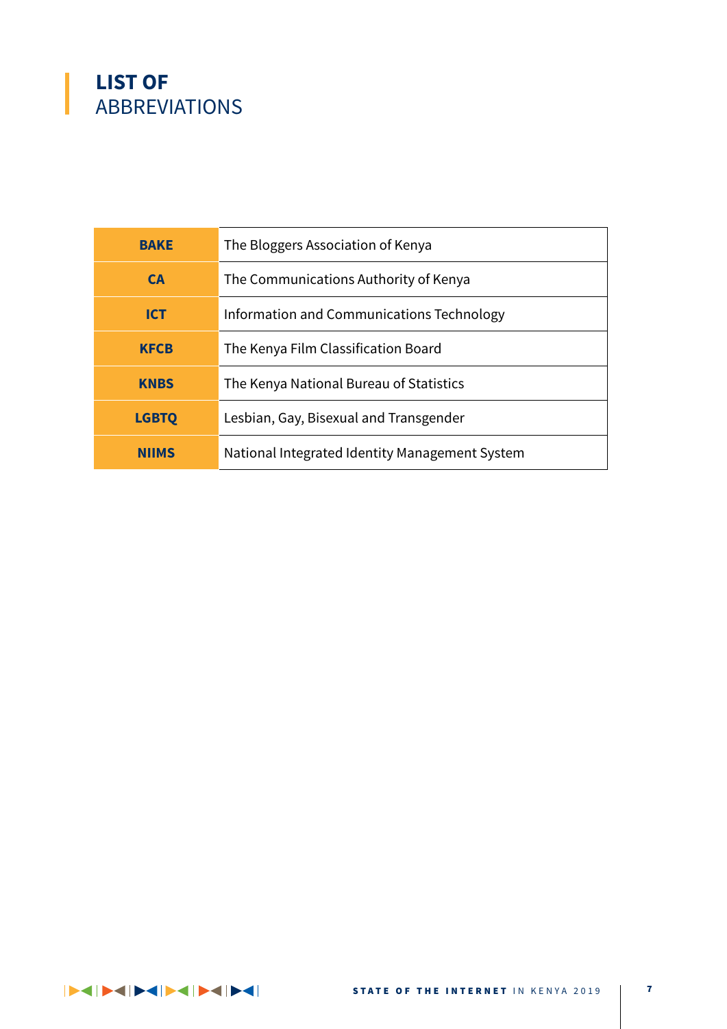# LIST OF ABBREVIATIONS

| | |
|---|---|
| **BAKE** | The Bloggers Association of Kenya |
| **CA** | The Communications Authority of Kenya |
| **ICT** | Information and Communications Technology |
| **KFCB** | The Kenya Film Classification Board |
| **KNBS** | The Kenya National Bureau of Statistics |
| **LGBTQ** | Lesbian, Gay, Bisexual and Transgender |
| **NIIMS** | National Integrated Identity Management System |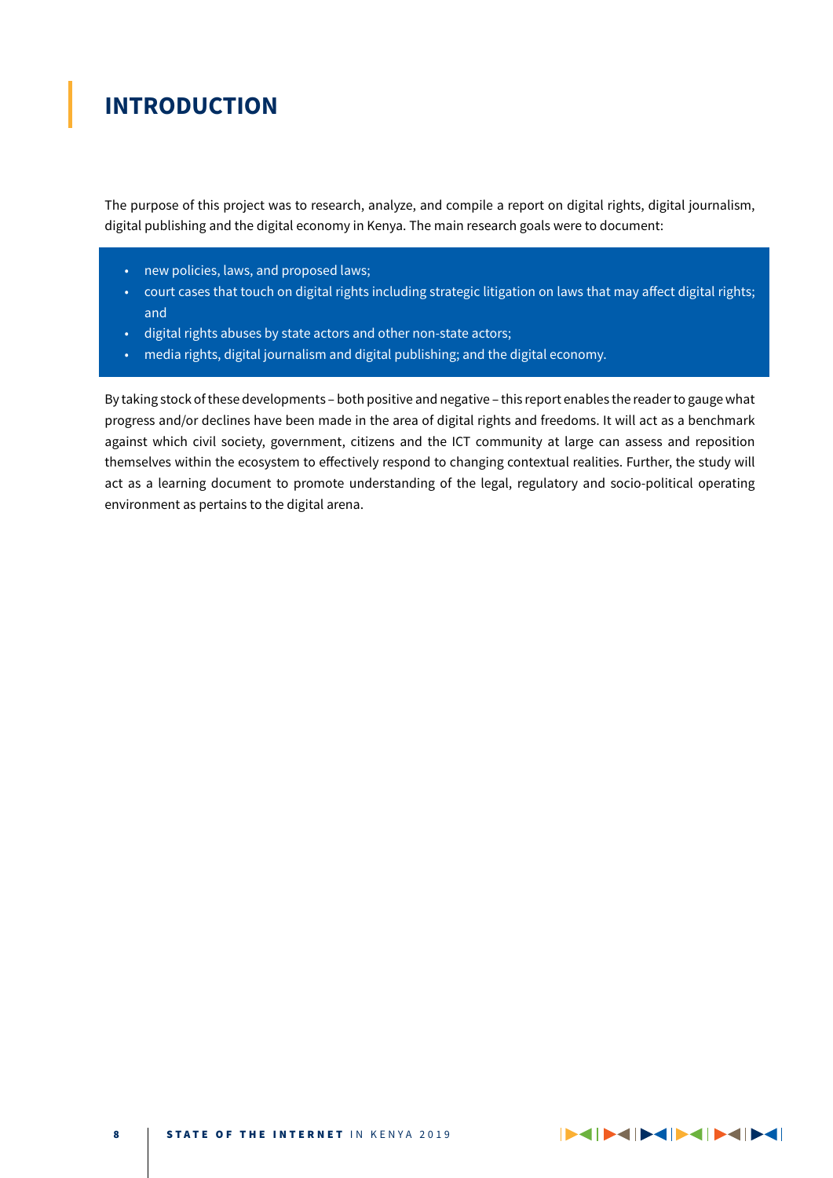# INTRODUCTION

The purpose of this project was to research, analyze, and compile a report on digital rights, digital journalism, digital publishing and the digital economy in Kenya. The main research goals were to document:

- new policies, laws, and proposed laws;
- court cases that touch on digital rights including strategic litigation on laws that may affect digital rights; and
- digital rights abuses by state actors and other non-state actors;
- media rights, digital journalism and digital publishing; and the digital economy.

By taking stock of these developments – both positive and negative – this report enables the reader to gauge what progress and/or declines have been made in the area of digital rights and freedoms. It will act as a benchmark against which civil society, government, citizens and the ICT community at large can assess and reposition themselves within the ecosystem to effectively respond to changing contextual realities. Further, the study will act as a learning document to promote understanding of the legal, regulatory and socio-political operating environment as pertains to the digital arena.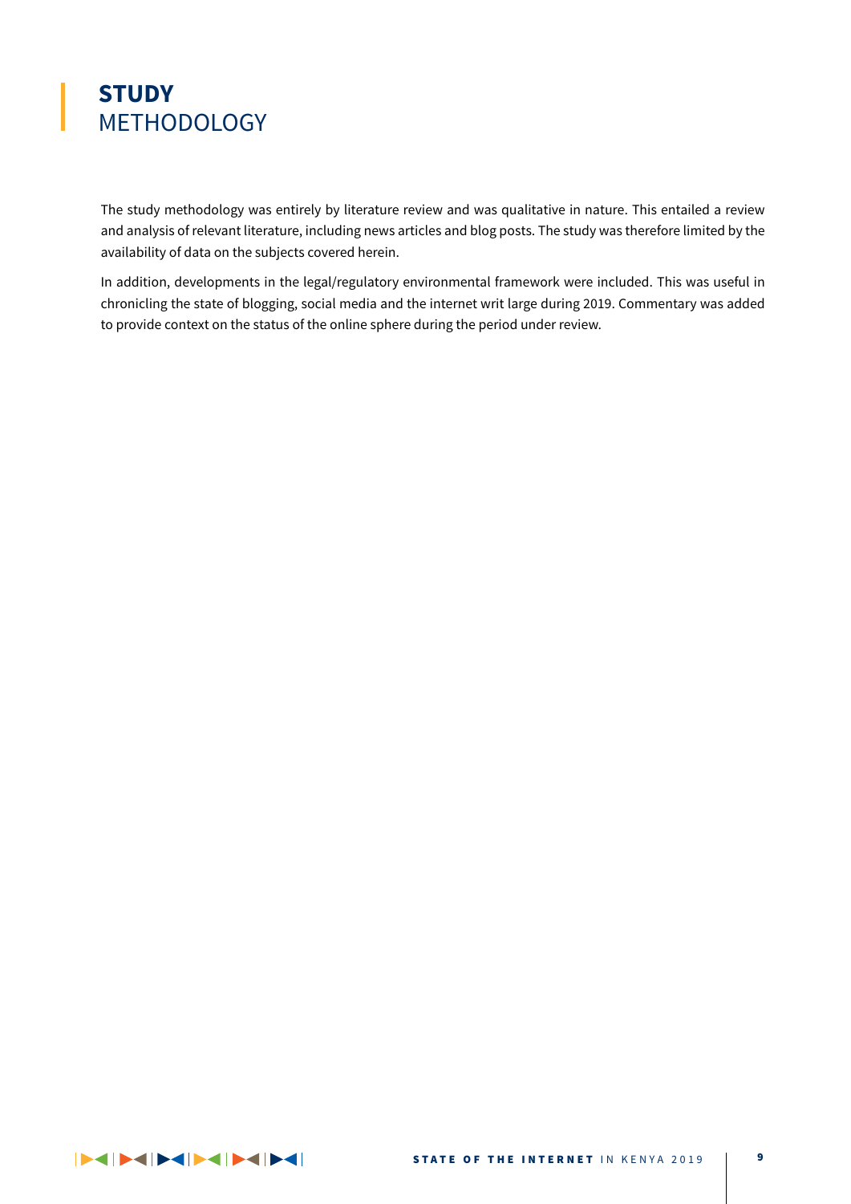# **STUDY** METHODOLOGY

The study methodology was entirely by literature review and was qualitative in nature. This entailed a review and analysis of relevant literature, including news articles and blog posts. The study was therefore limited by the availability of data on the subjects covered herein.

In addition, developments in the legal/regulatory environmental framework were included. This was useful in chronicling the state of blogging, social media and the internet writ large during 2019. Commentary was added to provide context on the status of the online sphere during the period under review.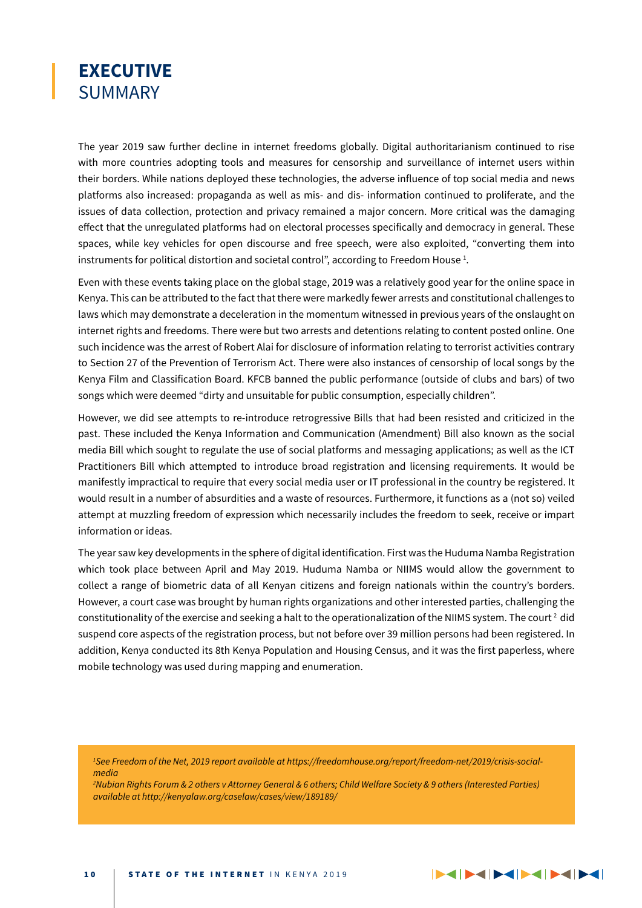# EXECUTIVE SUMMARY

The year 2019 saw further decline in internet freedoms globally. Digital authoritarianism continued to rise with more countries adopting tools and measures for censorship and surveillance of internet users within their borders. While nations deployed these technologies, the adverse influence of top social media and news platforms also increased: propaganda as well as mis- and dis- information continued to proliferate, and the issues of data collection, protection and privacy remained a major concern. More critical was the damaging effect that the unregulated platforms had on electoral processes specifically and democracy in general. These spaces, while key vehicles for open discourse and free speech, were also exploited, "converting them into instruments for political distortion and societal control", according to Freedom House [1].

Even with these events taking place on the global stage, 2019 was a relatively good year for the online space in Kenya. This can be attributed to the fact that there were markedly fewer arrests and constitutional challenges to laws which may demonstrate a deceleration in the momentum witnessed in previous years of the onslaught on internet rights and freedoms. There were but two arrests and detentions relating to content posted online. One such incidence was the arrest of Robert Alai for disclosure of information relating to terrorist activities contrary to Section 27 of the Prevention of Terrorism Act. There were also instances of censorship of local songs by the Kenya Film and Classification Board. KFCB banned the public performance (outside of clubs and bars) of two songs which were deemed "dirty and unsuitable for public consumption, especially children".

However, we did see attempts to re-introduce retrogressive Bills that had been resisted and criticized in the past. These included the Kenya Information and Communication (Amendment) Bill also known as the social media Bill which sought to regulate the use of social platforms and messaging applications; as well as the ICT Practitioners Bill which attempted to introduce broad registration and licensing requirements. It would be manifestly impractical to require that every social media user or IT professional in the country be registered. It would result in a number of absurdities and a waste of resources. Furthermore, it functions as a (not so) veiled attempt at muzzling freedom of expression which necessarily includes the freedom to seek, receive or impart information or ideas.

The year saw key developments in the sphere of digital identification. First was the Huduma Namba Registration which took place between April and May 2019. Huduma Namba or NIIMS would allow the government to collect a range of biometric data of all Kenyan citizens and foreign nationals within the country's borders. However, a court case was brought by human rights organizations and other interested parties, challenging the constitutionality of the exercise and seeking a halt to the operationalization of the NIIMS system. The court [2] did suspend core aspects of the registration process, but not before over 39 million persons had been registered. In addition, Kenya conducted its 8th Kenya Population and Housing Census, and it was the first paperless, where mobile technology was used during mapping and enumeration.

*[1] See Freedom of the Net, 2019 report available at https://freedomhouse.org/report/freedom-net/2019/crisis-social-media*

*[2] Nubian Rights Forum & 2 others v Attorney General & 6 others; Child Welfare Society & 9 others (Interested Parties) available at http://kenyalaw.org/caselaw/cases/view/189189/*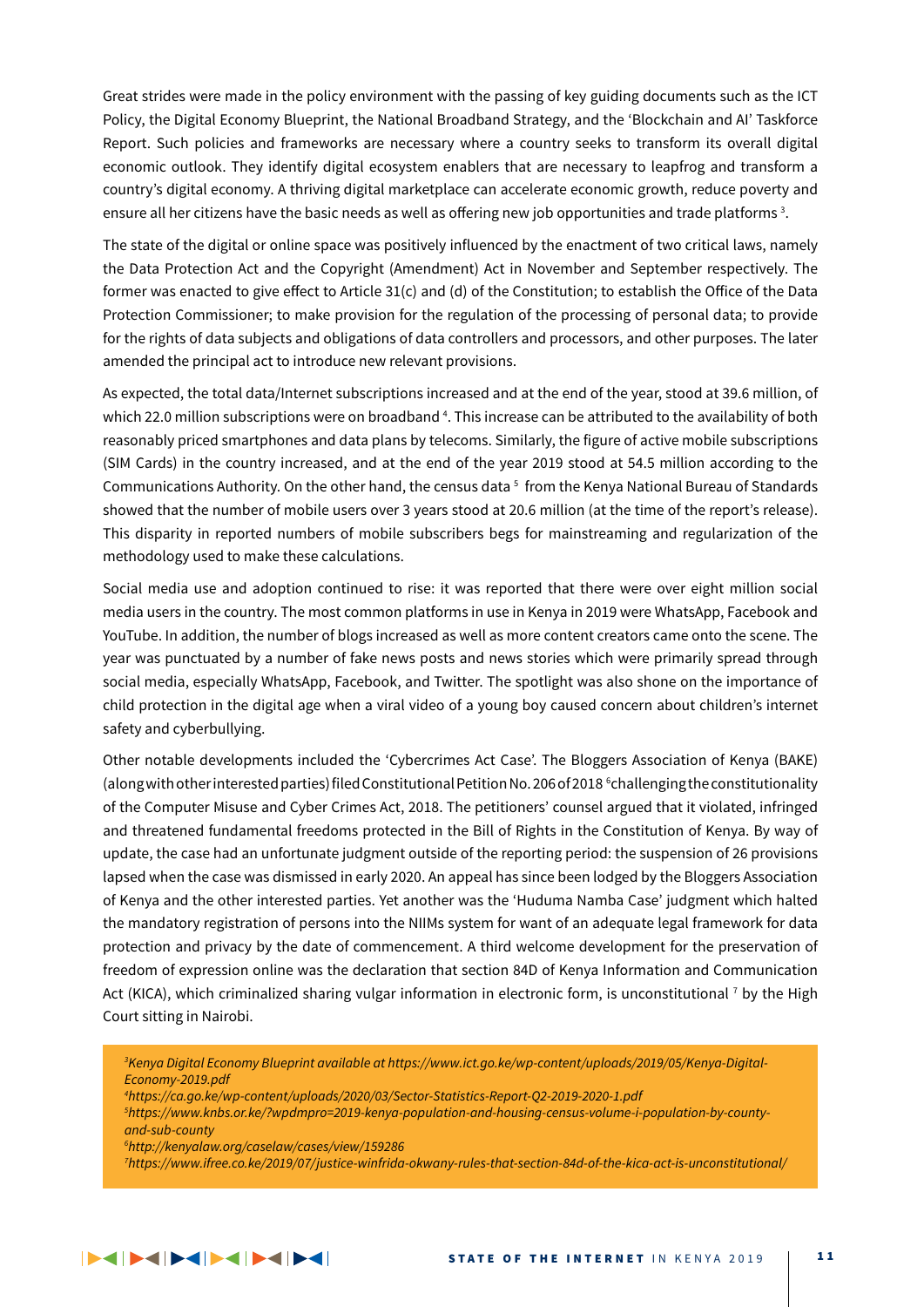Great strides were made in the policy environment with the passing of key guiding documents such as the ICT Policy, the Digital Economy Blueprint, the National Broadband Strategy, and the 'Blockchain and AI' Taskforce Report. Such policies and frameworks are necessary where a country seeks to transform its overall digital economic outlook. They identify digital ecosystem enablers that are necessary to leapfrog and transform a country's digital economy. A thriving digital marketplace can accelerate economic growth, reduce poverty and ensure all her citizens have the basic needs as well as offering new job opportunities and trade platforms [3].

The state of the digital or online space was positively influenced by the enactment of two critical laws, namely the Data Protection Act and the Copyright (Amendment) Act in November and September respectively. The former was enacted to give effect to Article 31(c) and (d) of the Constitution; to establish the Office of the Data Protection Commissioner; to make provision for the regulation of the processing of personal data; to provide for the rights of data subjects and obligations of data controllers and processors, and other purposes. The later amended the principal act to introduce new relevant provisions.

As expected, the total data/Internet subscriptions increased and at the end of the year, stood at 39.6 million, of which 22.0 million subscriptions were on broadband [4]. This increase can be attributed to the availability of both reasonably priced smartphones and data plans by telecoms. Similarly, the figure of active mobile subscriptions (SIM Cards) in the country increased, and at the end of the year 2019 stood at 54.5 million according to the Communications Authority. On the other hand, the census data [5] from the Kenya National Bureau of Standards showed that the number of mobile users over 3 years stood at 20.6 million (at the time of the report's release). This disparity in reported numbers of mobile subscribers begs for mainstreaming and regularization of the methodology used to make these calculations.

Social media use and adoption continued to rise: it was reported that there were over eight million social media users in the country. The most common platforms in use in Kenya in 2019 were WhatsApp, Facebook and YouTube. In addition, the number of blogs increased as well as more content creators came onto the scene. The year was punctuated by a number of fake news posts and news stories which were primarily spread through social media, especially WhatsApp, Facebook, and Twitter. The spotlight was also shone on the importance of child protection in the digital age when a viral video of a young boy caused concern about children's internet safety and cyberbullying.

Other notable developments included the 'Cybercrimes Act Case'. The Bloggers Association of Kenya (BAKE) (along with other interested parties) filed Constitutional Petition No. 206 of 2018 [6] challenging the constitutionality of the Computer Misuse and Cyber Crimes Act, 2018. The petitioners' counsel argued that it violated, infringed and threatened fundamental freedoms protected in the Bill of Rights in the Constitution of Kenya. By way of update, the case had an unfortunate judgment outside of the reporting period: the suspension of 26 provisions lapsed when the case was dismissed in early 2020. An appeal has since been lodged by the Bloggers Association of Kenya and the other interested parties. Yet another was the 'Huduma Namba Case' judgment which halted the mandatory registration of persons into the NIIMs system for want of an adequate legal framework for data protection and privacy by the date of commencement. A third welcome development for the preservation of freedom of expression online was the declaration that section 84D of Kenya Information and Communication Act (KICA), which criminalized sharing vulgar information in electronic form, is unconstitutional [7] by the High Court sitting in Nairobi.

*[3] Kenya Digital Economy Blueprint available at https://www.ict.go.ke/wp-content/uploads/2019/05/Kenya-Digital-Economy-2019.pdf*
*[4] https://ca.go.ke/wp-content/uploads/2020/03/Sector-Statistics-Report-Q2-2019-2020-1.pdf*
*[5] https://www.knbs.or.ke/?wpdmpro=2019-kenya-population-and-housing-census-volume-i-population-by-county-and-sub-county*
*[6] http://kenyalaw.org/caselaw/cases/view/159286*
*[7] https://www.ifree.co.ke/2019/07/justice-winfrida-okwany-rules-that-section-84d-of-the-kica-act-is-unconstitutional/*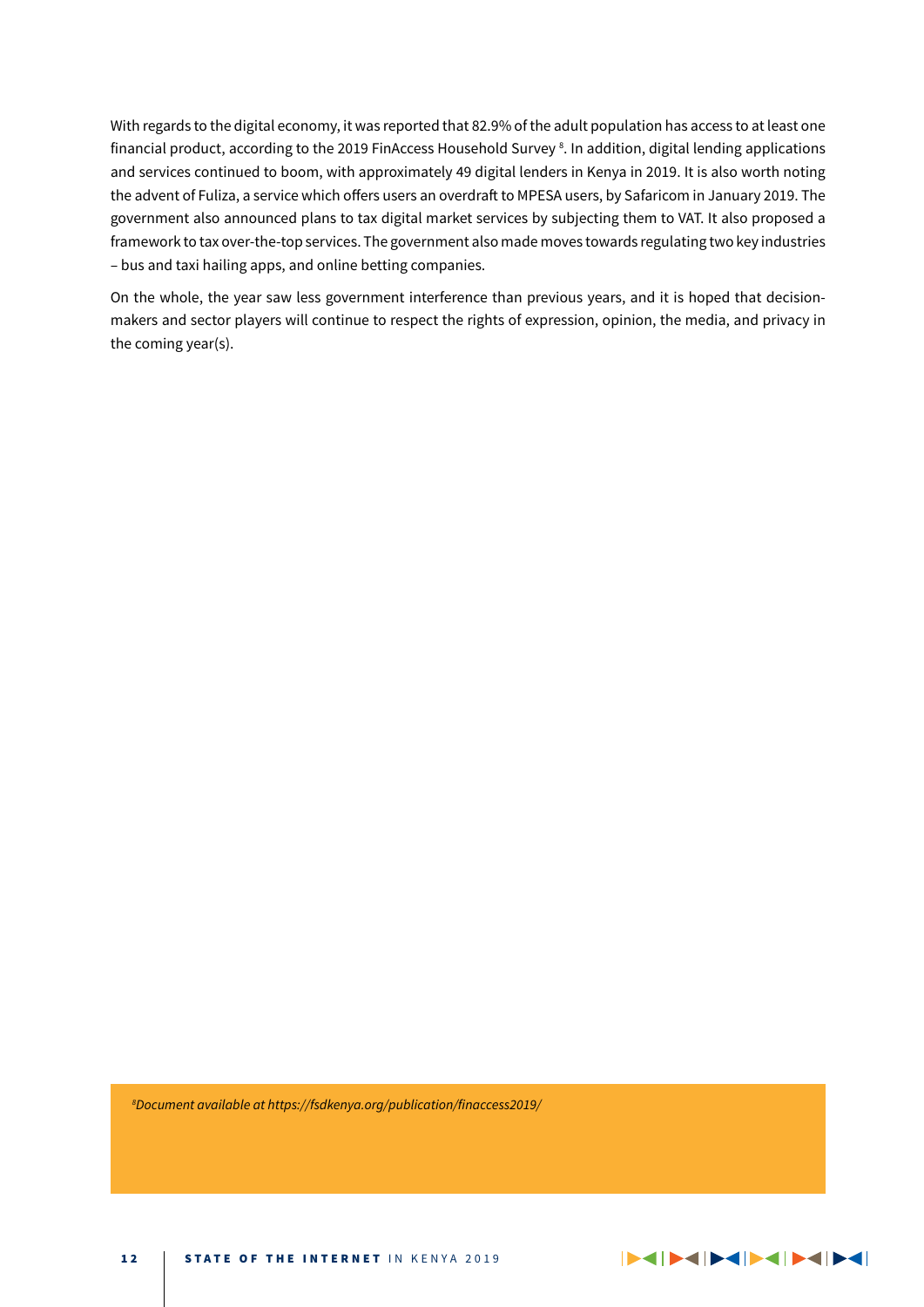With regards to the digital economy, it was reported that 82.9% of the adult population has access to at least one financial product, according to the 2019 FinAccess Household Survey [8]. In addition, digital lending applications and services continued to boom, with approximately 49 digital lenders in Kenya in 2019. It is also worth noting the advent of Fuliza, a service which offers users an overdraft to MPESA users, by Safaricom in January 2019. The government also announced plans to tax digital market services by subjecting them to VAT. It also proposed a framework to tax over-the-top services. The government also made moves towards regulating two key industries – bus and taxi hailing apps, and online betting companies.

On the whole, the year saw less government interference than previous years, and it is hoped that decision-makers and sector players will continue to respect the rights of expression, opinion, the media, and privacy in the coming year(s).

*[8]Document available at https://fsdkenya.org/publication/finaccess2019/*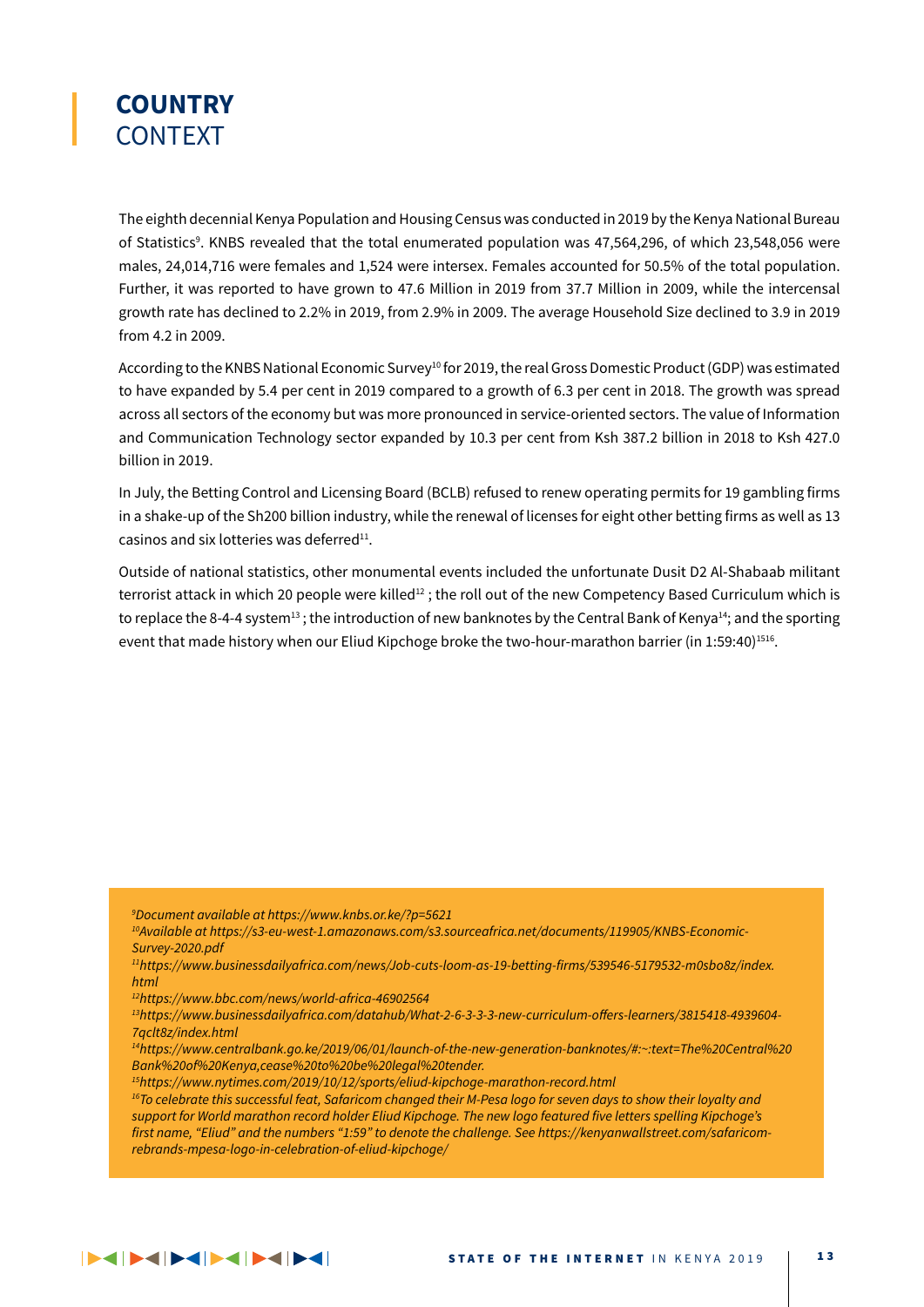# COUNTRY CONTEXT

The eighth decennial Kenya Population and Housing Census was conducted in 2019 by the Kenya National Bureau of Statistics[9]. KNBS revealed that the total enumerated population was 47,564,296, of which 23,548,056 were males, 24,014,716 were females and 1,524 were intersex. Females accounted for 50.5% of the total population. Further, it was reported to have grown to 47.6 Million in 2019 from 37.7 Million in 2009, while the intercensal growth rate has declined to 2.2% in 2019, from 2.9% in 2009. The average Household Size declined to 3.9 in 2019 from 4.2 in 2009.

According to the KNBS National Economic Survey[10] for 2019, the real Gross Domestic Product (GDP) was estimated to have expanded by 5.4 per cent in 2019 compared to a growth of 6.3 per cent in 2018. The growth was spread across all sectors of the economy but was more pronounced in service-oriented sectors. The value of Information and Communication Technology sector expanded by 10.3 per cent from Ksh 387.2 billion in 2018 to Ksh 427.0 billion in 2019.

In July, the Betting Control and Licensing Board (BCLB) refused to renew operating permits for 19 gambling firms in a shake-up of the Sh200 billion industry, while the renewal of licenses for eight other betting firms as well as 13 casinos and six lotteries was deferred[11].

Outside of national statistics, other monumental events included the unfortunate Dusit D2 Al-Shabaab militant terrorist attack in which 20 people were killed[12] ; the roll out of the new Competency Based Curriculum which is to replace the 8-4-4 system[13] ; the introduction of new banknotes by the Central Bank of Kenya[14]; and the sporting event that made history when our Eliud Kipchoge broke the two-hour-marathon barrier (in 1:59:40)[15][16].

---

*[9]Document available at https://www.knbs.or.ke/?p=5621*
*[10]Available at https://s3-eu-west-1.amazonaws.com/s3.sourceafrica.net/documents/119905/KNBS-Economic-Survey-2020.pdf*
*[11]https://www.businessdailyafrica.com/news/Job-cuts-loom-as-19-betting-firms/539546-5179532-m0sbo8z/index.html*
*[12]https://www.bbc.com/news/world-africa-46902564*
*[13]https://www.businessdailyafrica.com/datahub/What-2-6-3-3-3-new-curriculum-offers-learners/3815418-4939604-7qclt8z/index.html*
*[14]https://www.centralbank.go.ke/2019/06/01/launch-of-the-new-generation-banknotes/#:~:text=The%20Central%20Bank%20of%20Kenya,cease%20to%20be%20legal%20tender.*
*[15]https://www.nytimes.com/2019/10/12/sports/eliud-kipchoge-marathon-record.html*
*[16]To celebrate this successful feat, Safaricom changed their M-Pesa logo for seven days to show their loyalty and support for World marathon record holder Eliud Kipchoge. The new logo featured five letters spelling Kipchoge's first name, "Eliud" and the numbers "1:59" to denote the challenge. See https://kenyanwallstreet.com/safaricom-rebrands-mpesa-logo-in-celebration-of-eliud-kipchoge/*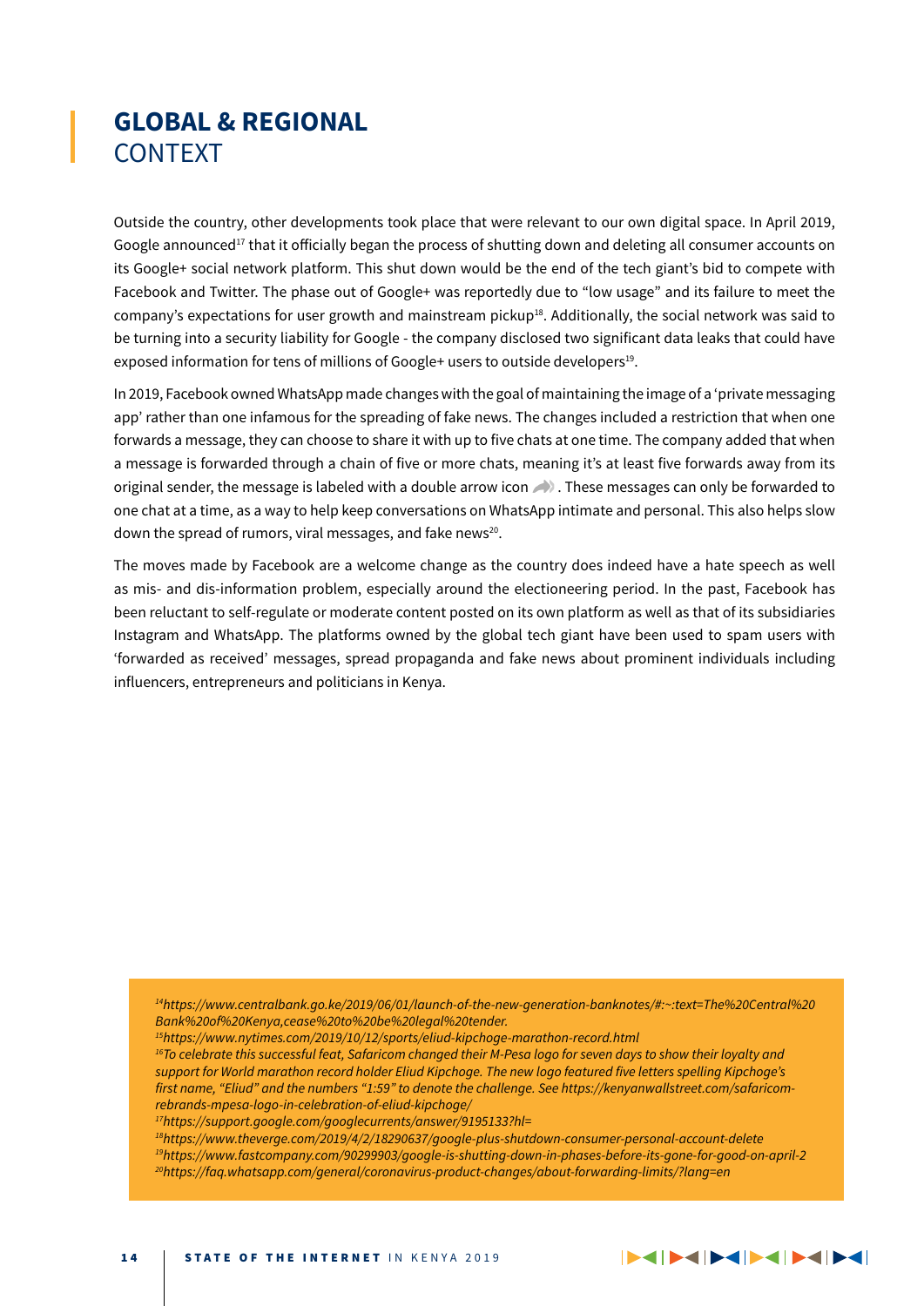# GLOBAL & REGIONAL CONTEXT

Outside the country, other developments took place that were relevant to our own digital space. In April 2019, Google announced[17] that it officially began the process of shutting down and deleting all consumer accounts on its Google+ social network platform. This shut down would be the end of the tech giant's bid to compete with Facebook and Twitter. The phase out of Google+ was reportedly due to "low usage" and its failure to meet the company's expectations for user growth and mainstream pickup[18]. Additionally, the social network was said to be turning into a security liability for Google - the company disclosed two significant data leaks that could have exposed information for tens of millions of Google+ users to outside developers[19].

In 2019, Facebook owned WhatsApp made changes with the goal of maintaining the image of a 'private messaging app' rather than one infamous for the spreading of fake news. The changes included a restriction that when one forwards a message, they can choose to share it with up to five chats at one time. The company added that when a message is forwarded through a chain of five or more chats, meaning it's at least five forwards away from its original sender, the message is labeled with a double arrow icon. These messages can only be forwarded to one chat at a time, as a way to help keep conversations on WhatsApp intimate and personal. This also helps slow down the spread of rumors, viral messages, and fake news[20].

The moves made by Facebook are a welcome change as the country does indeed have a hate speech as well as mis- and dis-information problem, especially around the electioneering period. In the past, Facebook has been reluctant to self-regulate or moderate content posted on its own platform as well as that of its subsidiaries Instagram and WhatsApp. The platforms owned by the global tech giant have been used to spam users with 'forwarded as received' messages, spread propaganda and fake news about prominent individuals including influencers, entrepreneurs and politicians in Kenya.

---

*[14]https://www.centralbank.go.ke/2019/06/01/launch-of-the-new-generation-banknotes/#:~:text=The%20Central%20Bank%20of%20Kenya,cease%20to%20be%20legal%20tender.*

*[15]https://www.nytimes.com/2019/10/12/sports/eliud-kipchoge-marathon-record.html*

*[16]To celebrate this successful feat, Safaricom changed their M-Pesa logo for seven days to show their loyalty and support for World marathon record holder Eliud Kipchoge. The new logo featured five letters spelling Kipchoge's first name, "Eliud" and the numbers "1:59" to denote the challenge. See https://kenyanwallstreet.com/safaricom-rebrands-mpesa-logo-in-celebration-of-eliud-kipchoge/*

*[17]https://support.google.com/googlecurrents/answer/9195133?hl=*

*[18]https://www.theverge.com/2019/4/2/18290637/google-plus-shutdown-consumer-personal-account-delete*

*[19]https://www.fastcompany.com/90299903/google-is-shutting-down-in-phases-before-its-gone-for-good-on-april-2*

*[20]https://faq.whatsapp.com/general/coronavirus-product-changes/about-forwarding-limits/?lang=en*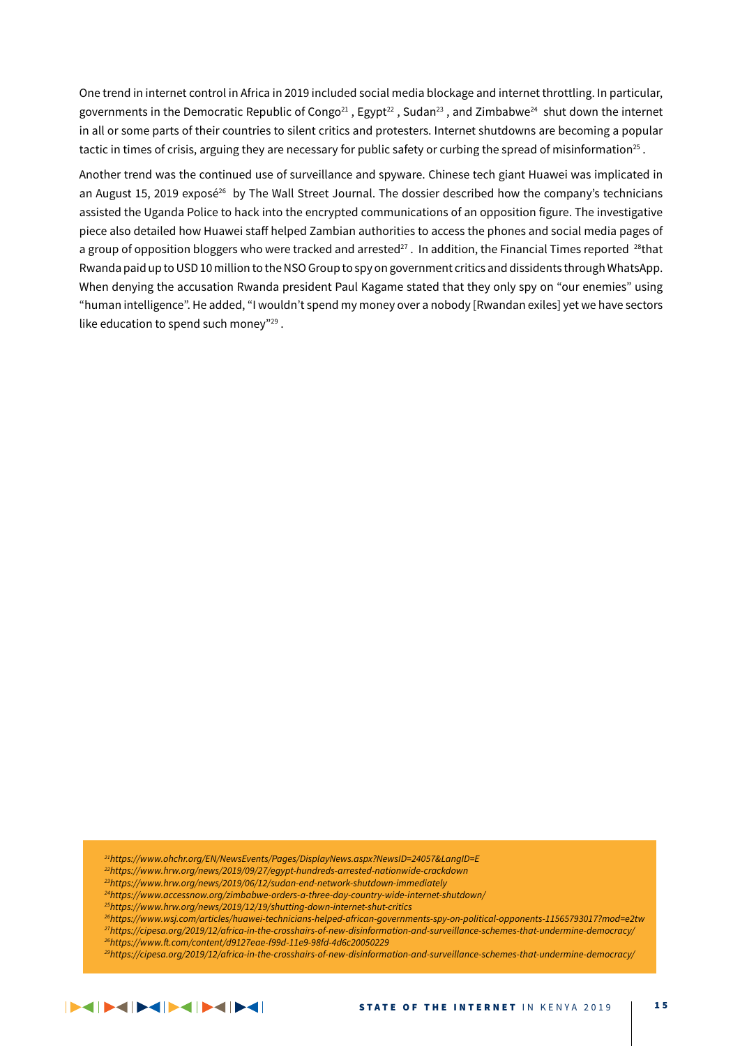One trend in internet control in Africa in 2019 included social media blockage and internet throttling. In particular, governments in the Democratic Republic of Congo[21] , Egypt[22] , Sudan[23] , and Zimbabwe[24] shut down the internet in all or some parts of their countries to silent critics and protesters. Internet shutdowns are becoming a popular tactic in times of crisis, arguing they are necessary for public safety or curbing the spread of misinformation[25] .

Another trend was the continued use of surveillance and spyware. Chinese tech giant Huawei was implicated in an August 15, 2019 exposé[26] by The Wall Street Journal. The dossier described how the company's technicians assisted the Uganda Police to hack into the encrypted communications of an opposition figure. The investigative piece also detailed how Huawei staff helped Zambian authorities to access the phones and social media pages of a group of opposition bloggers who were tracked and arrested[27] . In addition, the Financial Times reported [28]that Rwanda paid up to USD 10 million to the NSO Group to spy on government critics and dissidents through WhatsApp. When denying the accusation Rwanda president Paul Kagame stated that they only spy on "our enemies" using "human intelligence". He added, "I wouldn't spend my money over a nobody [Rwandan exiles] yet we have sectors like education to spend such money"[29] .

*[21]https://www.ohchr.org/EN/NewsEvents/Pages/DisplayNews.aspx?NewsID=24057&LangID=E*
*[22]https://www.hrw.org/news/2019/09/27/egypt-hundreds-arrested-nationwide-crackdown*
*[23]https://www.hrw.org/news/2019/06/12/sudan-end-network-shutdown-immediately*
*[24]https://www.accessnow.org/zimbabwe-orders-a-three-day-country-wide-internet-shutdown/*
*[25]https://www.hrw.org/news/2019/12/19/shutting-down-internet-shut-critics*
*[26]https://www.wsj.com/articles/huawei-technicians-helped-african-governments-spy-on-political-opponents-11565793017?mod=e2tw*
*[27]https://cipesa.org/2019/12/africa-in-the-crosshairs-of-new-disinformation-and-surveillance-schemes-that-undermine-democracy/*
*[28]https://www.ft.com/content/d9127eae-f99d-11e9-98fd-4d6c20050229*
*[29]https://cipesa.org/2019/12/africa-in-the-crosshairs-of-new-disinformation-and-surveillance-schemes-that-undermine-democracy/*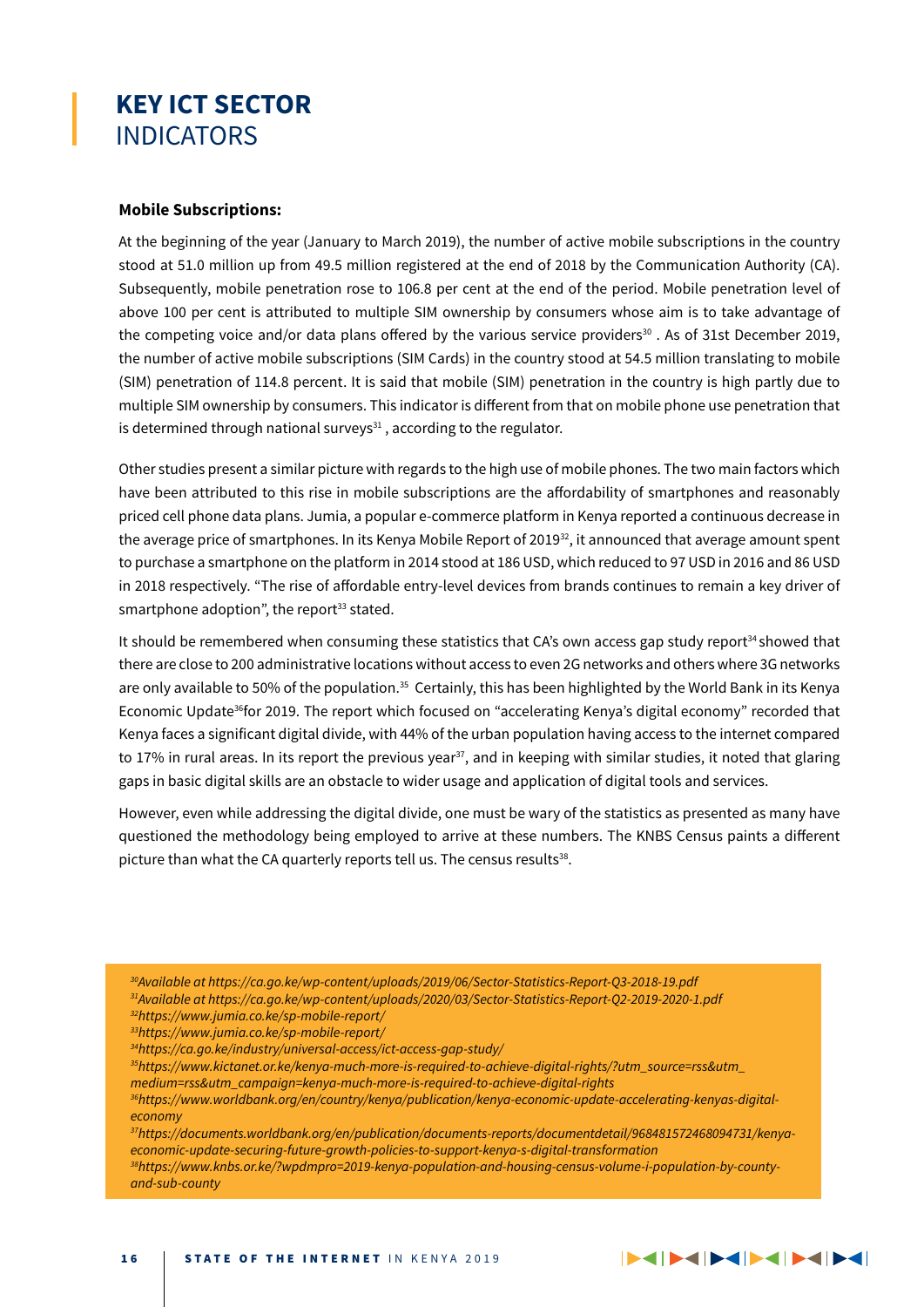# KEY ICT SECTOR INDICATORS

**Mobile Subscriptions:**

At the beginning of the year (January to March 2019), the number of active mobile subscriptions in the country stood at 51.0 million up from 49.5 million registered at the end of 2018 by the Communication Authority (CA). Subsequently, mobile penetration rose to 106.8 per cent at the end of the period. Mobile penetration level of above 100 per cent is attributed to multiple SIM ownership by consumers whose aim is to take advantage of the competing voice and/or data plans offered by the various service providers[30] . As of 31st December 2019, the number of active mobile subscriptions (SIM Cards) in the country stood at 54.5 million translating to mobile (SIM) penetration of 114.8 percent. It is said that mobile (SIM) penetration in the country is high partly due to multiple SIM ownership by consumers. This indicator is different from that on mobile phone use penetration that is determined through national surveys[31] , according to the regulator.

Other studies present a similar picture with regards to the high use of mobile phones. The two main factors which have been attributed to this rise in mobile subscriptions are the affordability of smartphones and reasonably priced cell phone data plans. Jumia, a popular e-commerce platform in Kenya reported a continuous decrease in the average price of smartphones. In its Kenya Mobile Report of 2019[32], it announced that average amount spent to purchase a smartphone on the platform in 2014 stood at 186 USD, which reduced to 97 USD in 2016 and 86 USD in 2018 respectively. "The rise of affordable entry-level devices from brands continues to remain a key driver of smartphone adoption", the report[33] stated.

It should be remembered when consuming these statistics that CA's own access gap study report[34] showed that there are close to 200 administrative locations without access to even 2G networks and others where 3G networks are only available to 50% of the population.[35] Certainly, this has been highlighted by the World Bank in its Kenya Economic Update[36]for 2019. The report which focused on "accelerating Kenya's digital economy" recorded that Kenya faces a significant digital divide, with 44% of the urban population having access to the internet compared to 17% in rural areas. In its report the previous year[37], and in keeping with similar studies, it noted that glaring gaps in basic digital skills are an obstacle to wider usage and application of digital tools and services.

However, even while addressing the digital divide, one must be wary of the statistics as presented as many have questioned the methodology being employed to arrive at these numbers. The KNBS Census paints a different picture than what the CA quarterly reports tell us. The census results[38].

---

[30] *Available at https://ca.go.ke/wp-content/uploads/2019/06/Sector-Statistics-Report-Q3-2018-19.pdf*
[31] *Available at https://ca.go.ke/wp-content/uploads/2020/03/Sector-Statistics-Report-Q2-2019-2020-1.pdf*
[32] *https://www.jumia.co.ke/sp-mobile-report/*
[33] *https://www.jumia.co.ke/sp-mobile-report/*
[34] *https://ca.go.ke/industry/universal-access/ict-access-gap-study/*
[35] *https://www.kictanet.or.ke/kenya-much-more-is-required-to-achieve-digital-rights/?utm_source=rss&utm_medium=rss&utm_campaign=kenya-much-more-is-required-to-achieve-digital-rights*
[36] *https://www.worldbank.org/en/country/kenya/publication/kenya-economic-update-accelerating-kenyas-digital-economy*
[37] *https://documents.worldbank.org/en/publication/documents-reports/documentdetail/968481572468094731/kenya-economic-update-securing-future-growth-policies-to-support-kenya-s-digital-transformation*
[38] *https://www.knbs.or.ke/?wpdmpro=2019-kenya-population-and-housing-census-volume-i-population-by-county-and-sub-county*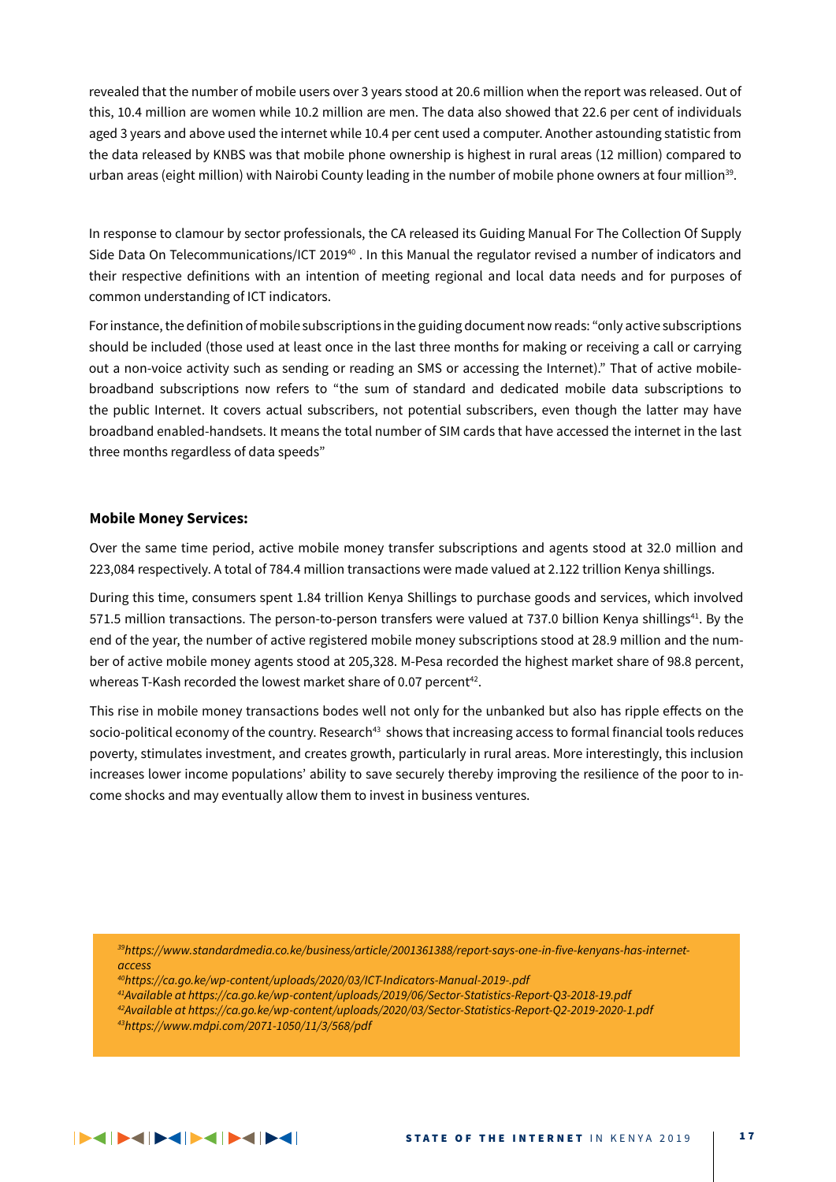revealed that the number of mobile users over 3 years stood at 20.6 million when the report was released. Out of this, 10.4 million are women while 10.2 million are men. The data also showed that 22.6 per cent of individuals aged 3 years and above used the internet while 10.4 per cent used a computer. Another astounding statistic from the data released by KNBS was that mobile phone ownership is highest in rural areas (12 million) compared to urban areas (eight million) with Nairobi County leading in the number of mobile phone owners at four million[39].

In response to clamour by sector professionals, the CA released its Guiding Manual For The Collection Of Supply Side Data On Telecommunications/ICT 2019[40] . In this Manual the regulator revised a number of indicators and their respective definitions with an intention of meeting regional and local data needs and for purposes of common understanding of ICT indicators.

For instance, the definition of mobile subscriptions in the guiding document now reads: "only active subscriptions should be included (those used at least once in the last three months for making or receiving a call or carrying out a non-voice activity such as sending or reading an SMS or accessing the Internet)." That of active mobile-broadband subscriptions now refers to "the sum of standard and dedicated mobile data subscriptions to the public Internet. It covers actual subscribers, not potential subscribers, even though the latter may have broadband enabled-handsets. It means the total number of SIM cards that have accessed the internet in the last three months regardless of data speeds"

**Mobile Money Services:**

Over the same time period, active mobile money transfer subscriptions and agents stood at 32.0 million and 223,084 respectively. A total of 784.4 million transactions were made valued at 2.122 trillion Kenya shillings.

During this time, consumers spent 1.84 trillion Kenya Shillings to purchase goods and services, which involved 571.5 million transactions. The person-to-person transfers were valued at 737.0 billion Kenya shillings[41]. By the end of the year, the number of active registered mobile money subscriptions stood at 28.9 million and the number of active mobile money agents stood at 205,328. M-Pesa recorded the highest market share of 98.8 percent, whereas T-Kash recorded the lowest market share of 0.07 percent[42].

This rise in mobile money transactions bodes well not only for the unbanked but also has ripple effects on the socio-political economy of the country. Research[43] shows that increasing access to formal financial tools reduces poverty, stimulates investment, and creates growth, particularly in rural areas. More interestingly, this inclusion increases lower income populations' ability to save securely thereby improving the resilience of the poor to income shocks and may eventually allow them to invest in business ventures.

*[39]https://www.standardmedia.co.ke/business/article/2001361388/report-says-one-in-five-kenyans-has-internet-access*
*[40]https://ca.go.ke/wp-content/uploads/2020/03/ICT-Indicators-Manual-2019-.pdf*
*[41]Available at https://ca.go.ke/wp-content/uploads/2019/06/Sector-Statistics-Report-Q3-2018-19.pdf*
*[42]Available at https://ca.go.ke/wp-content/uploads/2020/03/Sector-Statistics-Report-Q2-2019-2020-1.pdf*
*[43]https://www.mdpi.com/2071-1050/11/3/568/pdf*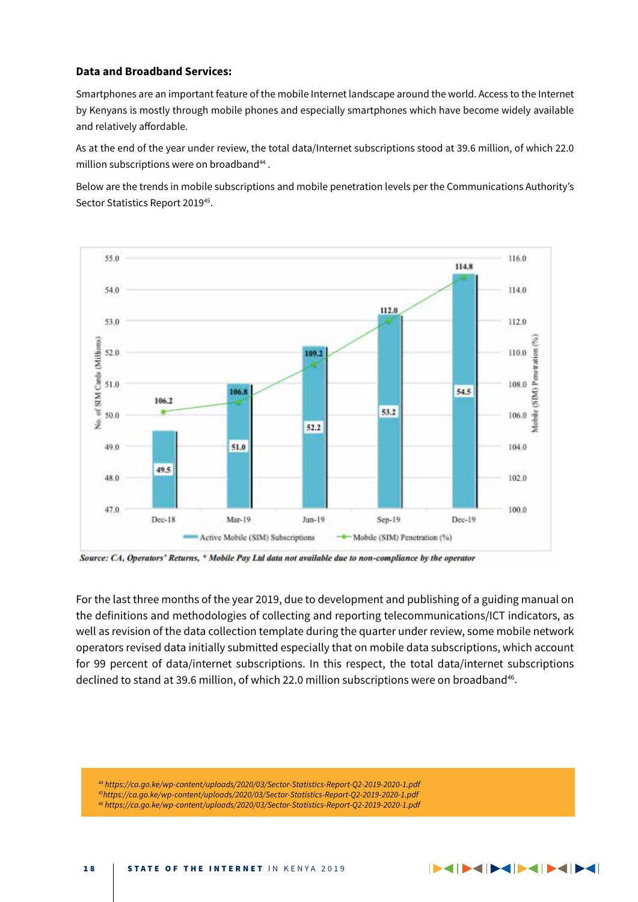**Data and Broadband Services:**

Smartphones are an important feature of the mobile Internet landscape around the world. Access to the Internet by Kenyans is mostly through mobile phones and especially smartphones which have become widely available and relatively affordable.

As at the end of the year under review, the total data/Internet subscriptions stood at 39.6 million, of which 22.0 million subscriptions were on broadband[44] .

Below are the trends in mobile subscriptions and mobile penetration levels per the Communications Authority's Sector Statistics Report 2019[45].

| | Dec-18 | Mar-19 | Jun-19 | Sep-19 | Dec-19 |
|---|---|---|---|---|---|
| Active Mobile (SIM) Subscriptions (No. of SIM Cards (Millions)) | 49.5 | 51.0 | 52.2 | 53.2 | 54.5 |
| Mobile (SIM) Penetration (%) | 106.2 | 106.8 | 109.2 | 112.0 | 114.8 |

*Source: CA, Operators' Returns, * Mobile Pay Ltd data not available due to non-compliance by the operator*

For the last three months of the year 2019, due to development and publishing of a guiding manual on the definitions and methodologies of collecting and reporting telecommunications/ICT indicators, as well as revision of the data collection template during the quarter under review, some mobile network operators revised data initially submitted especially that on mobile data subscriptions, which account for 99 percent of data/internet subscriptions. In this respect, the total data/internet subscriptions declined to stand at 39.6 million, of which 22.0 million subscriptions were on broadband[46].

[44] https://ca.go.ke/wp-content/uploads/2020/03/Sector-Statistics-Report-Q2-2019-2020-1.pdf
[45] https://ca.go.ke/wp-content/uploads/2020/03/Sector-Statistics-Report-Q2-2019-2020-1.pdf
[46] https://ca.go.ke/wp-content/uploads/2020/03/Sector-Statistics-Report-Q2-2019-2020-1.pdf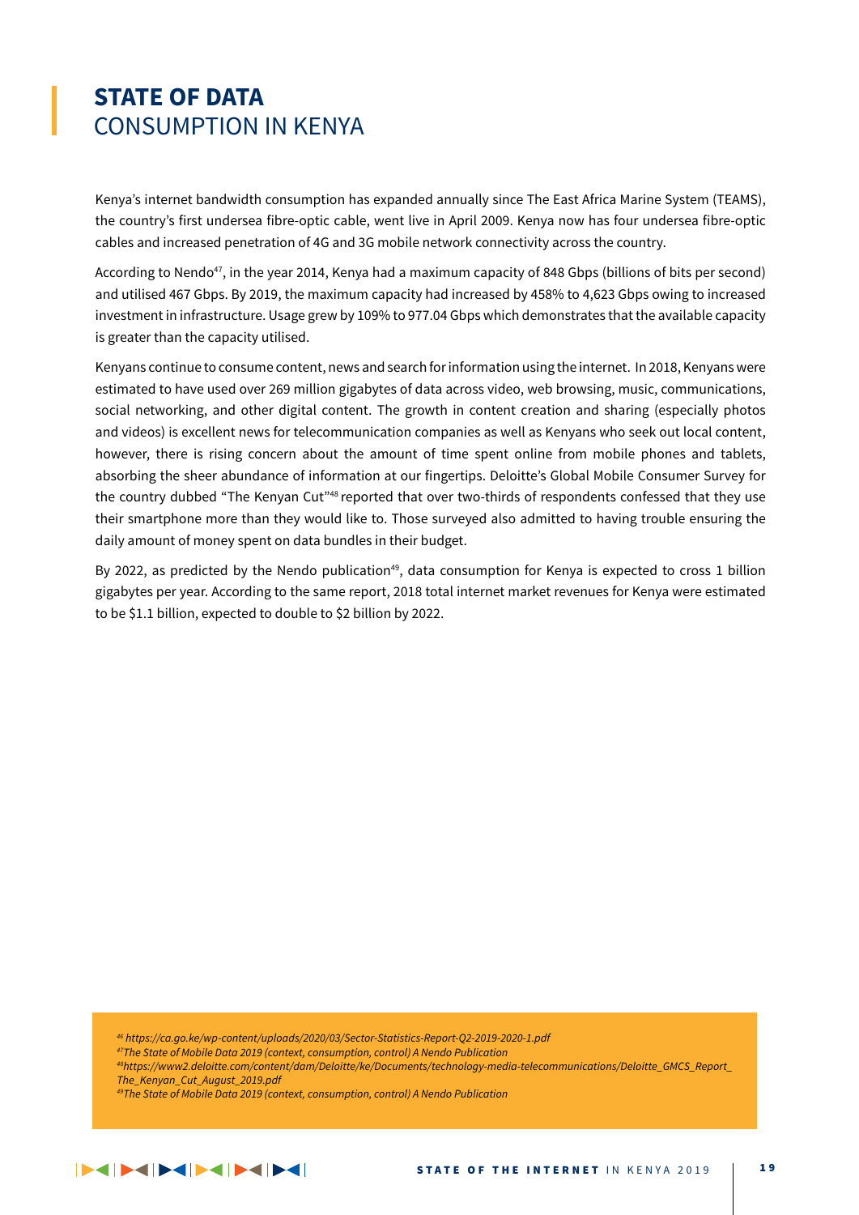# **STATE OF DATA** CONSUMPTION IN KENYA

Kenya's internet bandwidth consumption has expanded annually since The East Africa Marine System (TEAMS), the country's first undersea fibre-optic cable, went live in April 2009. Kenya now has four undersea fibre-optic cables and increased penetration of 4G and 3G mobile network connectivity across the country.

According to Nendo[47], in the year 2014, Kenya had a maximum capacity of 848 Gbps (billions of bits per second) and utilised 467 Gbps. By 2019, the maximum capacity had increased by 458% to 4,623 Gbps owing to increased investment in infrastructure. Usage grew by 109% to 977.04 Gbps which demonstrates that the available capacity is greater than the capacity utilised.

Kenyans continue to consume content, news and search for information using the internet. In 2018, Kenyans were estimated to have used over 269 million gigabytes of data across video, web browsing, music, communications, social networking, and other digital content. The growth in content creation and sharing (especially photos and videos) is excellent news for telecommunication companies as well as Kenyans who seek out local content, however, there is rising concern about the amount of time spent online from mobile phones and tablets, absorbing the sheer abundance of information at our fingertips. Deloitte's Global Mobile Consumer Survey for the country dubbed "The Kenyan Cut"[48] reported that over two-thirds of respondents confessed that they use their smartphone more than they would like to. Those surveyed also admitted to having trouble ensuring the daily amount of money spent on data bundles in their budget.

By 2022, as predicted by the Nendo publication[49], data consumption for Kenya is expected to cross 1 billion gigabytes per year. According to the same report, 2018 total internet market revenues for Kenya were estimated to be $1.1 billion, expected to double to $2 billion by 2022.

*[46] https://ca.go.ke/wp-content/uploads/2020/03/Sector-Statistics-Report-Q2-2019-2020-1.pdf*
*[47] The State of Mobile Data 2019 (context, consumption, control) A Nendo Publication*
*[48] https://www2.deloitte.com/content/dam/Deloitte/ke/Documents/technology-media-telecommunications/Deloitte_GMCS_Report_The_Kenyan_Cut_August_2019.pdf*
*[49] The State of Mobile Data 2019 (context, consumption, control) A Nendo Publication*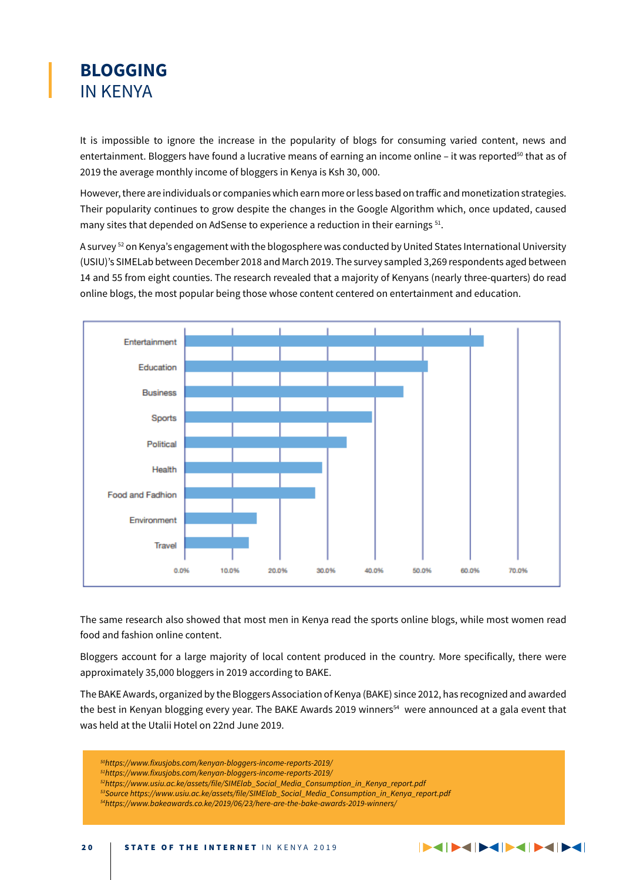# **BLOGGING** IN KENYA

It is impossible to ignore the increase in the popularity of blogs for consuming varied content, news and entertainment. Bloggers have found a lucrative means of earning an income online – it was reported[50] that as of 2019 the average monthly income of bloggers in Kenya is Ksh 30, 000.

However, there are individuals or companies which earn more or less based on traffic and monetization strategies. Their popularity continues to grow despite the changes in the Google Algorithm which, once updated, caused many sites that depended on AdSense to experience a reduction in their earnings [51].

A survey [52] on Kenya's engagement with the blogosphere was conducted by United States International University (USIU)'s SIMELab between December 2018 and March 2019. The survey sampled 3,269 respondents aged between 14 and 55 from eight counties. The research revealed that a majority of Kenyans (nearly three-quarters) do read online blogs, the most popular being those whose content centered on entertainment and education.

Entertainment
Education
Business
Sports
Political
Health
Food and Fadhion
Environment
Travel

0.0% 10.0% 20.0% 30.0% 40.0% 50.0% 60.0% 70.0%

The same research also showed that most men in Kenya read the sports online blogs, while most women read food and fashion online content.

Bloggers account for a large majority of local content produced in the country. More specifically, there were approximately 35,000 bloggers in 2019 according to BAKE.

The BAKE Awards, organized by the Bloggers Association of Kenya (BAKE) since 2012, has recognized and awarded the best in Kenyan blogging every year. The BAKE Awards 2019 winners[54] were announced at a gala event that was held at the Utalii Hotel on 22nd June 2019.

*[50]https://www.fixusjobs.com/kenyan-bloggers-income-reports-2019/*
*[51]https://www.fixusjobs.com/kenyan-bloggers-income-reports-2019/*
*[52]https://www.usiu.ac.ke/assets/file/SIMElab_Social_Media_Consumption_in_Kenya_report.pdf*
*[53]Source https://www.usiu.ac.ke/assets/file/SIMElab_Social_Media_Consumption_in_Kenya_report.pdf*
*[54]https://www.bakeawards.co.ke/2019/06/23/here-are-the-bake-awards-2019-winners/*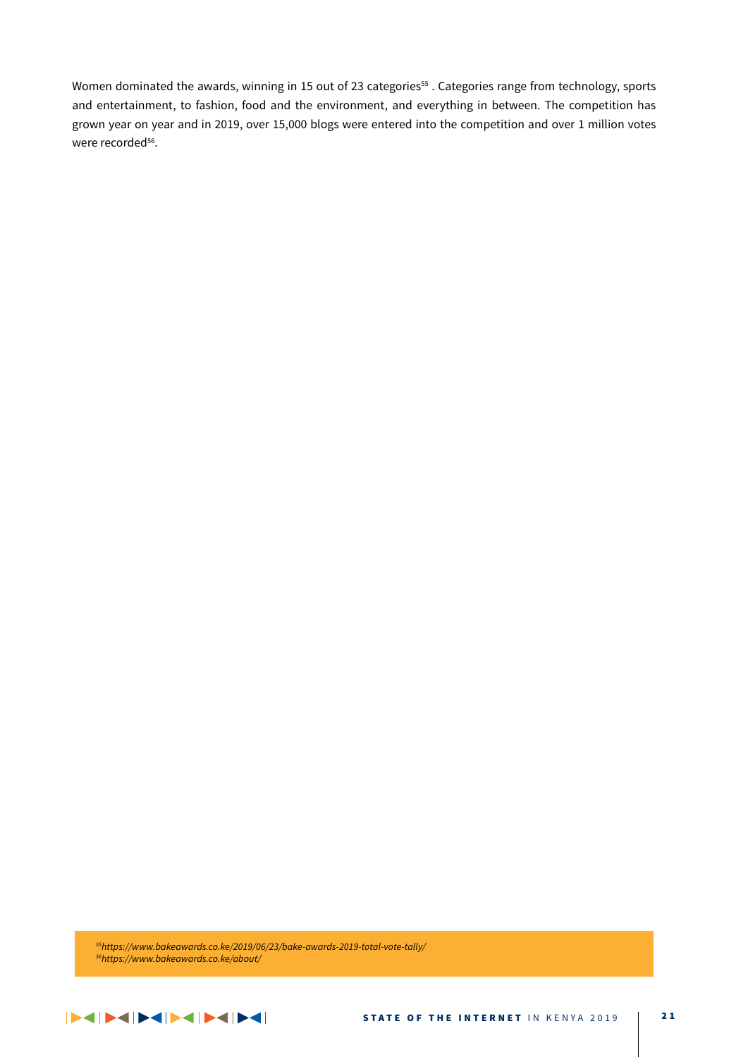Women dominated the awards, winning in 15 out of 23 categories[55] . Categories range from technology, sports and entertainment, to fashion, food and the environment, and everything in between. The competition has grown year on year and in 2019, over 15,000 blogs were entered into the competition and over 1 million votes were recorded[56].

*[55]https://www.bakeawards.co.ke/2019/06/23/bake-awards-2019-total-vote-tally/*
*[56]https://www.bakeawards.co.ke/about/*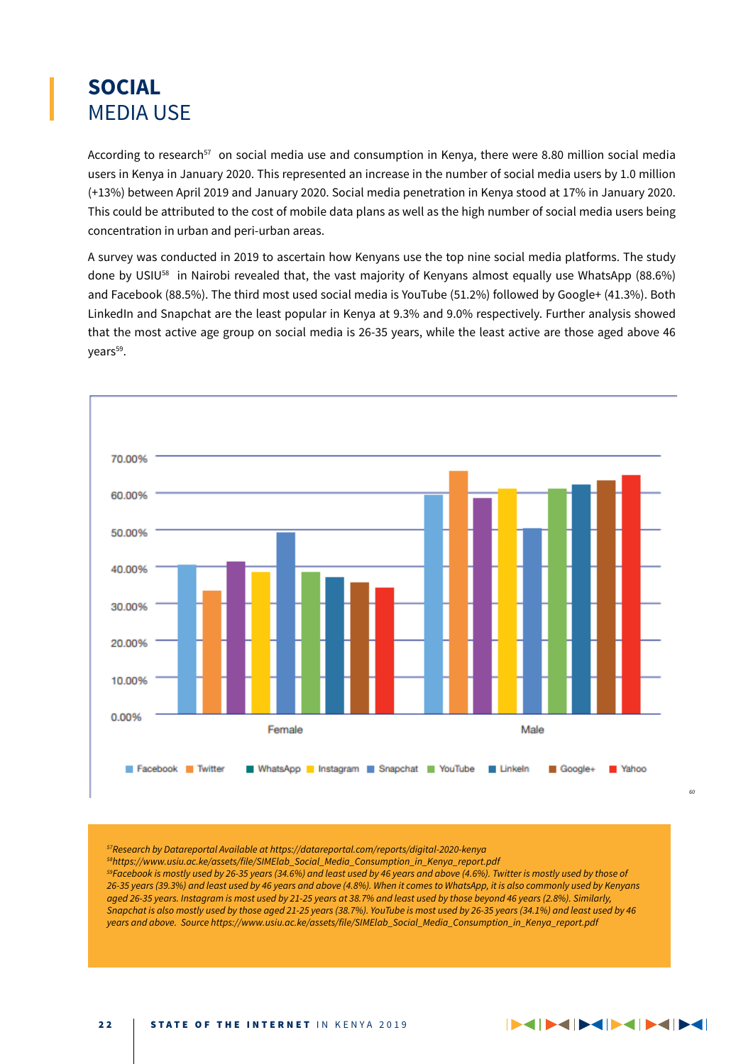# SOCIAL MEDIA USE

According to research[57] on social media use and consumption in Kenya, there were 8.80 million social media users in Kenya in January 2020. This represented an increase in the number of social media users by 1.0 million (+13%) between April 2019 and January 2020. Social media penetration in Kenya stood at 17% in January 2020. This could be attributed to the cost of mobile data plans as well as the high number of social media users being concentration in urban and peri-urban areas.

A survey was conducted in 2019 to ascertain how Kenyans use the top nine social media platforms. The study done by USIU[58] in Nairobi revealed that, the vast majority of Kenyans almost equally use WhatsApp (88.6%) and Facebook (88.5%). The third most used social media is YouTube (51.2%) followed by Google+ (41.3%). Both LinkedIn and Snapchat are the least popular in Kenya at 9.3% and 9.0% respectively. Further analysis showed that the most active age group on social media is 26-35 years, while the least active are those aged above 46 years[59].

[60]

*[57]Research by Datareportal Available at https://datareportal.com/reports/digital-2020-kenya*
*[58]https://www.usiu.ac.ke/assets/file/SIMElab_Social_Media_Consumption_in_Kenya_report.pdf*
*[59]Facebook is mostly used by 26-35 years (34.6%) and least used by 46 years and above (4.6%). Twitter is mostly used by those of 26-35 years (39.3%) and least used by 46 years and above (4.8%). When it comes to WhatsApp, it is also commonly used by Kenyans aged 26-35 years. Instagram is most used by 21-25 years at 38.7% and least used by those beyond 46 years (2.8%). Similarly, Snapchat is also mostly used by those aged 21-25 years (38.7%). YouTube is most used by 26-35 years (34.1%) and least used by 46 years and above. Source https://www.usiu.ac.ke/assets/file/SIMElab_Social_Media_Consumption_in_Kenya_report.pdf*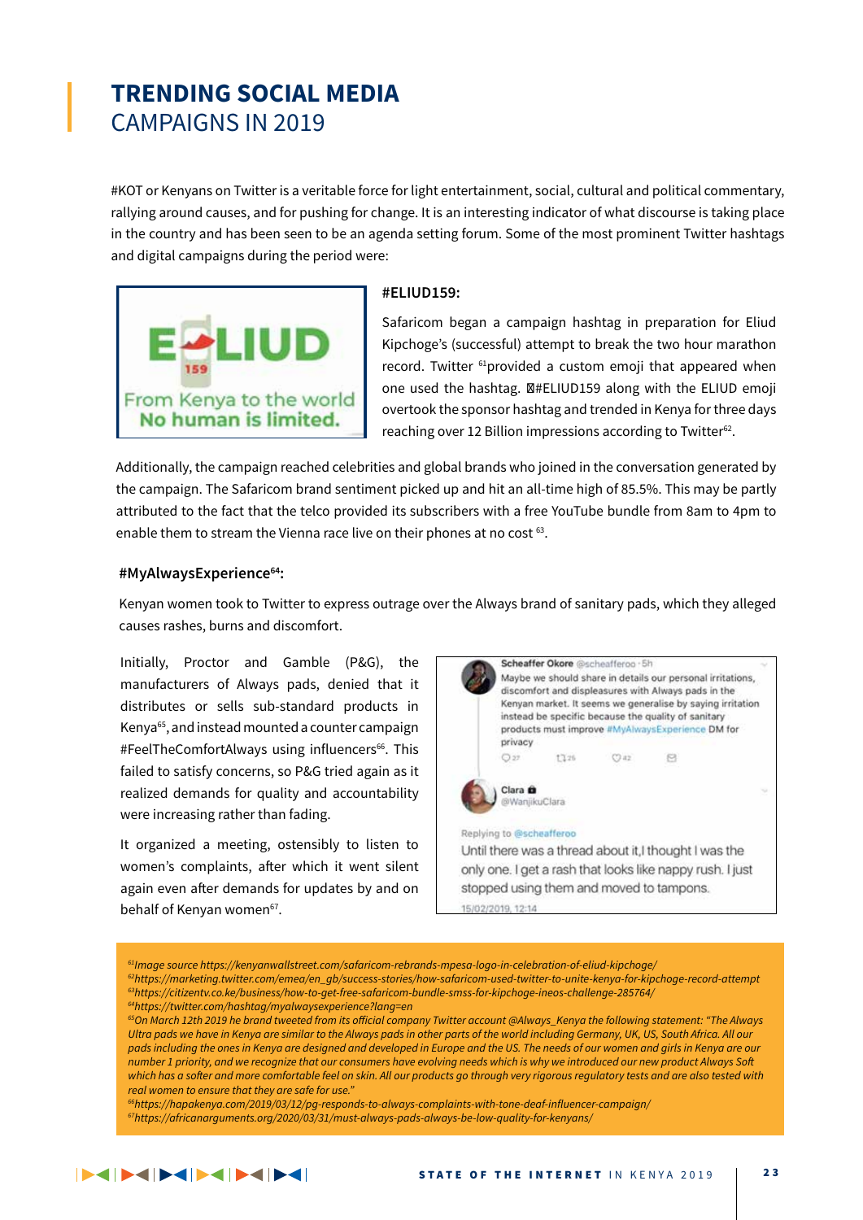# TRENDING SOCIAL MEDIA CAMPAIGNS IN 2019

#KOT or Kenyans on Twitter is a veritable force for light entertainment, social, cultural and political commentary, rallying around causes, and for pushing for change. It is an interesting indicator of what discourse is taking place in the country and has been seen to be an agenda setting forum. Some of the most prominent Twitter hashtags and digital campaigns during the period were:

### #ELIUD159:

Safaricom began a campaign hashtag in preparation for Eliud Kipchoge's (successful) attempt to break the two hour marathon record. Twitter [61]provided a custom emoji that appeared when one used the hashtag. #ELIUD159 along with the ELIUD emoji overtook the sponsor hashtag and trended in Kenya for three days reaching over 12 Billion impressions according to Twitter[62].

Additionally, the campaign reached celebrities and global brands who joined in the conversation generated by the campaign. The Safaricom brand sentiment picked up and hit an all-time high of 85.5%. This may be partly attributed to the fact that the telco provided its subscribers with a free YouTube bundle from 8am to 4pm to enable them to stream the Vienna race live on their phones at no cost [63].

### #MyAlwaysExperience[64]:

Kenyan women took to Twitter to express outrage over the Always brand of sanitary pads, which they alleged causes rashes, burns and discomfort.

Initially, Proctor and Gamble (P&G), the manufacturers of Always pads, denied that it distributes or sells sub-standard products in Kenya[65], and instead mounted a counter campaign #FeelTheComfortAlways using influencers[66]. This failed to satisfy concerns, so P&G tried again as it realized demands for quality and accountability were increasing rather than fading.

It organized a meeting, ostensibly to listen to women's complaints, after which it went silent again even after demands for updates by and on behalf of Kenyan women[67].

---

[61]*Image source https://kenyanwallstreet.com/safaricom-rebrands-mpesa-logo-in-celebration-of-eliud-kipchoge/*
[62]*https://marketing.twitter.com/emea/en_gb/success-stories/how-safaricom-used-twitter-to-unite-kenya-for-kipchoge-record-attempt*
[63]*https://citizentv.co.ke/business/how-to-get-free-safaricom-bundle-smss-for-kipchoge-ineos-challenge-285764/*
[64]*https://twitter.com/hashtag/myalwaysexperience?lang=en*
[65]*On March 12th 2019 he brand tweeted from its official company Twitter account @Always_Kenya the following statement: "The Always Ultra pads we have in Kenya are similar to the Always pads in other parts of the world including Germany, UK, US, South Africa. All our pads including the ones in Kenya are designed and developed in Europe and the US. The needs of our women and girls in Kenya are our number 1 priority, and we recognize that our consumers have evolving needs which is why we introduced our new product Always Soft which has a softer and more comfortable feel on skin. All our products go through very rigorous regulatory tests and are also tested with real women to ensure that they are safe for use."*
[66]*https://hapakenya.com/2019/03/12/pg-responds-to-always-complaints-with-tone-deaf-influencer-campaign/*
[67]*https://africanarguments.org/2020/03/31/must-always-pads-always-be-low-quality-for-kenyans/*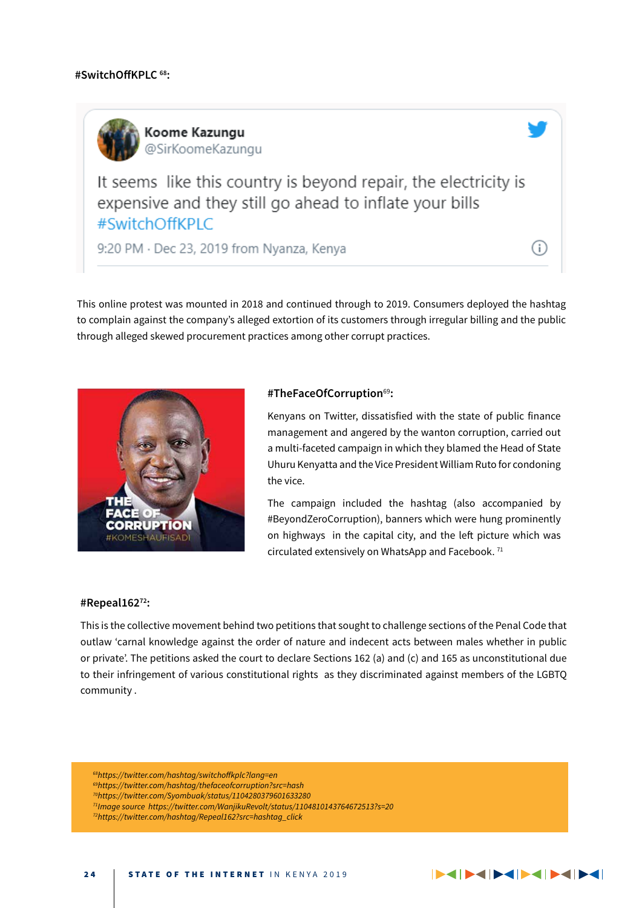#SwitchOffKPLC[68]:

Koome Kazungu
@SirKoomeKazungu

It seems like this country is beyond repair, the electricity is expensive and they still go ahead to inflate your bills #SwitchOffKPLC

9:20 PM · Dec 23, 2019 from Nyanza, Kenya

This online protest was mounted in 2018 and continued through to 2019. Consumers deployed the hashtag to complain against the company's alleged extortion of its customers through irregular billing and the public through alleged skewed procurement practices among other corrupt practices.

THE FACE OF CORRUPTION
#KOMESHAUFISADI

#TheFaceOfCorruption[69]:

Kenyans on Twitter, dissatisfied with the state of public finance management and angered by the wanton corruption, carried out a multi-faceted campaign in which they blamed the Head of State Uhuru Kenyatta and the Vice President William Ruto for condoning the vice.

The campaign included the hashtag (also accompanied by #BeyondZeroCorruption), banners which were hung prominently on highways in the capital city, and the left picture which was circulated extensively on WhatsApp and Facebook. [71]

#Repeal162[72]:

This is the collective movement behind two petitions that sought to challenge sections of the Penal Code that outlaw 'carnal knowledge against the order of nature and indecent acts between males whether in public or private'. The petitions asked the court to declare Sections 162 (a) and (c) and 165 as unconstitutional due to their infringement of various constitutional rights as they discriminated against members of the LGBTQ community .

[68] https://twitter.com/hashtag/switchoffkplc?lang=en
[69] https://twitter.com/hashtag/thefaceofcorruption?src=hash
[70] https://twitter.com/Syombuak/status/1104280379601633280
[71] Image source https://twitter.com/WanjikuRevolt/status/1104810143764672513?s=20
[72] https://twitter.com/hashtag/Repeal162?src=hashtag_click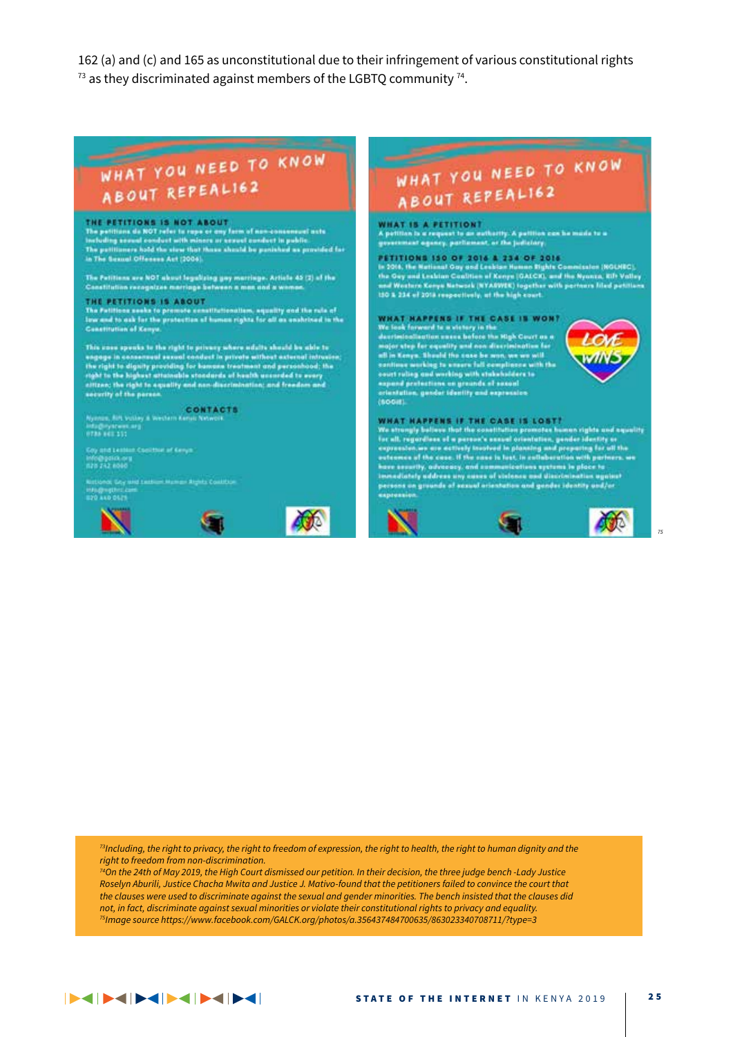162 (a) and (c) and 165 as unconstitutional due to their infringement of various constitutional rights [73] as they discriminated against members of the LGBTQ community [74].

## WHAT YOU NEED TO KNOW ABOUT REPEAL162

### THE PETITIONS IS NOT ABOUT

The petitions do NOT refer to rape or any form of non-consensual acts including sexual conduct with minors or sexual conduct in public. The petitioners hold the view that these should be punished as provided for in The Sexual Offenses Act (2006).

The Petitions are NOT about legalizing gay marriage. Article 45 (2) of the Constitution recognizes marriage between a man and a woman.

### THE PETITIONS IS ABOUT

The Petitions seeks to promote constitutionalism, equality and the rule of law and to ask for the protection of human rights for all as enshrined in the Constitution of Kenya.

This case speaks to the right to privacy where adults should be able to engage in consensual sexual conduct in private without external intrusion; the right to dignity providing for humane treatment and personhood; the right to the highest attainable standards of health accorded to every citizen; the right to equality and non-discrimination; and freedom and security of the person.

### CONTACTS

Nyanza, Rift Valley & Western Kenya Network
info@nyarwek.org
0786 661 111

Gay and Lesbian Coalition of Kenya
info@galck.org
020 242 6060

National Gay and Lesbian Human Rights Coalition
info@nglhrc.com
020 440 0525

## WHAT YOU NEED TO KNOW ABOUT REPEAL162

### WHAT IS A PETITION?

A petition is a request to an authority. A petition can be made to a government agency, parliament, or the judiciary.

### PETITIONS 150 OF 2016 & 234 OF 2016

In 2016, the National Gay and Lesbian Human Rights Commission (NGLHRC), the Gay and Lesbian Coalition of Kenya (GALCK), and the Nyanza, Rift Valley and Western Kenya Network (NYARWEK) together with partners filed petitions 150 & 234 of 2016 respectively, at the high court.

### WHAT HAPPENS IF THE CASE IS WON?

We look forward to a victory in the decriminalization cases before the High Court as a major step for equality and non-discrimination for all in Kenya. Should the case be won, we we will continue working to ensure full compliance with the court ruling and working with stakeholders to expand protections on grounds of sexual orientation, gender identity and expression (SOGIE).

LOVE WINS

### WHAT HAPPENS IF THE CASE IS LOST?

We strongly believe that the constitution promotes human rights and equality for all, regardless of a person's sexual orientation, gender identity or expression.we are actively involved in planning and preparing for all the outcomes of the case. If the case is lost, in collaboration with partners, we have security, advocacy, and communications systems in place to immediately address any cases of violence and discrimination against persons on grounds of sexual orientation and gender identity and/or expression.

[75]

*[73] Including, the right to privacy, the right to freedom of expression, the right to health, the right to human dignity and the right to freedom from non-discrimination.*

*[74] On the 24th of May 2019, the High Court dismissed our petition. In their decision, the three judge bench -Lady Justice Roselyn Aburili, Justice Chacha Mwita and Justice J. Mativo-found that the petitioners failed to convince the court that the clauses were used to discriminate against the sexual and gender minorities. The bench insisted that the clauses did not, in fact, discriminate against sexual minorities or violate their constitutional rights to privacy and equality.*

*[75] Image source https://www.facebook.com/GALCK.org/photos/a.356437484700635/863023340708711/?type=3*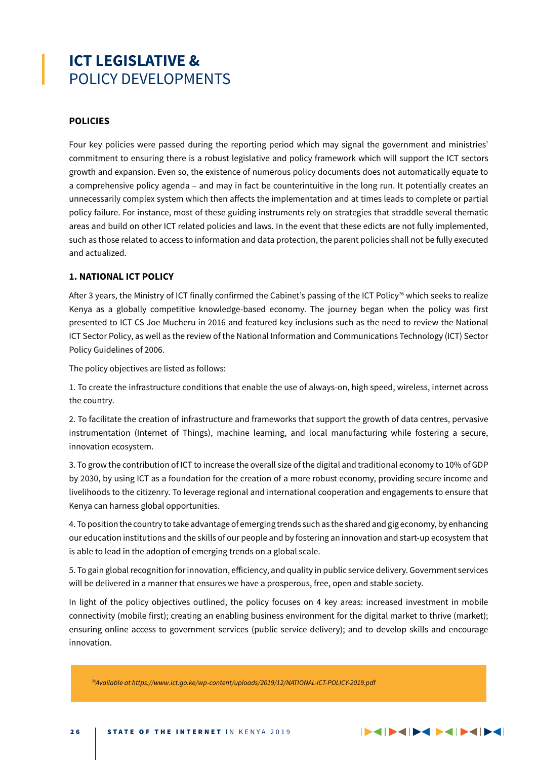# ICT LEGISLATIVE & POLICY DEVELOPMENTS

## POLICIES

Four key policies were passed during the reporting period which may signal the government and ministries' commitment to ensuring there is a robust legislative and policy framework which will support the ICT sectors growth and expansion. Even so, the existence of numerous policy documents does not automatically equate to a comprehensive policy agenda – and may in fact be counterintuitive in the long run. It potentially creates an unnecessarily complex system which then affects the implementation and at times leads to complete or partial policy failure. For instance, most of these guiding instruments rely on strategies that straddle several thematic areas and build on other ICT related policies and laws. In the event that these edicts are not fully implemented, such as those related to access to information and data protection, the parent policies shall not be fully executed and actualized.

### 1. NATIONAL ICT POLICY

After 3 years, the Ministry of ICT finally confirmed the Cabinet's passing of the ICT Policy[76] which seeks to realize Kenya as a globally competitive knowledge-based economy. The journey began when the policy was first presented to ICT CS Joe Mucheru in 2016 and featured key inclusions such as the need to review the National ICT Sector Policy, as well as the review of the National Information and Communications Technology (ICT) Sector Policy Guidelines of 2006.

The policy objectives are listed as follows:

1. To create the infrastructure conditions that enable the use of always-on, high speed, wireless, internet across the country.

2. To facilitate the creation of infrastructure and frameworks that support the growth of data centres, pervasive instrumentation (Internet of Things), machine learning, and local manufacturing while fostering a secure, innovation ecosystem.

3. To grow the contribution of ICT to increase the overall size of the digital and traditional economy to 10% of GDP by 2030, by using ICT as a foundation for the creation of a more robust economy, providing secure income and livelihoods to the citizenry. To leverage regional and international cooperation and engagements to ensure that Kenya can harness global opportunities.

4. To position the country to take advantage of emerging trends such as the shared and gig economy, by enhancing our education institutions and the skills of our people and by fostering an innovation and start-up ecosystem that is able to lead in the adoption of emerging trends on a global scale.

5. To gain global recognition for innovation, efficiency, and quality in public service delivery. Government services will be delivered in a manner that ensures we have a prosperous, free, open and stable society.

In light of the policy objectives outlined, the policy focuses on 4 key areas: increased investment in mobile connectivity (mobile first); creating an enabling business environment for the digital market to thrive (market); ensuring online access to government services (public service delivery); and to develop skills and encourage innovation.

*[76]Available at https://www.ict.go.ke/wp-content/uploads/2019/12/NATIONAL-ICT-POLICY-2019.pdf*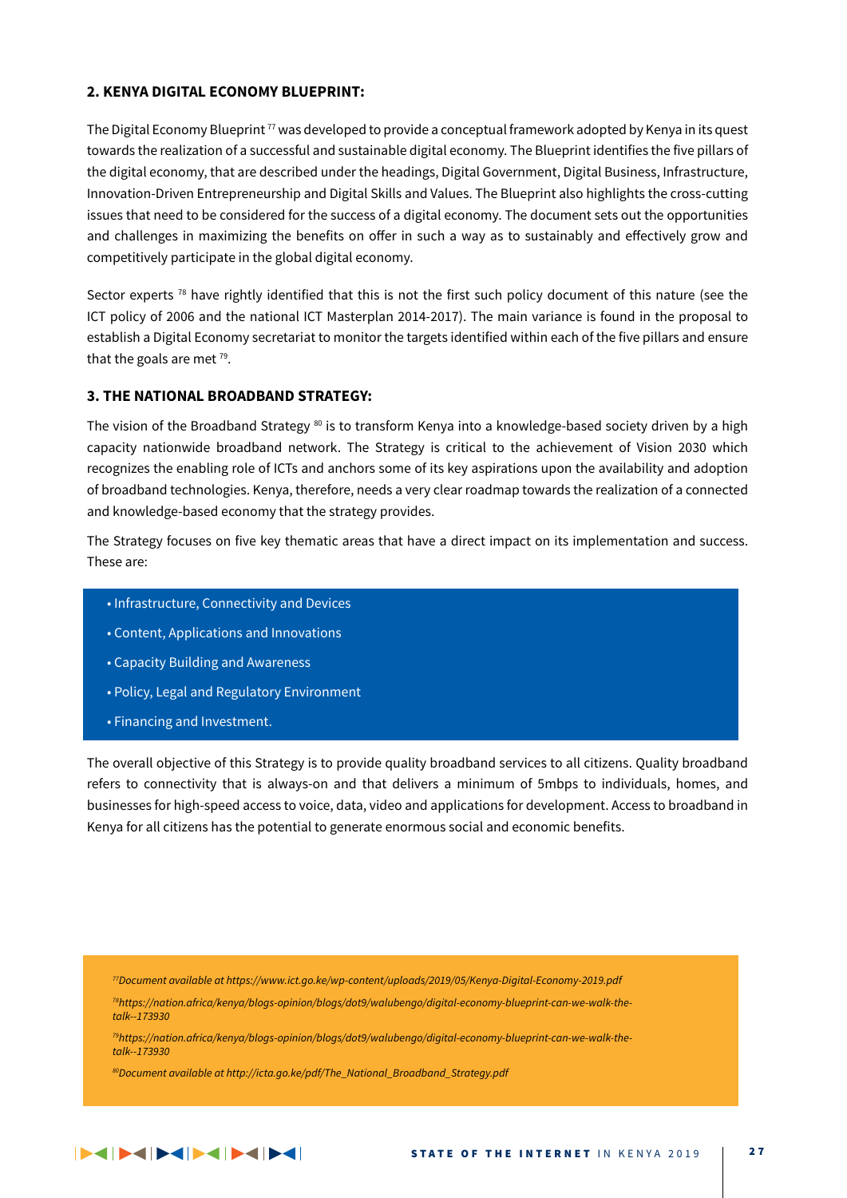## 2. KENYA DIGITAL ECONOMY BLUEPRINT:

The Digital Economy Blueprint [77] was developed to provide a conceptual framework adopted by Kenya in its quest towards the realization of a successful and sustainable digital economy. The Blueprint identifies the five pillars of the digital economy, that are described under the headings, Digital Government, Digital Business, Infrastructure, Innovation-Driven Entrepreneurship and Digital Skills and Values. The Blueprint also highlights the cross-cutting issues that need to be considered for the success of a digital economy. The document sets out the opportunities and challenges in maximizing the benefits on offer in such a way as to sustainably and effectively grow and competitively participate in the global digital economy.

Sector experts [78] have rightly identified that this is not the first such policy document of this nature (see the ICT policy of 2006 and the national ICT Masterplan 2014-2017). The main variance is found in the proposal to establish a Digital Economy secretariat to monitor the targets identified within each of the five pillars and ensure that the goals are met [79].

## 3. THE NATIONAL BROADBAND STRATEGY:

The vision of the Broadband Strategy [80] is to transform Kenya into a knowledge-based society driven by a high capacity nationwide broadband network. The Strategy is critical to the achievement of Vision 2030 which recognizes the enabling role of ICTs and anchors some of its key aspirations upon the availability and adoption of broadband technologies. Kenya, therefore, needs a very clear roadmap towards the realization of a connected and knowledge-based economy that the strategy provides.

The Strategy focuses on five key thematic areas that have a direct impact on its implementation and success. These are:

- Infrastructure, Connectivity and Devices
- Content, Applications and Innovations
- Capacity Building and Awareness
- Policy, Legal and Regulatory Environment
- Financing and Investment.

The overall objective of this Strategy is to provide quality broadband services to all citizens. Quality broadband refers to connectivity that is always-on and that delivers a minimum of 5mbps to individuals, homes, and businesses for high-speed access to voice, data, video and applications for development. Access to broadband in Kenya for all citizens has the potential to generate enormous social and economic benefits.

*[77] Document available at https://www.ict.go.ke/wp-content/uploads/2019/05/Kenya-Digital-Economy-2019.pdf*

*[78] https://nation.africa/kenya/blogs-opinion/blogs/dot9/walubengo/digital-economy-blueprint-can-we-walk-the-talk--173930*

*[79] https://nation.africa/kenya/blogs-opinion/blogs/dot9/walubengo/digital-economy-blueprint-can-we-walk-the-talk--173930*

*[80] Document available at http://icta.go.ke/pdf/The_National_Broadband_Strategy.pdf*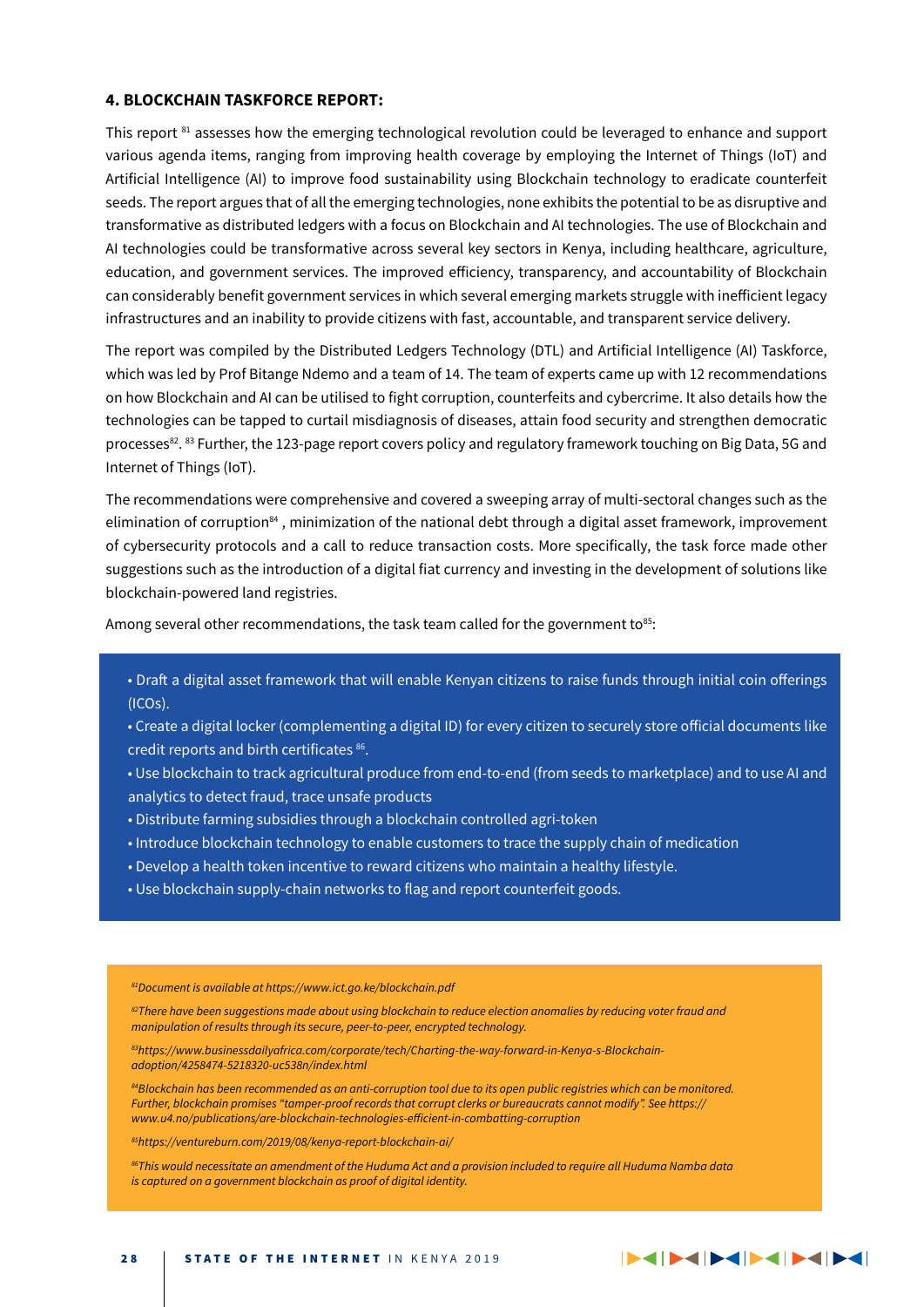#### 4. BLOCKCHAIN TASKFORCE REPORT:

This report [81] assesses how the emerging technological revolution could be leveraged to enhance and support various agenda items, ranging from improving health coverage by employing the Internet of Things (IoT) and Artificial Intelligence (AI) to improve food sustainability using Blockchain technology to eradicate counterfeit seeds. The report argues that of all the emerging technologies, none exhibits the potential to be as disruptive and transformative as distributed ledgers with a focus on Blockchain and AI technologies. The use of Blockchain and AI technologies could be transformative across several key sectors in Kenya, including healthcare, agriculture, education, and government services. The improved efficiency, transparency, and accountability of Blockchain can considerably benefit government services in which several emerging markets struggle with inefficient legacy infrastructures and an inability to provide citizens with fast, accountable, and transparent service delivery.

The report was compiled by the Distributed Ledgers Technology (DTL) and Artificial Intelligence (AI) Taskforce, which was led by Prof Bitange Ndemo and a team of 14. The team of experts came up with 12 recommendations on how Blockchain and AI can be utilised to fight corruption, counterfeits and cybercrime. It also details how the technologies can be tapped to curtail misdiagnosis of diseases, attain food security and strengthen democratic processes[82]. [83] Further, the 123-page report covers policy and regulatory framework touching on Big Data, 5G and Internet of Things (IoT).

The recommendations were comprehensive and covered a sweeping array of multi-sectoral changes such as the elimination of corruption[84] , minimization of the national debt through a digital asset framework, improvement of cybersecurity protocols and a call to reduce transaction costs. More specifically, the task force made other suggestions such as the introduction of a digital fiat currency and investing in the development of solutions like blockchain-powered land registries.

Among several other recommendations, the task team called for the government to[85]:

- Draft a digital asset framework that will enable Kenyan citizens to raise funds through initial coin offerings (ICOs).
- Create a digital locker (complementing a digital ID) for every citizen to securely store official documents like credit reports and birth certificates [86].
- Use blockchain to track agricultural produce from end-to-end (from seeds to marketplace) and to use AI and analytics to detect fraud, trace unsafe products
- Distribute farming subsidies through a blockchain controlled agri-token
- Introduce blockchain technology to enable customers to trace the supply chain of medication
- Develop a health token incentive to reward citizens who maintain a healthy lifestyle.
- Use blockchain supply-chain networks to flag and report counterfeit goods.

*[81]Document is available at https://www.ict.go.ke/blockchain.pdf*

*[82]There have been suggestions made about using blockchain to reduce election anomalies by reducing voter fraud and manipulation of results through its secure, peer-to-peer, encrypted technology.*

*[83]https://www.businessdailyafrica.com/corporate/tech/Charting-the-way-forward-in-Kenya-s-Blockchain-adoption/4258474-5218320-uc538n/index.html*

*[84]Blockchain has been recommended as an anti-corruption tool due to its open public registries which can be monitored. Further, blockchain promises "tamper-proof records that corrupt clerks or bureaucrats cannot modify". See https://www.u4.no/publications/are-blockchain-technologies-efficient-in-combatting-corruption*

*[85]https://ventureburn.com/2019/08/kenya-report-blockchain-ai/*

*[86]This would necessitate an amendment of the Huduma Act and a provision included to require all Huduma Namba data is captured on a government blockchain as proof of digital identity.*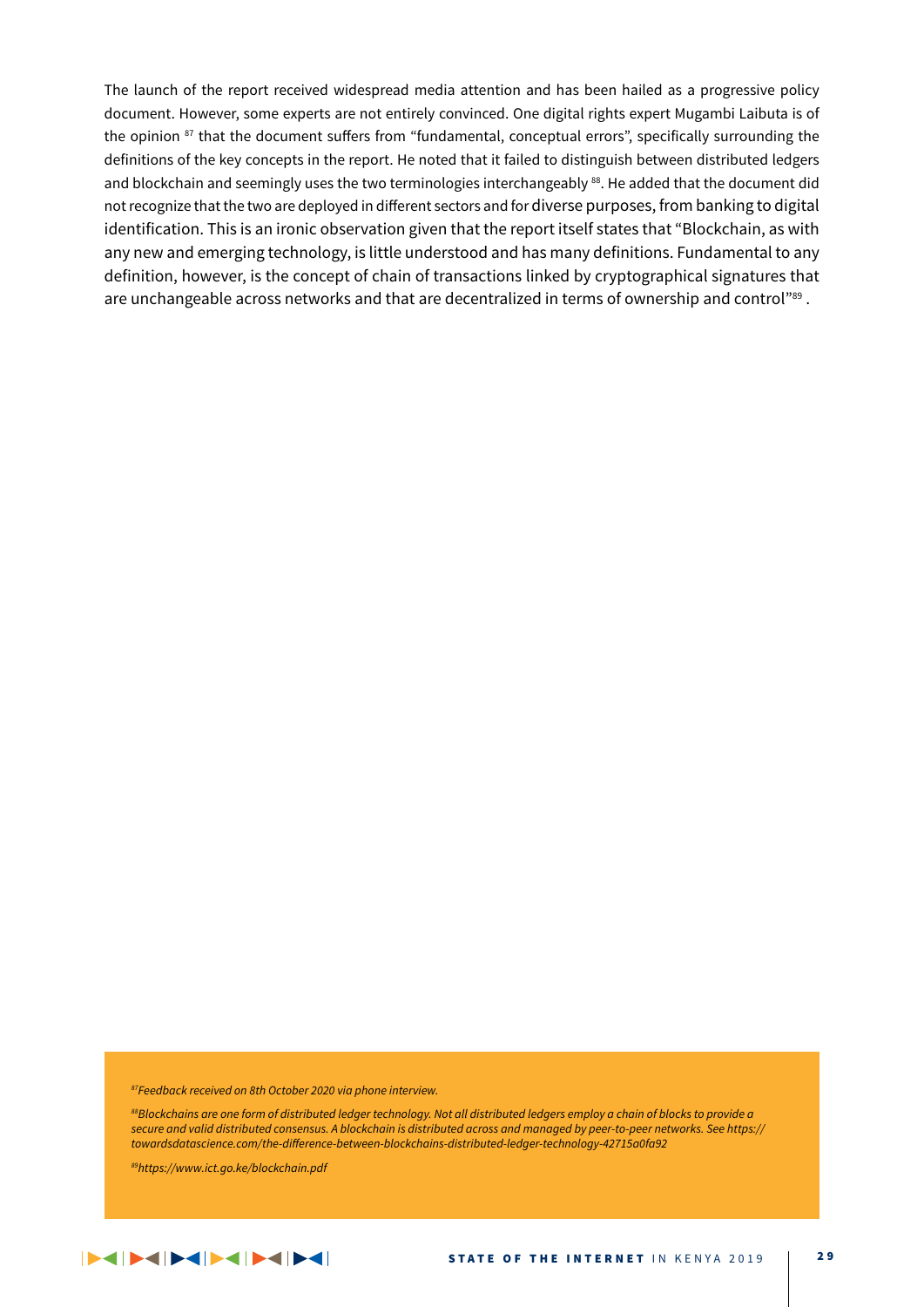The launch of the report received widespread media attention and has been hailed as a progressive policy document. However, some experts are not entirely convinced. One digital rights expert Mugambi Laibuta is of the opinion [87] that the document suffers from "fundamental, conceptual errors", specifically surrounding the definitions of the key concepts in the report. He noted that it failed to distinguish between distributed ledgers and blockchain and seemingly uses the two terminologies interchangeably [88]. He added that the document did not recognize that the two are deployed in different sectors and for diverse purposes, from banking to digital identification. This is an ironic observation given that the report itself states that "Blockchain, as with any new and emerging technology, is little understood and has many definitions. Fundamental to any definition, however, is the concept of chain of transactions linked by cryptographical signatures that are unchangeable across networks and that are decentralized in terms of ownership and control"[89] .

*[87] Feedback received on 8th October 2020 via phone interview.*

*[88] Blockchains are one form of distributed ledger technology. Not all distributed ledgers employ a chain of blocks to provide a secure and valid distributed consensus. A blockchain is distributed across and managed by peer-to-peer networks. See https://towardsdatascience.com/the-difference-between-blockchains-distributed-ledger-technology-42715a0fa92*

*[89] https://www.ict.go.ke/blockchain.pdf*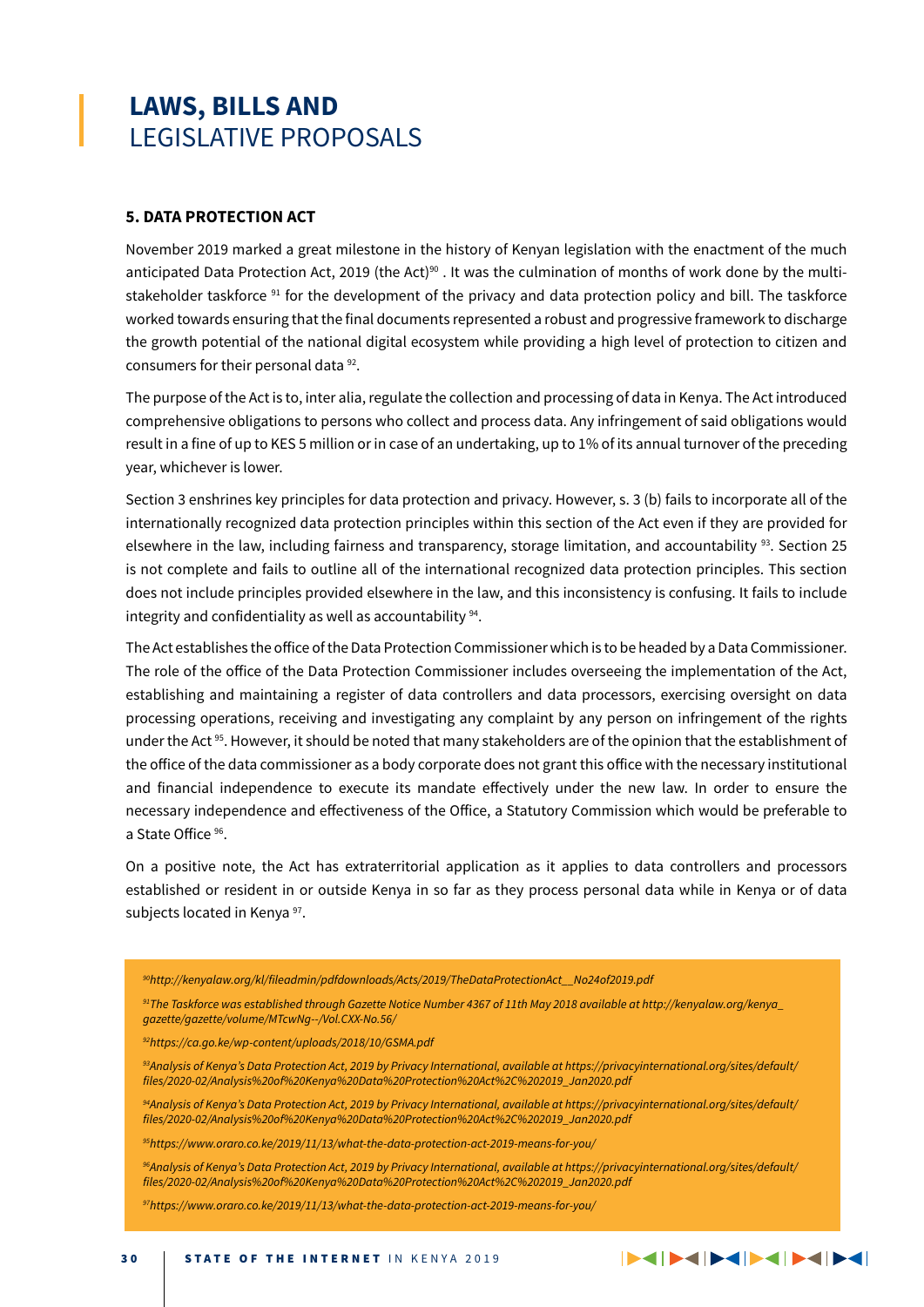# LAWS, BILLS AND LEGISLATIVE PROPOSALS

### 5. DATA PROTECTION ACT

November 2019 marked a great milestone in the history of Kenyan legislation with the enactment of the much anticipated Data Protection Act, 2019 (the Act)[90] . It was the culmination of months of work done by the multi-stakeholder taskforce [91] for the development of the privacy and data protection policy and bill. The taskforce worked towards ensuring that the final documents represented a robust and progressive framework to discharge the growth potential of the national digital ecosystem while providing a high level of protection to citizen and consumers for their personal data [92].

The purpose of the Act is to, inter alia, regulate the collection and processing of data in Kenya. The Act introduced comprehensive obligations to persons who collect and process data. Any infringement of said obligations would result in a fine of up to KES 5 million or in case of an undertaking, up to 1% of its annual turnover of the preceding year, whichever is lower.

Section 3 enshrines key principles for data protection and privacy. However, s. 3 (b) fails to incorporate all of the internationally recognized data protection principles within this section of the Act even if they are provided for elsewhere in the law, including fairness and transparency, storage limitation, and accountability [93]. Section 25 is not complete and fails to outline all of the international recognized data protection principles. This section does not include principles provided elsewhere in the law, and this inconsistency is confusing. It fails to include integrity and confidentiality as well as accountability [94].

The Act establishes the office of the Data Protection Commissioner which is to be headed by a Data Commissioner. The role of the office of the Data Protection Commissioner includes overseeing the implementation of the Act, establishing and maintaining a register of data controllers and data processors, exercising oversight on data processing operations, receiving and investigating any complaint by any person on infringement of the rights under the Act [95]. However, it should be noted that many stakeholders are of the opinion that the establishment of the office of the data commissioner as a body corporate does not grant this office with the necessary institutional and financial independence to execute its mandate effectively under the new law. In order to ensure the necessary independence and effectiveness of the Office, a Statutory Commission which would be preferable to a State Office [96].

On a positive note, the Act has extraterritorial application as it applies to data controllers and processors established or resident in or outside Kenya in so far as they process personal data while in Kenya or of data subjects located in Kenya [97].

---

*[90]http://kenyalaw.org/kl/fileadmin/pdfdownloads/Acts/2019/TheDataProtectionAct__No24of2019.pdf*

*[91]The Taskforce was established through Gazette Notice Number 4367 of 11th May 2018 available at http://kenyalaw.org/kenya_gazette/gazette/volume/MTcwNg--/Vol.CXX-No.56/*

*[92]https://ca.go.ke/wp-content/uploads/2018/10/GSMA.pdf*

*[93]Analysis of Kenya's Data Protection Act, 2019 by Privacy International, available at https://privacyinternational.org/sites/default/files/2020-02/Analysis%20of%20Kenya%20Data%20Protection%20Act%2C%202019_Jan2020.pdf*

*[94]Analysis of Kenya's Data Protection Act, 2019 by Privacy International, available at https://privacyinternational.org/sites/default/files/2020-02/Analysis%20of%20Kenya%20Data%20Protection%20Act%2C%202019_Jan2020.pdf*

*[95]https://www.oraro.co.ke/2019/11/13/what-the-data-protection-act-2019-means-for-you/*

*[96]Analysis of Kenya's Data Protection Act, 2019 by Privacy International, available at https://privacyinternational.org/sites/default/files/2020-02/Analysis%20of%20Kenya%20Data%20Protection%20Act%2C%202019_Jan2020.pdf*

*[97]https://www.oraro.co.ke/2019/11/13/what-the-data-protection-act-2019-means-for-you/*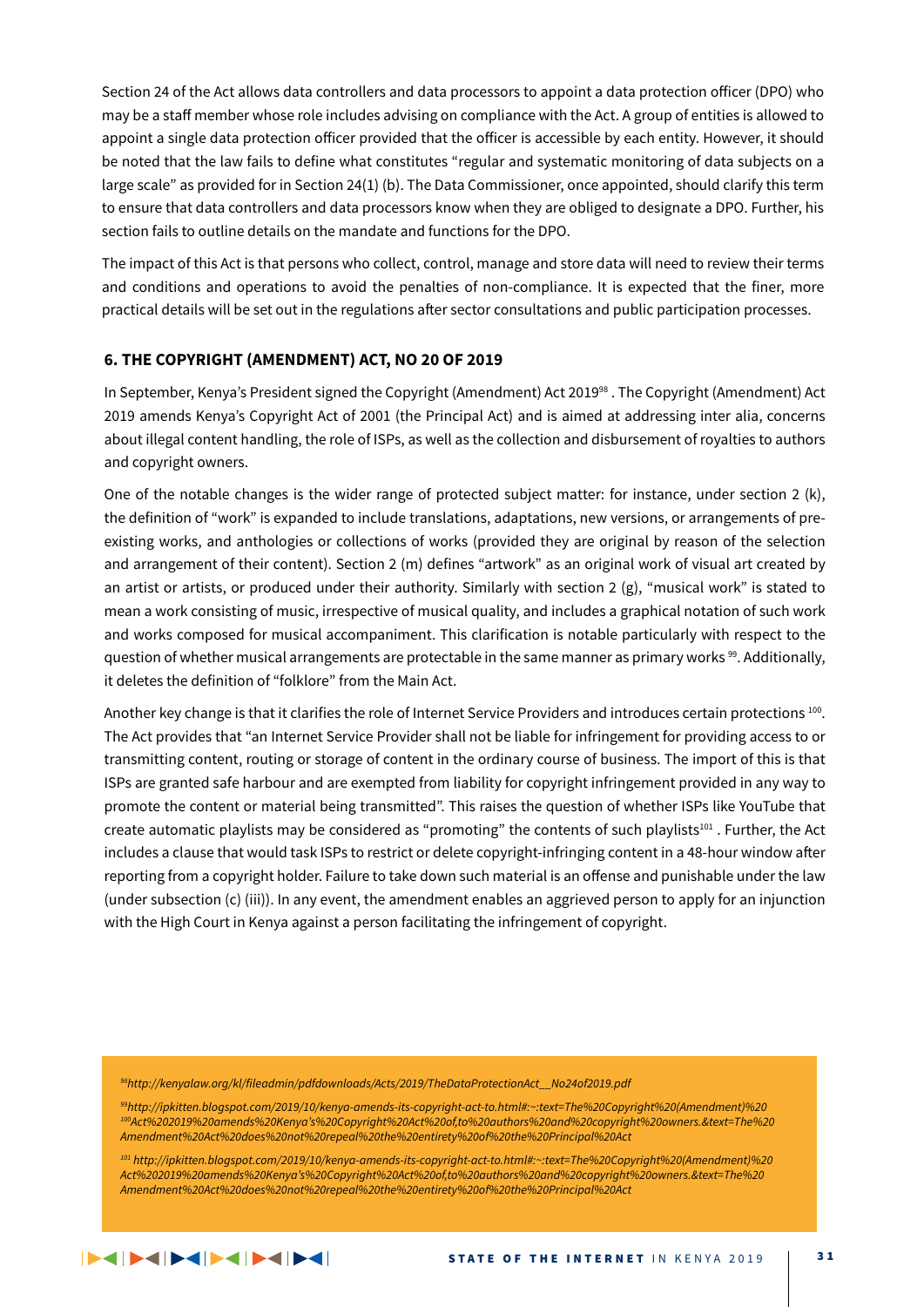Section 24 of the Act allows data controllers and data processors to appoint a data protection officer (DPO) who may be a staff member whose role includes advising on compliance with the Act. A group of entities is allowed to appoint a single data protection officer provided that the officer is accessible by each entity. However, it should be noted that the law fails to define what constitutes "regular and systematic monitoring of data subjects on a large scale" as provided for in Section 24(1) (b). The Data Commissioner, once appointed, should clarify this term to ensure that data controllers and data processors know when they are obliged to designate a DPO. Further, his section fails to outline details on the mandate and functions for the DPO.

The impact of this Act is that persons who collect, control, manage and store data will need to review their terms and conditions and operations to avoid the penalties of non-compliance. It is expected that the finer, more practical details will be set out in the regulations after sector consultations and public participation processes.

### 6. THE COPYRIGHT (AMENDMENT) ACT, NO 20 OF 2019

In September, Kenya's President signed the Copyright (Amendment) Act 2019[98] . The Copyright (Amendment) Act 2019 amends Kenya's Copyright Act of 2001 (the Principal Act) and is aimed at addressing inter alia, concerns about illegal content handling, the role of ISPs, as well as the collection and disbursement of royalties to authors and copyright owners.

One of the notable changes is the wider range of protected subject matter: for instance, under section 2 (k), the definition of "work" is expanded to include translations, adaptations, new versions, or arrangements of pre-existing works, and anthologies or collections of works (provided they are original by reason of the selection and arrangement of their content). Section 2 (m) defines "artwork" as an original work of visual art created by an artist or artists, or produced under their authority. Similarly with section 2 (g), "musical work" is stated to mean a work consisting of music, irrespective of musical quality, and includes a graphical notation of such work and works composed for musical accompaniment. This clarification is notable particularly with respect to the question of whether musical arrangements are protectable in the same manner as primary works [99]. Additionally, it deletes the definition of "folklore" from the Main Act.

Another key change is that it clarifies the role of Internet Service Providers and introduces certain protections [100]. The Act provides that "an Internet Service Provider shall not be liable for infringement for providing access to or transmitting content, routing or storage of content in the ordinary course of business. The import of this is that ISPs are granted safe harbour and are exempted from liability for copyright infringement provided in any way to promote the content or material being transmitted". This raises the question of whether ISPs like YouTube that create automatic playlists may be considered as "promoting" the contents of such playlists[101] . Further, the Act includes a clause that would task ISPs to restrict or delete copyright-infringing content in a 48-hour window after reporting from a copyright holder. Failure to take down such material is an offense and punishable under the law (under subsection (c) (iii)). In any event, the amendment enables an aggrieved person to apply for an injunction with the High Court in Kenya against a person facilitating the infringement of copyright.

---

[98] *http://kenyalaw.org/kl/fileadmin/pdfdownloads/Acts/2019/TheDataProtectionAct__No24of2019.pdf*

[99] [100] *http://ipkitten.blogspot.com/2019/10/kenya-amends-its-copyright-act-to.html#:~:text=The%20Copyright%20(Amendment)%20Act%202019%20amends%20Kenya's%20Copyright%20Act%20of,to%20authors%20and%20copyright%20owners.&text=The%20Amendment%20Act%20does%20not%20repeal%20the%20entirety%20of%20the%20Principal%20Act*

[101] *http://ipkitten.blogspot.com/2019/10/kenya-amends-its-copyright-act-to.html#:~:text=The%20Copyright%20(Amendment)%20Act%202019%20amends%20Kenya's%20Copyright%20Act%20of,to%20authors%20and%20copyright%20owners.&text=The%20Amendment%20Act%20does%20not%20repeal%20the%20entirety%20of%20the%20Principal%20Act*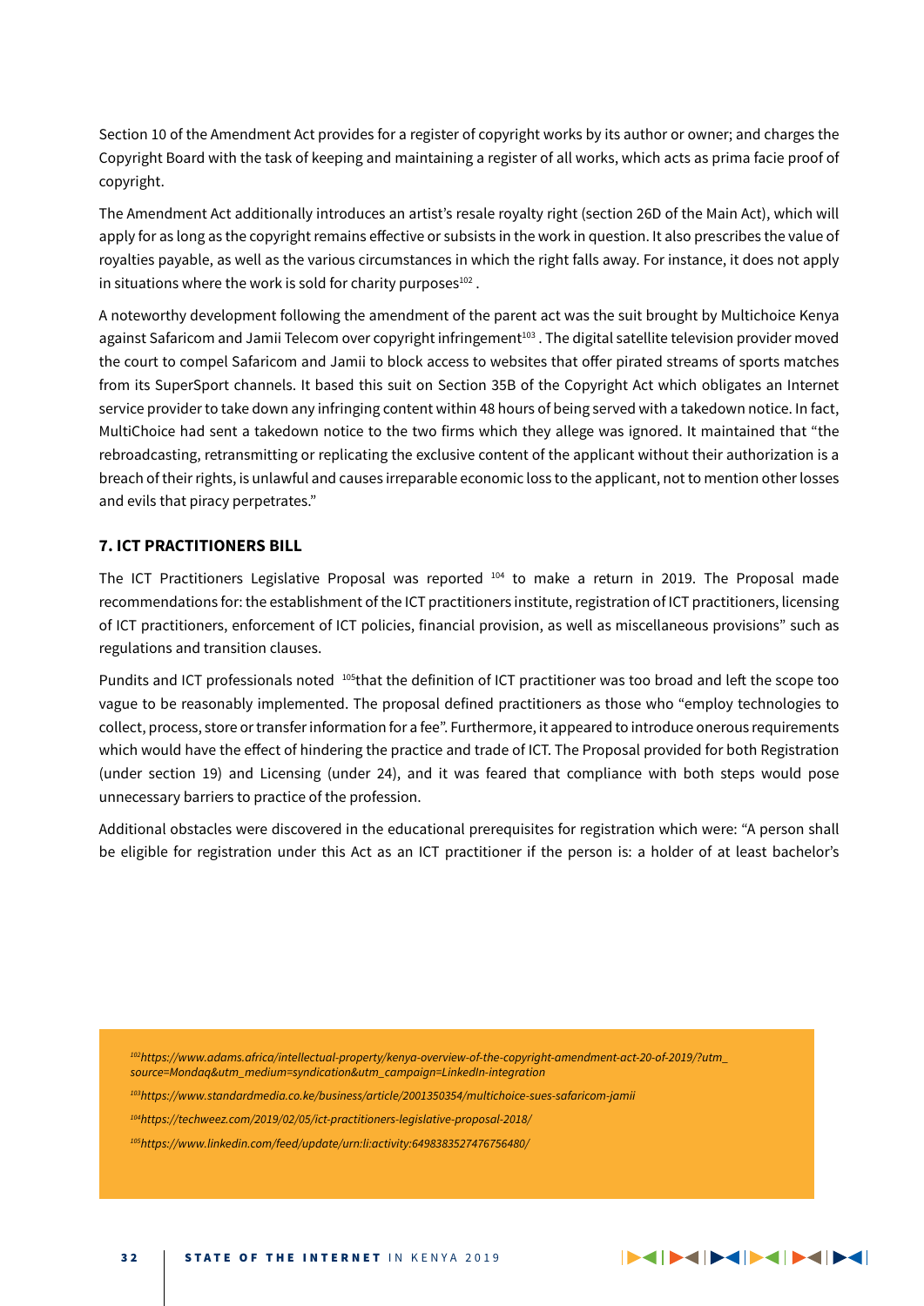Section 10 of the Amendment Act provides for a register of copyright works by its author or owner; and charges the Copyright Board with the task of keeping and maintaining a register of all works, which acts as prima facie proof of copyright.

The Amendment Act additionally introduces an artist's resale royalty right (section 26D of the Main Act), which will apply for as long as the copyright remains effective or subsists in the work in question. It also prescribes the value of royalties payable, as well as the various circumstances in which the right falls away. For instance, it does not apply in situations where the work is sold for charity purposes[102] .

A noteworthy development following the amendment of the parent act was the suit brought by Multichoice Kenya against Safaricom and Jamii Telecom over copyright infringement[103] . The digital satellite television provider moved the court to compel Safaricom and Jamii to block access to websites that offer pirated streams of sports matches from its SuperSport channels. It based this suit on Section 35B of the Copyright Act which obligates an Internet service provider to take down any infringing content within 48 hours of being served with a takedown notice. In fact, MultiChoice had sent a takedown notice to the two firms which they allege was ignored. It maintained that "the rebroadcasting, retransmitting or replicating the exclusive content of the applicant without their authorization is a breach of their rights, is unlawful and causes irreparable economic loss to the applicant, not to mention other losses and evils that piracy perpetrates."

## 7. ICT PRACTITIONERS BILL

The ICT Practitioners Legislative Proposal was reported [104] to make a return in 2019. The Proposal made recommendations for: the establishment of the ICT practitioners institute, registration of ICT practitioners, licensing of ICT practitioners, enforcement of ICT policies, financial provision, as well as miscellaneous provisions" such as regulations and transition clauses.

Pundits and ICT professionals noted [105]that the definition of ICT practitioner was too broad and left the scope too vague to be reasonably implemented. The proposal defined practitioners as those who "employ technologies to collect, process, store or transfer information for a fee". Furthermore, it appeared to introduce onerous requirements which would have the effect of hindering the practice and trade of ICT. The Proposal provided for both Registration (under section 19) and Licensing (under 24), and it was feared that compliance with both steps would pose unnecessary barriers to practice of the profession.

Additional obstacles were discovered in the educational prerequisites for registration which were: "A person shall be eligible for registration under this Act as an ICT practitioner if the person is: a holder of at least bachelor's

[102] *https://www.adams.africa/intellectual-property/kenya-overview-of-the-copyright-amendment-act-20-of-2019/?utm_source=Mondaq&utm_medium=syndication&utm_campaign=LinkedIn-integration*

[103] *https://www.standardmedia.co.ke/business/article/2001350354/multichoice-sues-safaricom-jamii*

[104] *https://techweez.com/2019/02/05/ict-practitioners-legislative-proposal-2018/*

[105] *https://www.linkedin.com/feed/update/urn:li:activity:6498383527476756480/*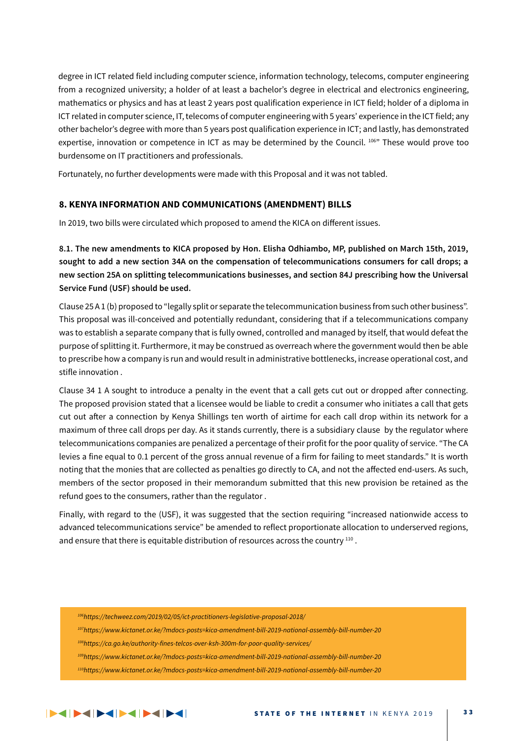degree in ICT related field including computer science, information technology, telecoms, computer engineering from a recognized university; a holder of at least a bachelor's degree in electrical and electronics engineering, mathematics or physics and has at least 2 years post qualification experience in ICT field; holder of a diploma in ICT related in computer science, IT, telecoms of computer engineering with 5 years' experience in the ICT field; any other bachelor's degree with more than 5 years post qualification experience in ICT; and lastly, has demonstrated expertise, innovation or competence in ICT as may be determined by the Council. [106]" These would prove too burdensome on IT practitioners and professionals.

Fortunately, no further developments were made with this Proposal and it was not tabled.

## 8. KENYA INFORMATION AND COMMUNICATIONS (AMENDMENT) BILLS

In 2019, two bills were circulated which proposed to amend the KICA on different issues.

### 8.1. The new amendments to KICA proposed by Hon. Elisha Odhiambo, MP, published on March 15th, 2019, sought to add a new section 34A on the compensation of telecommunications consumers for call drops; a new section 25A on splitting telecommunications businesses, and section 84J prescribing how the Universal Service Fund (USF) should be used.

Clause 25 A 1 (b) proposed to "legally split or separate the telecommunication business from such other business". This proposal was ill-conceived and potentially redundant, considering that if a telecommunications company was to establish a separate company that is fully owned, controlled and managed by itself, that would defeat the purpose of splitting it. Furthermore, it may be construed as overreach where the government would then be able to prescribe how a company is run and would result in administrative bottlenecks, increase operational cost, and stifle innovation .

Clause 34 1 A sought to introduce a penalty in the event that a call gets cut out or dropped after connecting. The proposed provision stated that a licensee would be liable to credit a consumer who initiates a call that gets cut out after a connection by Kenya Shillings ten worth of airtime for each call drop within its network for a maximum of three call drops per day. As it stands currently, there is a subsidiary clause by the regulator where telecommunications companies are penalized a percentage of their profit for the poor quality of service. "The CA levies a fine equal to 0.1 percent of the gross annual revenue of a firm for failing to meet standards." It is worth noting that the monies that are collected as penalties go directly to CA, and not the affected end-users. As such, members of the sector proposed in their memorandum submitted that this new provision be retained as the refund goes to the consumers, rather than the regulator .

Finally, with regard to the (USF), it was suggested that the section requiring "increased nationwide access to advanced telecommunications service" be amended to reflect proportionate allocation to underserved regions, and ensure that there is equitable distribution of resources across the country [110] .

[106]*https://techweez.com/2019/02/05/ict-practitioners-legislative-proposal-2018/*

[107]*https://www.kictanet.or.ke/?mdocs-posts=kica-amendment-bill-2019-national-assembly-bill-number-20*

[108]*https://ca.go.ke/authority-fines-telcos-over-ksh-300m-for-poor-quality-services/*

[109]*https://www.kictanet.or.ke/?mdocs-posts=kica-amendment-bill-2019-national-assembly-bill-number-20*

[110]*https://www.kictanet.or.ke/?mdocs-posts=kica-amendment-bill-2019-national-assembly-bill-number-20*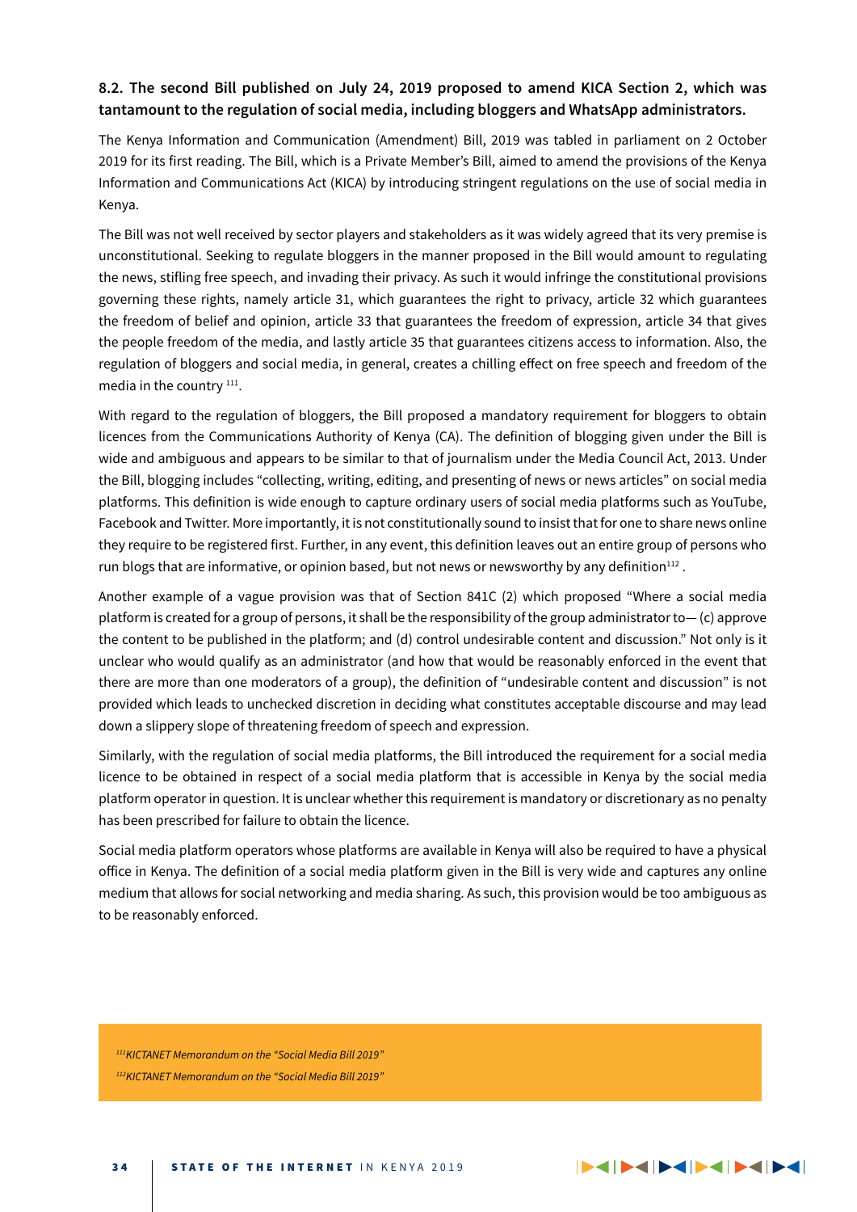### 8.2. The second Bill published on July 24, 2019 proposed to amend KICA Section 2, which was tantamount to the regulation of social media, including bloggers and WhatsApp administrators.

The Kenya Information and Communication (Amendment) Bill, 2019 was tabled in parliament on 2 October 2019 for its first reading. The Bill, which is a Private Member's Bill, aimed to amend the provisions of the Kenya Information and Communications Act (KICA) by introducing stringent regulations on the use of social media in Kenya.

The Bill was not well received by sector players and stakeholders as it was widely agreed that its very premise is unconstitutional. Seeking to regulate bloggers in the manner proposed in the Bill would amount to regulating the news, stifling free speech, and invading their privacy. As such it would infringe the constitutional provisions governing these rights, namely article 31, which guarantees the right to privacy, article 32 which guarantees the freedom of belief and opinion, article 33 that guarantees the freedom of expression, article 34 that gives the people freedom of the media, and lastly article 35 that guarantees citizens access to information. Also, the regulation of bloggers and social media, in general, creates a chilling effect on free speech and freedom of the media in the country [111].

With regard to the regulation of bloggers, the Bill proposed a mandatory requirement for bloggers to obtain licences from the Communications Authority of Kenya (CA). The definition of blogging given under the Bill is wide and ambiguous and appears to be similar to that of journalism under the Media Council Act, 2013. Under the Bill, blogging includes "collecting, writing, editing, and presenting of news or news articles" on social media platforms. This definition is wide enough to capture ordinary users of social media platforms such as YouTube, Facebook and Twitter. More importantly, it is not constitutionally sound to insist that for one to share news online they require to be registered first. Further, in any event, this definition leaves out an entire group of persons who run blogs that are informative, or opinion based, but not news or newsworthy by any definition[112] .

Another example of a vague provision was that of Section 841C (2) which proposed "Where a social media platform is created for a group of persons, it shall be the responsibility of the group administrator to— (c) approve the content to be published in the platform; and (d) control undesirable content and discussion." Not only is it unclear who would qualify as an administrator (and how that would be reasonably enforced in the event that there are more than one moderators of a group), the definition of "undesirable content and discussion" is not provided which leads to unchecked discretion in deciding what constitutes acceptable discourse and may lead down a slippery slope of threatening freedom of speech and expression.

Similarly, with the regulation of social media platforms, the Bill introduced the requirement for a social media licence to be obtained in respect of a social media platform that is accessible in Kenya by the social media platform operator in question. It is unclear whether this requirement is mandatory or discretionary as no penalty has been prescribed for failure to obtain the licence.

Social media platform operators whose platforms are available in Kenya will also be required to have a physical office in Kenya. The definition of a social media platform given in the Bill is very wide and captures any online medium that allows for social networking and media sharing. As such, this provision would be too ambiguous as to be reasonably enforced.

*[111] KICTANET Memorandum on the "Social Media Bill 2019"*

*[112] KICTANET Memorandum on the "Social Media Bill 2019"*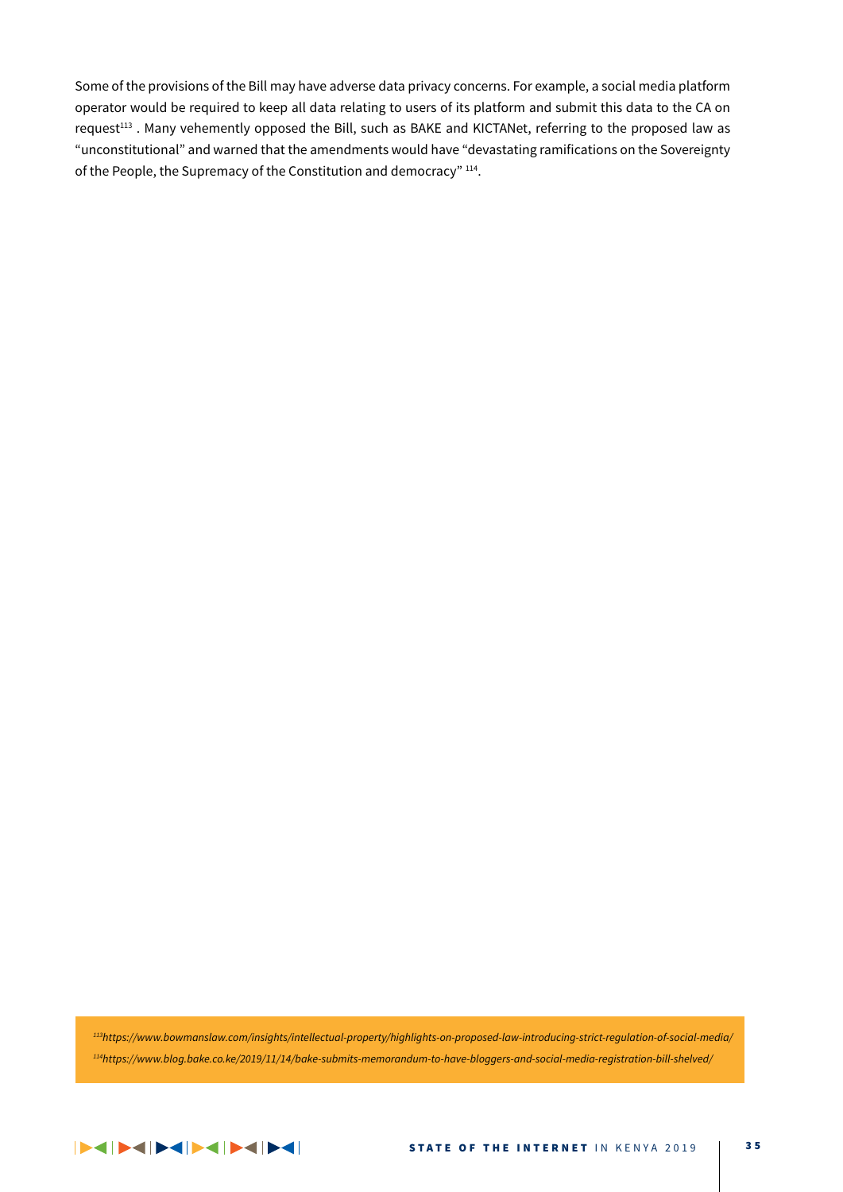Some of the provisions of the Bill may have adverse data privacy concerns. For example, a social media platform operator would be required to keep all data relating to users of its platform and submit this data to the CA on request[113] . Many vehemently opposed the Bill, such as BAKE and KICTANet, referring to the proposed law as "unconstitutional" and warned that the amendments would have "devastating ramifications on the Sovereignty of the People, the Supremacy of the Constitution and democracy" [114].

*[113]https://www.bowmanslaw.com/insights/intellectual-property/highlights-on-proposed-law-introducing-strict-regulation-of-social-media/*

*[114]https://www.blog.bake.co.ke/2019/11/14/bake-submits-memorandum-to-have-bloggers-and-social-media-registration-bill-shelved/*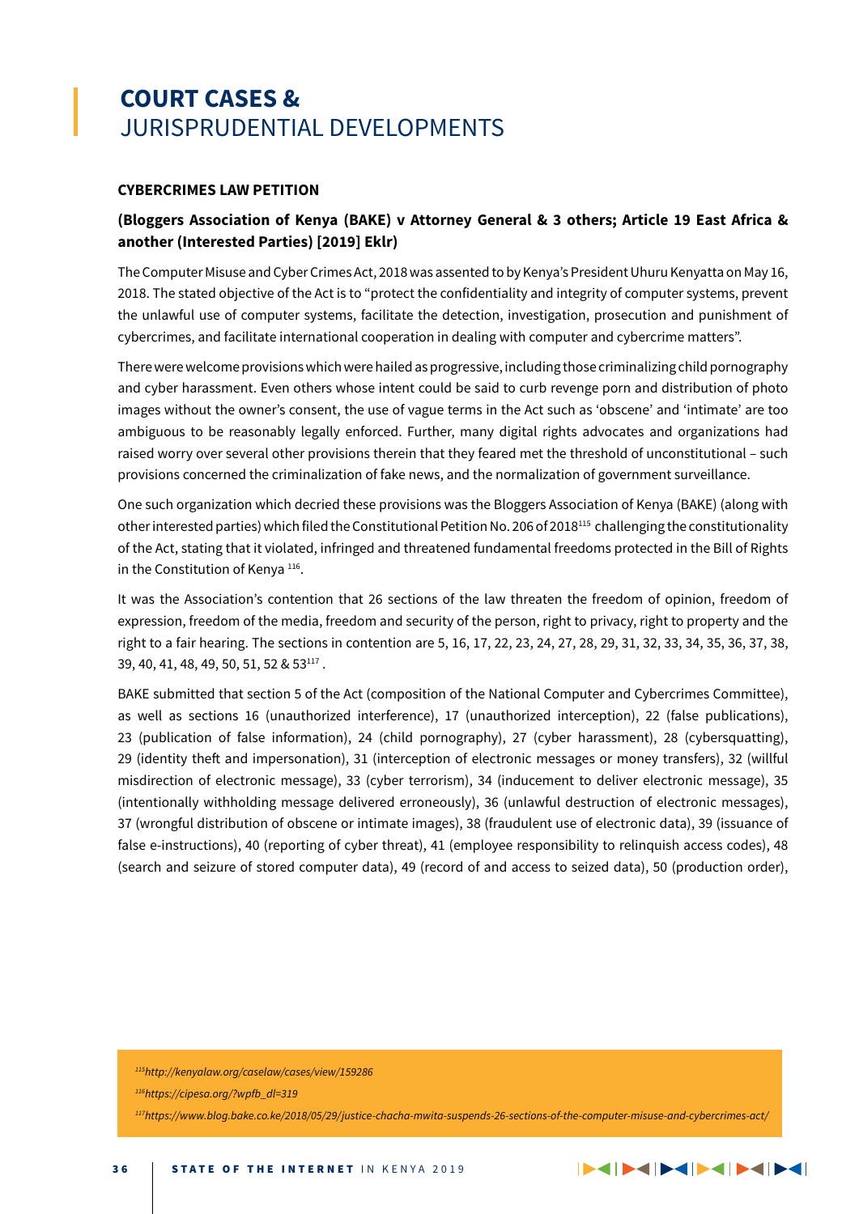# **COURT CASES &** JURISPRUDENTIAL DEVELOPMENTS

### CYBERCRIMES LAW PETITION

### (Bloggers Association of Kenya (BAKE) v Attorney General & 3 others; Article 19 East Africa & another (Interested Parties) [2019] Eklr)

The Computer Misuse and Cyber Crimes Act, 2018 was assented to by Kenya's President Uhuru Kenyatta on May 16, 2018. The stated objective of the Act is to "protect the confidentiality and integrity of computer systems, prevent the unlawful use of computer systems, facilitate the detection, investigation, prosecution and punishment of cybercrimes, and facilitate international cooperation in dealing with computer and cybercrime matters".

There were welcome provisions which were hailed as progressive, including those criminalizing child pornography and cyber harassment. Even others whose intent could be said to curb revenge porn and distribution of photo images without the owner's consent, the use of vague terms in the Act such as 'obscene' and 'intimate' are too ambiguous to be reasonably legally enforced. Further, many digital rights advocates and organizations had raised worry over several other provisions therein that they feared met the threshold of unconstitutional – such provisions concerned the criminalization of fake news, and the normalization of government surveillance.

One such organization which decried these provisions was the Bloggers Association of Kenya (BAKE) (along with other interested parties) which filed the Constitutional Petition No. 206 of 2018[115] challenging the constitutionality of the Act, stating that it violated, infringed and threatened fundamental freedoms protected in the Bill of Rights in the Constitution of Kenya [116].

It was the Association's contention that 26 sections of the law threaten the freedom of opinion, freedom of expression, freedom of the media, freedom and security of the person, right to privacy, right to property and the right to a fair hearing. The sections in contention are 5, 16, 17, 22, 23, 24, 27, 28, 29, 31, 32, 33, 34, 35, 36, 37, 38, 39, 40, 41, 48, 49, 50, 51, 52 & 53[117] .

BAKE submitted that section 5 of the Act (composition of the National Computer and Cybercrimes Committee), as well as sections 16 (unauthorized interference), 17 (unauthorized interception), 22 (false publications), 23 (publication of false information), 24 (child pornography), 27 (cyber harassment), 28 (cybersquatting), 29 (identity theft and impersonation), 31 (interception of electronic messages or money transfers), 32 (willful misdirection of electronic message), 33 (cyber terrorism), 34 (inducement to deliver electronic message), 35 (intentionally withholding message delivered erroneously), 36 (unlawful destruction of electronic messages), 37 (wrongful distribution of obscene or intimate images), 38 (fraudulent use of electronic data), 39 (issuance of false e-instructions), 40 (reporting of cyber threat), 41 (employee responsibility to relinquish access codes), 48 (search and seizure of stored computer data), 49 (record of and access to seized data), 50 (production order),

---

[115] *http://kenyalaw.org/caselaw/cases/view/159286*

[116] *https://cipesa.org/?wpfb_dl=319*

[117] *https://www.blog.bake.co.ke/2018/05/29/justice-chacha-mwita-suspends-26-sections-of-the-computer-misuse-and-cybercrimes-act/*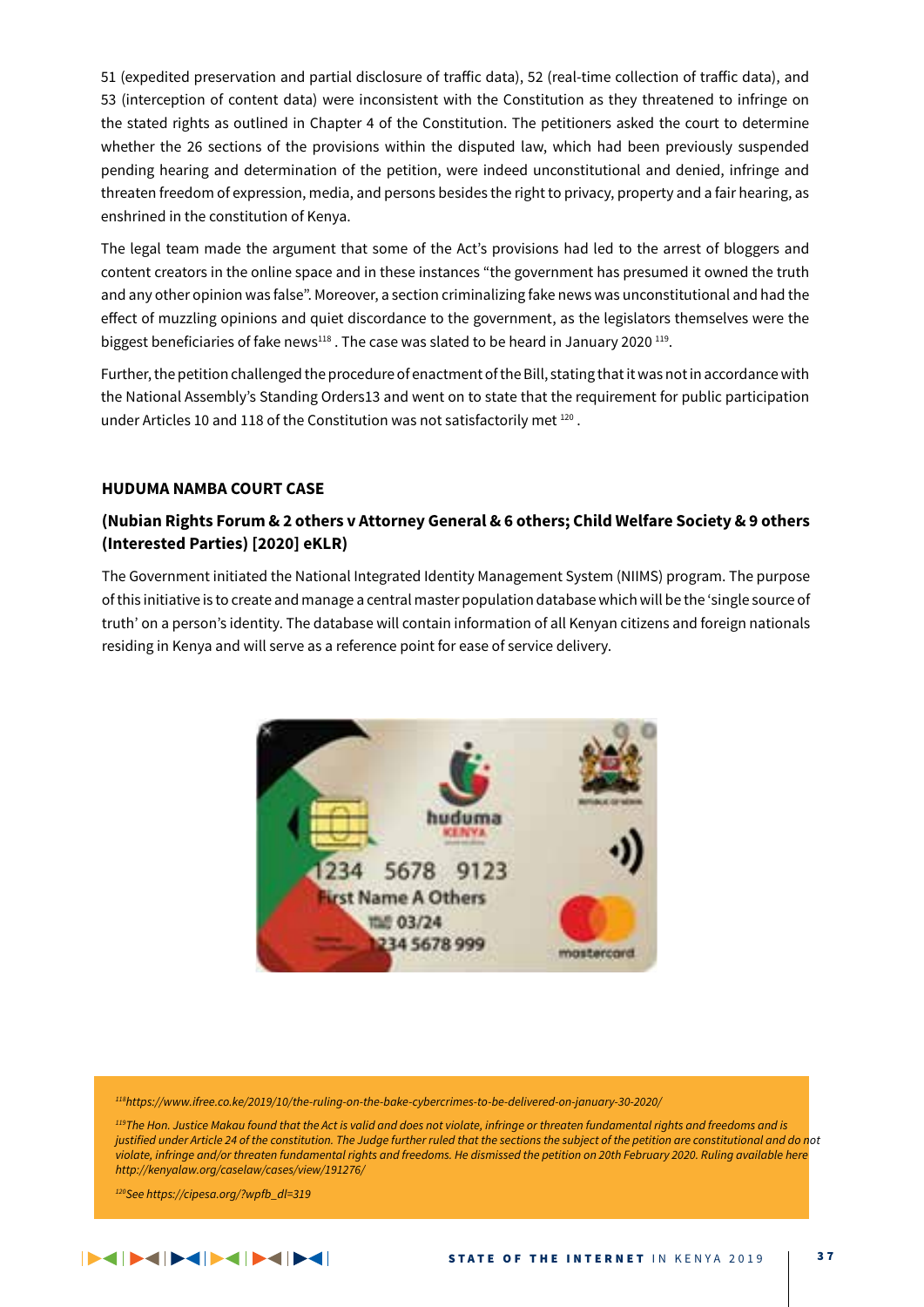51 (expedited preservation and partial disclosure of traffic data), 52 (real-time collection of traffic data), and 53 (interception of content data) were inconsistent with the Constitution as they threatened to infringe on the stated rights as outlined in Chapter 4 of the Constitution. The petitioners asked the court to determine whether the 26 sections of the provisions within the disputed law, which had been previously suspended pending hearing and determination of the petition, were indeed unconstitutional and denied, infringe and threaten freedom of expression, media, and persons besides the right to privacy, property and a fair hearing, as enshrined in the constitution of Kenya.

The legal team made the argument that some of the Act's provisions had led to the arrest of bloggers and content creators in the online space and in these instances "the government has presumed it owned the truth and any other opinion was false". Moreover, a section criminalizing fake news was unconstitutional and had the effect of muzzling opinions and quiet discordance to the government, as the legislators themselves were the biggest beneficiaries of fake news[118] . The case was slated to be heard in January 2020 [119].

Further, the petition challenged the procedure of enactment of the Bill, stating that it was not in accordance with the National Assembly's Standing Orders13 and went on to state that the requirement for public participation under Articles 10 and 118 of the Constitution was not satisfactorily met [120] .

### HUDUMA NAMBA COURT CASE

### (Nubian Rights Forum & 2 others v Attorney General & 6 others; Child Welfare Society & 9 others (Interested Parties) [2020] eKLR)

The Government initiated the National Integrated Identity Management System (NIIMS) program. The purpose of this initiative is to create and manage a central master population database which will be the 'single source of truth' on a person's identity. The database will contain information of all Kenyan citizens and foreign nationals residing in Kenya and will serve as a reference point for ease of service delivery.

*[118] https://www.ifree.co.ke/2019/10/the-ruling-on-the-bake-cybercrimes-to-be-delivered-on-january-30-2020/*

*[119] The Hon. Justice Makau found that the Act is valid and does not violate, infringe or threaten fundamental rights and freedoms and is justified under Article 24 of the constitution. The Judge further ruled that the sections the subject of the petition are constitutional and do not violate, infringe and/or threaten fundamental rights and freedoms. He dismissed the petition on 20th February 2020. Ruling available here http://kenyalaw.org/caselaw/cases/view/191276/*

*[120] See https://cipesa.org/?wpfb_dl=319*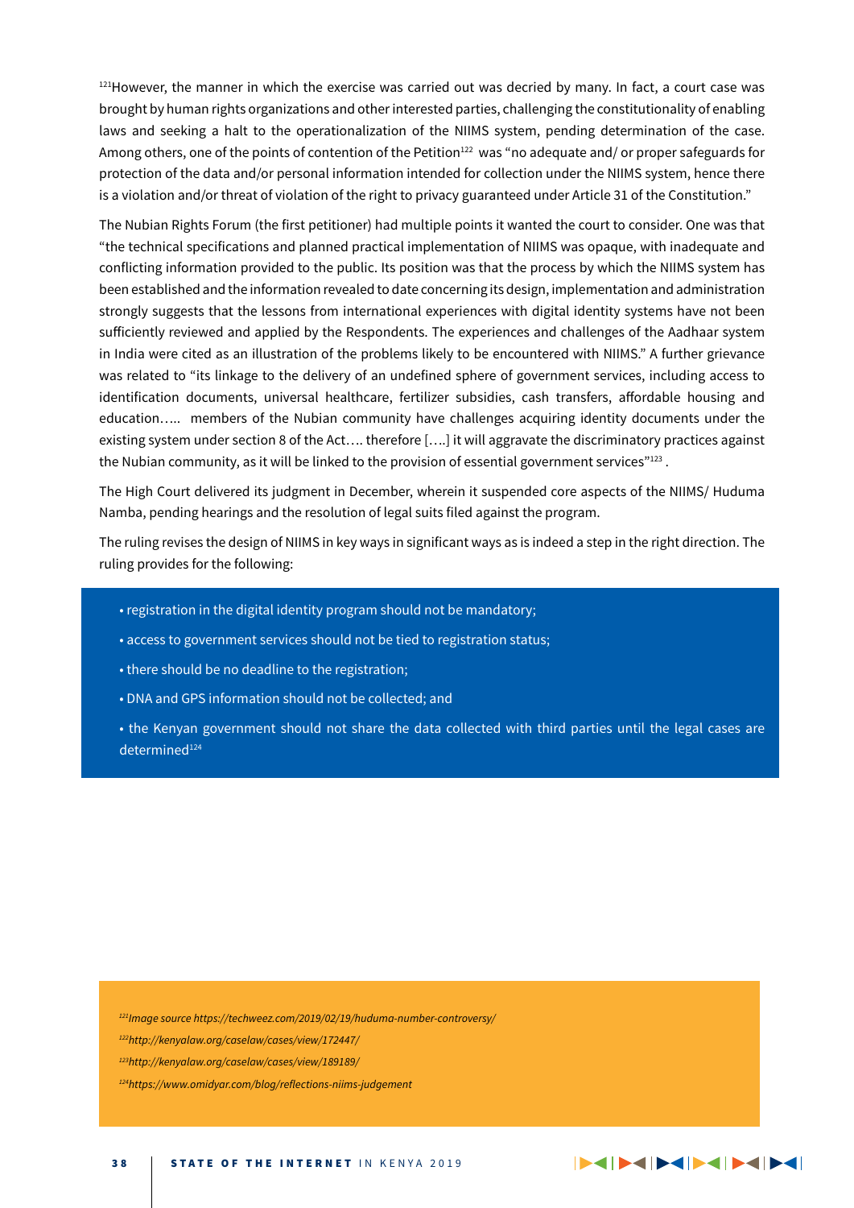[121]However, the manner in which the exercise was carried out was decried by many. In fact, a court case was brought by human rights organizations and other interested parties, challenging the constitutionality of enabling laws and seeking a halt to the operationalization of the NIIMS system, pending determination of the case. Among others, one of the points of contention of the Petition[122] was "no adequate and/ or proper safeguards for protection of the data and/or personal information intended for collection under the NIIMS system, hence there is a violation and/or threat of violation of the right to privacy guaranteed under Article 31 of the Constitution."

The Nubian Rights Forum (the first petitioner) had multiple points it wanted the court to consider. One was that "the technical specifications and planned practical implementation of NIIMS was opaque, with inadequate and conflicting information provided to the public. Its position was that the process by which the NIIMS system has been established and the information revealed to date concerning its design, implementation and administration strongly suggests that the lessons from international experiences with digital identity systems have not been sufficiently reviewed and applied by the Respondents. The experiences and challenges of the Aadhaar system in India were cited as an illustration of the problems likely to be encountered with NIIMS." A further grievance was related to "its linkage to the delivery of an undefined sphere of government services, including access to identification documents, universal healthcare, fertilizer subsidies, cash transfers, affordable housing and education….. members of the Nubian community have challenges acquiring identity documents under the existing system under section 8 of the Act…. therefore [….] it will aggravate the discriminatory practices against the Nubian community, as it will be linked to the provision of essential government services"[123] .

The High Court delivered its judgment in December, wherein it suspended core aspects of the NIIMS/ Huduma Namba, pending hearings and the resolution of legal suits filed against the program.

The ruling revises the design of NIIMS in key ways in significant ways as is indeed a step in the right direction. The ruling provides for the following:

- registration in the digital identity program should not be mandatory;
- access to government services should not be tied to registration status;
- there should be no deadline to the registration;
- DNA and GPS information should not be collected; and
- the Kenyan government should not share the data collected with third parties until the legal cases are determined[124]

*[121]Image source https://techweez.com/2019/02/19/huduma-number-controversy/*

*[122]http://kenyalaw.org/caselaw/cases/view/172447/*

*[123]http://kenyalaw.org/caselaw/cases/view/189189/*

*[124]https://www.omidyar.com/blog/reflections-niims-judgement*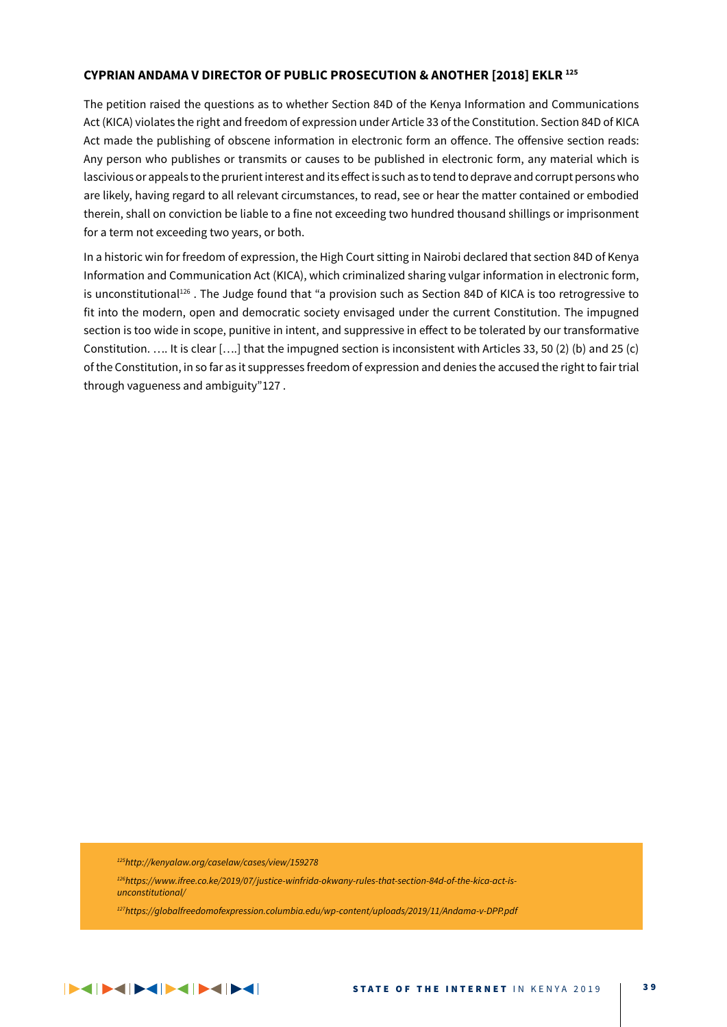### CYPRIAN ANDAMA V DIRECTOR OF PUBLIC PROSECUTION & ANOTHER [2018] EKLR [125]

The petition raised the questions as to whether Section 84D of the Kenya Information and Communications Act (KICA) violates the right and freedom of expression under Article 33 of the Constitution. Section 84D of KICA Act made the publishing of obscene information in electronic form an offence. The offensive section reads: Any person who publishes or transmits or causes to be published in electronic form, any material which is lascivious or appeals to the prurient interest and its effect is such as to tend to deprave and corrupt persons who are likely, having regard to all relevant circumstances, to read, see or hear the matter contained or embodied therein, shall on conviction be liable to a fine not exceeding two hundred thousand shillings or imprisonment for a term not exceeding two years, or both.

In a historic win for freedom of expression, the High Court sitting in Nairobi declared that section 84D of Kenya Information and Communication Act (KICA), which criminalized sharing vulgar information in electronic form, is unconstitutional[126] . The Judge found that "a provision such as Section 84D of KICA is too retrogressive to fit into the modern, open and democratic society envisaged under the current Constitution. The impugned section is too wide in scope, punitive in intent, and suppressive in effect to be tolerated by our transformative Constitution. …. It is clear [….] that the impugned section is inconsistent with Articles 33, 50 (2) (b) and 25 (c) of the Constitution, in so far as it suppresses freedom of expression and denies the accused the right to fair trial through vagueness and ambiguity"127 .

---

[125] *http://kenyalaw.org/caselaw/cases/view/159278*

[126] *https://www.ifree.co.ke/2019/07/justice-winfrida-okwany-rules-that-section-84d-of-the-kica-act-is-unconstitutional/*

[127] *https://globalfreedomofexpression.columbia.edu/wp-content/uploads/2019/11/Andama-v-DPP.pdf*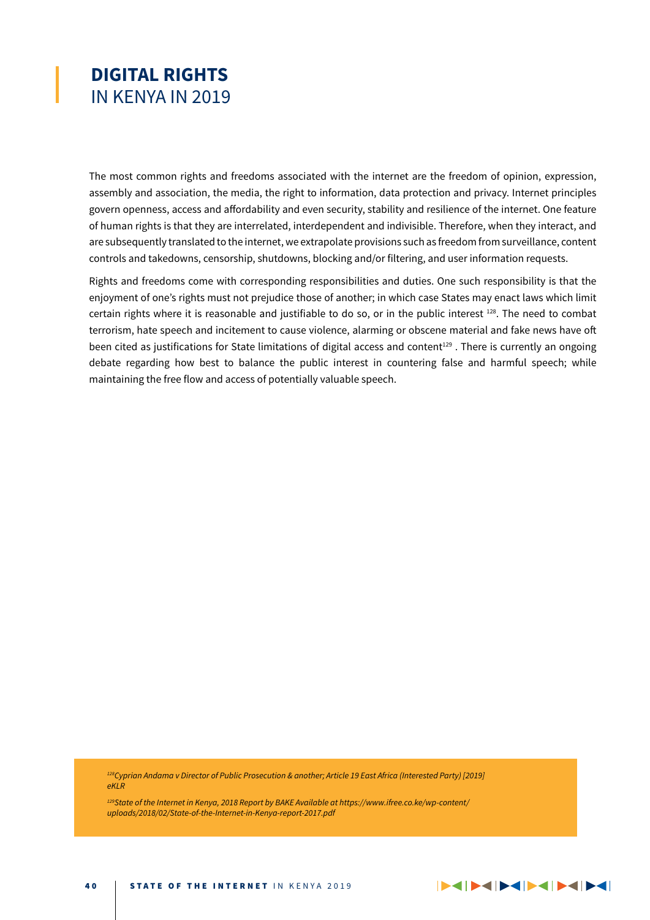# **DIGITAL RIGHTS** IN KENYA IN 2019

The most common rights and freedoms associated with the internet are the freedom of opinion, expression, assembly and association, the media, the right to information, data protection and privacy. Internet principles govern openness, access and affordability and even security, stability and resilience of the internet. One feature of human rights is that they are interrelated, interdependent and indivisible. Therefore, when they interact, and are subsequently translated to the internet, we extrapolate provisions such as freedom from surveillance, content controls and takedowns, censorship, shutdowns, blocking and/or filtering, and user information requests.

Rights and freedoms come with corresponding responsibilities and duties. One such responsibility is that the enjoyment of one's rights must not prejudice those of another; in which case States may enact laws which limit certain rights where it is reasonable and justifiable to do so, or in the public interest [128]. The need to combat terrorism, hate speech and incitement to cause violence, alarming or obscene material and fake news have oft been cited as justifications for State limitations of digital access and content[129] . There is currently an ongoing debate regarding how best to balance the public interest in countering false and harmful speech; while maintaining the free flow and access of potentially valuable speech.

*[128]Cyprian Andama v Director of Public Prosecution & another; Article 19 East Africa (Interested Party) [2019] eKLR*

*[129]State of the Internet in Kenya, 2018 Report by BAKE Available at https://www.ifree.co.ke/wp-content/uploads/2018/02/State-of-the-Internet-in-Kenya-report-2017.pdf*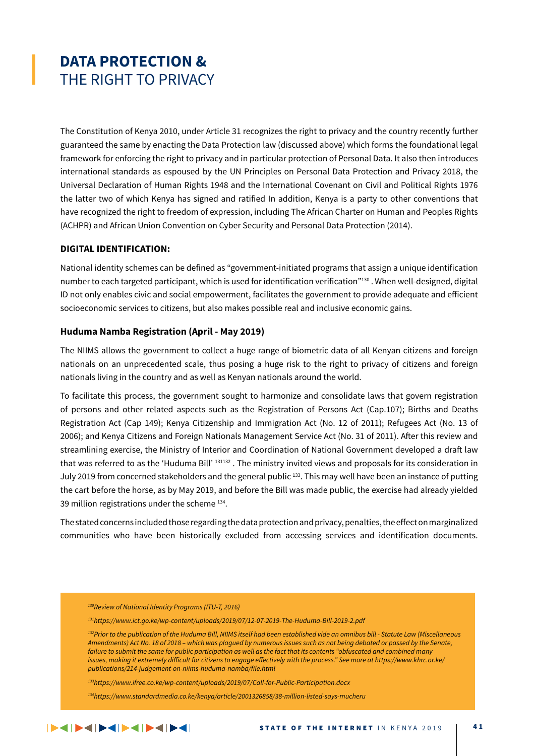# DATA PROTECTION & THE RIGHT TO PRIVACY

The Constitution of Kenya 2010, under Article 31 recognizes the right to privacy and the country recently further guaranteed the same by enacting the Data Protection law (discussed above) which forms the foundational legal framework for enforcing the right to privacy and in particular protection of Personal Data. It also then introduces international standards as espoused by the UN Principles on Personal Data Protection and Privacy 2018, the Universal Declaration of Human Rights 1948 and the International Covenant on Civil and Political Rights 1976 the latter two of which Kenya has signed and ratified In addition, Kenya is a party to other conventions that have recognized the right to freedom of expression, including The African Charter on Human and Peoples Rights (ACHPR) and African Union Convention on Cyber Security and Personal Data Protection (2014).

### DIGITAL IDENTIFICATION:

National identity schemes can be defined as "government-initiated programs that assign a unique identification number to each targeted participant, which is used for identification verification"[130] . When well-designed, digital ID not only enables civic and social empowerment, facilitates the government to provide adequate and efficient socioeconomic services to citizens, but also makes possible real and inclusive economic gains.

### Huduma Namba Registration (April - May 2019)

The NIIMS allows the government to collect a huge range of biometric data of all Kenyan citizens and foreign nationals on an unprecedented scale, thus posing a huge risk to the right to privacy of citizens and foreign nationals living in the country and as well as Kenyan nationals around the world.

To facilitate this process, the government sought to harmonize and consolidate laws that govern registration of persons and other related aspects such as the Registration of Persons Act (Cap.107); Births and Deaths Registration Act (Cap 149); Kenya Citizenship and Immigration Act (No. 12 of 2011); Refugees Act (No. 13 of 2006); and Kenya Citizens and Foreign Nationals Management Service Act (No. 31 of 2011). After this review and streamlining exercise, the Ministry of Interior and Coordination of National Government developed a draft law that was referred to as the 'Huduma Bill' [131][132] . The ministry invited views and proposals for its consideration in July 2019 from concerned stakeholders and the general public [133]. This may well have been an instance of putting the cart before the horse, as by May 2019, and before the Bill was made public, the exercise had already yielded 39 million registrations under the scheme [134].

The stated concerns included those regarding the data protection and privacy, penalties, the effect on marginalized communities who have been historically excluded from accessing services and identification documents.

---

*[130] Review of National Identity Programs (ITU-T, 2016)*

*[131] https://www.ict.go.ke/wp-content/uploads/2019/07/12-07-2019-The-Huduma-Bill-2019-2.pdf*

*[132] Prior to the publication of the Huduma Bill, NIIMS itself had been established vide an omnibus bill - Statute Law (Miscellaneous Amendments) Act No. 18 of 2018 – which was plagued by numerous issues such as not being debated or passed by the Senate, failure to submit the same for public participation as well as the fact that its contents "obfuscated and combined many issues, making it extremely difficult for citizens to engage effectively with the process." See more at https://www.khrc.or.ke/publications/214-judgement-on-niims-huduma-namba/file.html*

*[133] https://www.ifree.co.ke/wp-content/uploads/2019/07/Call-for-Public-Participation.docx*

*[134] https://www.standardmedia.co.ke/kenya/article/2001326858/38-million-listed-says-mucheru*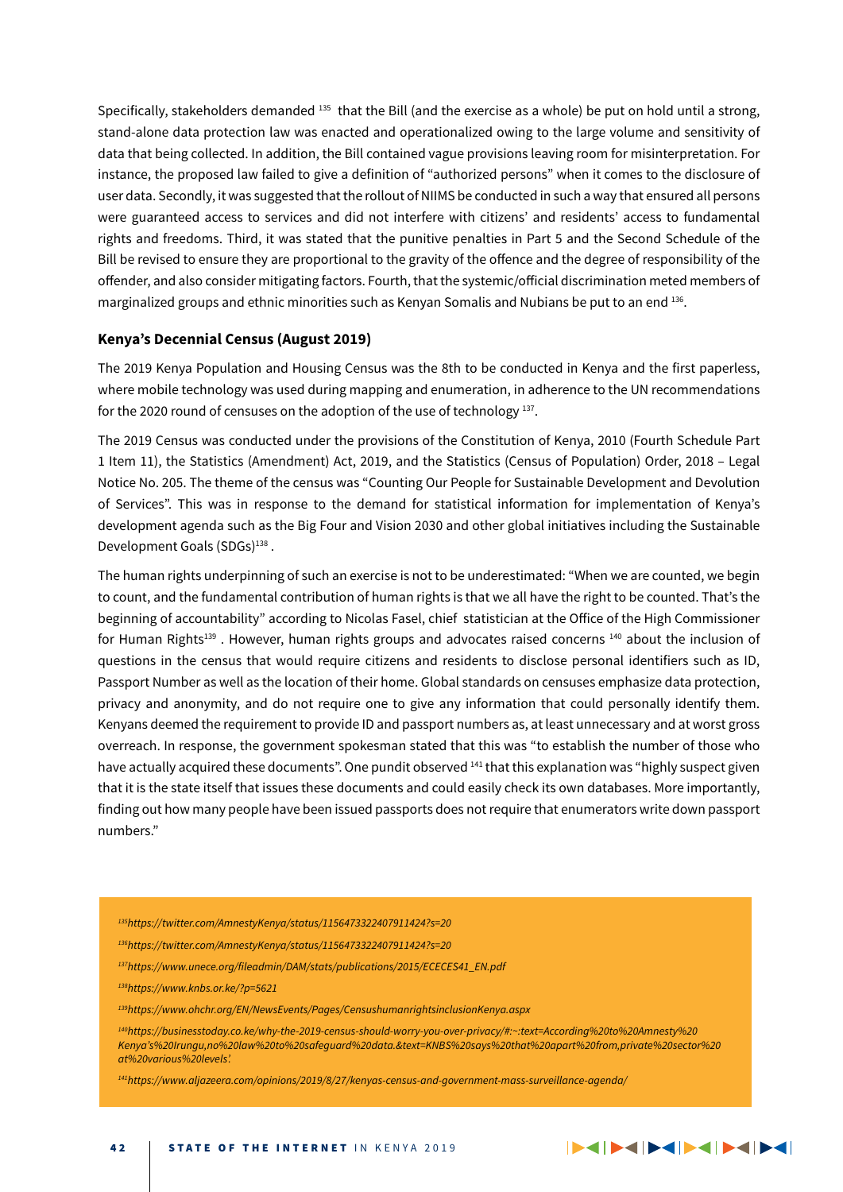Specifically, stakeholders demanded [135] that the Bill (and the exercise as a whole) be put on hold until a strong, stand-alone data protection law was enacted and operationalized owing to the large volume and sensitivity of data that being collected. In addition, the Bill contained vague provisions leaving room for misinterpretation. For instance, the proposed law failed to give a definition of "authorized persons" when it comes to the disclosure of user data. Secondly, it was suggested that the rollout of NIIMS be conducted in such a way that ensured all persons were guaranteed access to services and did not interfere with citizens' and residents' access to fundamental rights and freedoms. Third, it was stated that the punitive penalties in Part 5 and the Second Schedule of the Bill be revised to ensure they are proportional to the gravity of the offence and the degree of responsibility of the offender, and also consider mitigating factors. Fourth, that the systemic/official discrimination meted members of marginalized groups and ethnic minorities such as Kenyan Somalis and Nubians be put to an end [136].

### Kenya's Decennial Census (August 2019)

The 2019 Kenya Population and Housing Census was the 8th to be conducted in Kenya and the first paperless, where mobile technology was used during mapping and enumeration, in adherence to the UN recommendations for the 2020 round of censuses on the adoption of the use of technology [137].

The 2019 Census was conducted under the provisions of the Constitution of Kenya, 2010 (Fourth Schedule Part 1 Item 11), the Statistics (Amendment) Act, 2019, and the Statistics (Census of Population) Order, 2018 – Legal Notice No. 205. The theme of the census was "Counting Our People for Sustainable Development and Devolution of Services". This was in response to the demand for statistical information for implementation of Kenya's development agenda such as the Big Four and Vision 2030 and other global initiatives including the Sustainable Development Goals (SDGs)[138] .

The human rights underpinning of such an exercise is not to be underestimated: "When we are counted, we begin to count, and the fundamental contribution of human rights is that we all have the right to be counted. That's the beginning of accountability" according to Nicolas Fasel, chief statistician at the Office of the High Commissioner for Human Rights[139] . However, human rights groups and advocates raised concerns [140] about the inclusion of questions in the census that would require citizens and residents to disclose personal identifiers such as ID, Passport Number as well as the location of their home. Global standards on censuses emphasize data protection, privacy and anonymity, and do not require one to give any information that could personally identify them. Kenyans deemed the requirement to provide ID and passport numbers as, at least unnecessary and at worst gross overreach. In response, the government spokesman stated that this was "to establish the number of those who have actually acquired these documents". One pundit observed [141] that this explanation was "highly suspect given that it is the state itself that issues these documents and could easily check its own databases. More importantly, finding out how many people have been issued passports does not require that enumerators write down passport numbers."

---

[135] *https://twitter.com/AmnestyKenya/status/1156473322407911424?s=20*

[136] *https://twitter.com/AmnestyKenya/status/1156473322407911424?s=20*

[137] *https://www.unece.org/fileadmin/DAM/stats/publications/2015/ECECES41_EN.pdf*

[138] *https://www.knbs.or.ke/?p=5621*

[139] *https://www.ohchr.org/EN/NewsEvents/Pages/CensushumanrightsinclusionKenya.aspx*

[140] *https://businesstoday.co.ke/why-the-2019-census-should-worry-you-over-privacy/#:~:text=According%20to%20Amnesty%20Kenya's%20Irungu,no%20law%20to%20safeguard%20data.&text=KNBS%20says%20that%20apart%20from,private%20sector%20at%20various%20levels'.*

[141] *https://www.aljazeera.com/opinions/2019/8/27/kenyas-census-and-government-mass-surveillance-agenda/*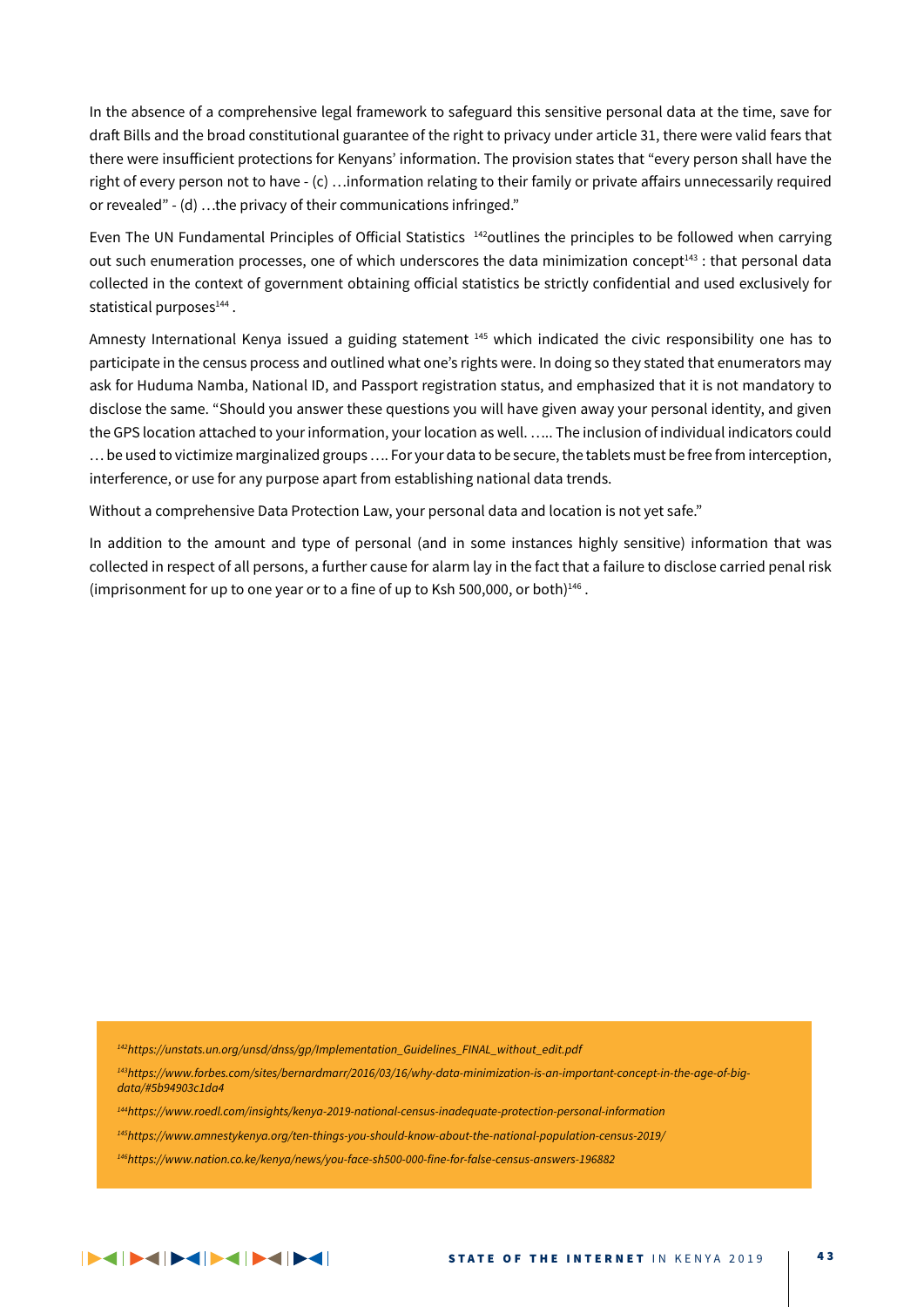In the absence of a comprehensive legal framework to safeguard this sensitive personal data at the time, save for draft Bills and the broad constitutional guarantee of the right to privacy under article 31, there were valid fears that there were insufficient protections for Kenyans' information. The provision states that "every person shall have the right of every person not to have - (c) …information relating to their family or private affairs unnecessarily required or revealed" - (d) …the privacy of their communications infringed."

Even The UN Fundamental Principles of Official Statistics [142]outlines the principles to be followed when carrying out such enumeration processes, one of which underscores the data minimization concept[143] : that personal data collected in the context of government obtaining official statistics be strictly confidential and used exclusively for statistical purposes[144] .

Amnesty International Kenya issued a guiding statement [145] which indicated the civic responsibility one has to participate in the census process and outlined what one's rights were. In doing so they stated that enumerators may ask for Huduma Namba, National ID, and Passport registration status, and emphasized that it is not mandatory to disclose the same. "Should you answer these questions you will have given away your personal identity, and given the GPS location attached to your information, your location as well. ….. The inclusion of individual indicators could … be used to victimize marginalized groups …. For your data to be secure, the tablets must be free from interception, interference, or use for any purpose apart from establishing national data trends.

Without a comprehensive Data Protection Law, your personal data and location is not yet safe."

In addition to the amount and type of personal (and in some instances highly sensitive) information that was collected in respect of all persons, a further cause for alarm lay in the fact that a failure to disclose carried penal risk (imprisonment for up to one year or to a fine of up to Ksh 500,000, or both)[146] .

[142]*https://unstats.un.org/unsd/dnss/gp/Implementation_Guidelines_FINAL_without_edit.pdf*

[143]*https://www.forbes.com/sites/bernardmarr/2016/03/16/why-data-minimization-is-an-important-concept-in-the-age-of-big-data/#5b94903c1da4*

[144]*https://www.roedl.com/insights/kenya-2019-national-census-inadequate-protection-personal-information*

[145]*https://www.amnestykenya.org/ten-things-you-should-know-about-the-national-population-census-2019/*

[146]*https://www.nation.co.ke/kenya/news/you-face-sh500-000-fine-for-false-census-answers-196882*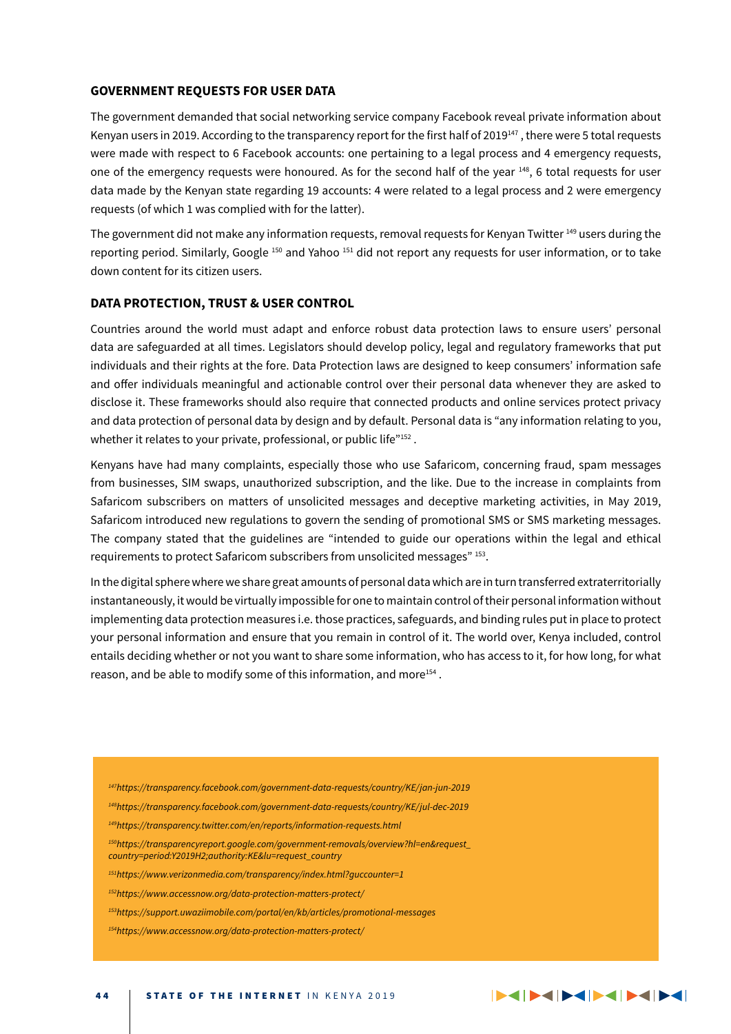## GOVERNMENT REQUESTS FOR USER DATA

The government demanded that social networking service company Facebook reveal private information about Kenyan users in 2019. According to the transparency report for the first half of 2019[147] , there were 5 total requests were made with respect to 6 Facebook accounts: one pertaining to a legal process and 4 emergency requests, one of the emergency requests were honoured. As for the second half of the year [148], 6 total requests for user data made by the Kenyan state regarding 19 accounts: 4 were related to a legal process and 2 were emergency requests (of which 1 was complied with for the latter).

The government did not make any information requests, removal requests for Kenyan Twitter [149] users during the reporting period. Similarly, Google [150] and Yahoo [151] did not report any requests for user information, or to take down content for its citizen users.

## DATA PROTECTION, TRUST & USER CONTROL

Countries around the world must adapt and enforce robust data protection laws to ensure users' personal data are safeguarded at all times. Legislators should develop policy, legal and regulatory frameworks that put individuals and their rights at the fore. Data Protection laws are designed to keep consumers' information safe and offer individuals meaningful and actionable control over their personal data whenever they are asked to disclose it. These frameworks should also require that connected products and online services protect privacy and data protection of personal data by design and by default. Personal data is "any information relating to you, whether it relates to your private, professional, or public life"[152] .

Kenyans have had many complaints, especially those who use Safaricom, concerning fraud, spam messages from businesses, SIM swaps, unauthorized subscription, and the like. Due to the increase in complaints from Safaricom subscribers on matters of unsolicited messages and deceptive marketing activities, in May 2019, Safaricom introduced new regulations to govern the sending of promotional SMS or SMS marketing messages. The company stated that the guidelines are "intended to guide our operations within the legal and ethical requirements to protect Safaricom subscribers from unsolicited messages" [153].

In the digital sphere where we share great amounts of personal data which are in turn transferred extraterritorially instantaneously, it would be virtually impossible for one to maintain control of their personal information without implementing data protection measures i.e. those practices, safeguards, and binding rules put in place to protect your personal information and ensure that you remain in control of it. The world over, Kenya included, control entails deciding whether or not you want to share some information, who has access to it, for how long, for what reason, and be able to modify some of this information, and more[154] .

---

[147] *https://transparency.facebook.com/government-data-requests/country/KE/jan-jun-2019*

[148] *https://transparency.facebook.com/government-data-requests/country/KE/jul-dec-2019*

[149] *https://transparency.twitter.com/en/reports/information-requests.html*

[150] *https://transparencyreport.google.com/government-removals/overview?hl=en&request_country=period:Y2019H2;authority:KE&lu=request_country*

[151] *https://www.verizonmedia.com/transparency/index.html?guccounter=1*

[152] *https://www.accessnow.org/data-protection-matters-protect/*

[153] *https://support.uwaziimobile.com/portal/en/kb/articles/promotional-messages*

[154] *https://www.accessnow.org/data-protection-matters-protect/*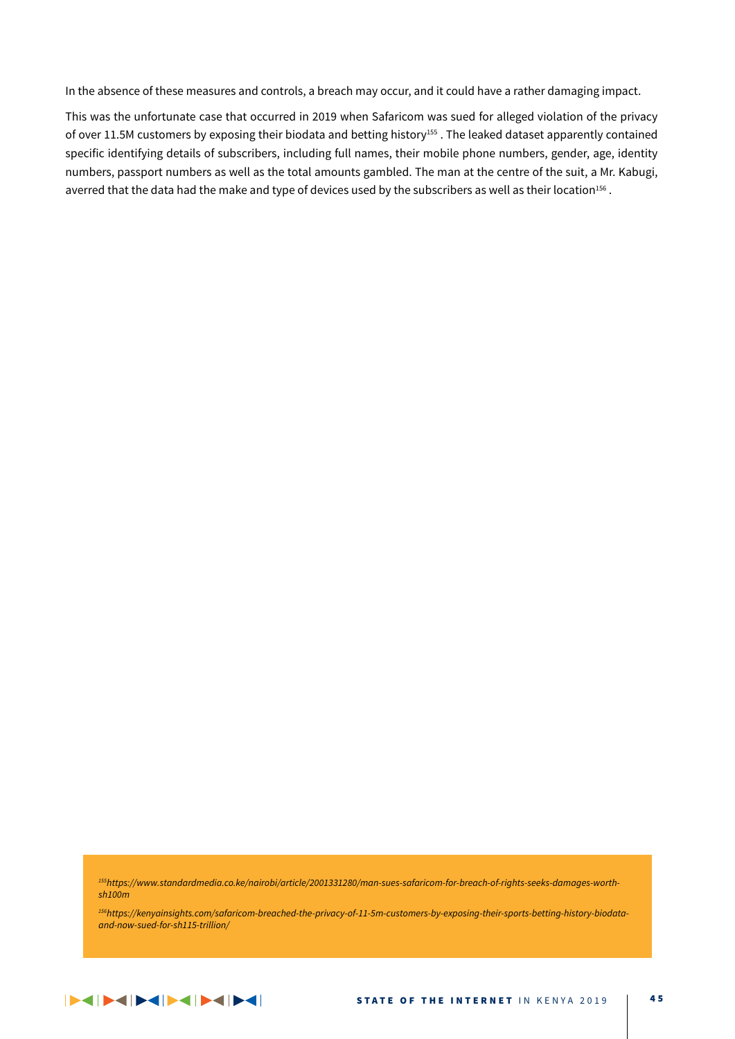In the absence of these measures and controls, a breach may occur, and it could have a rather damaging impact.

This was the unfortunate case that occurred in 2019 when Safaricom was sued for alleged violation of the privacy of over 11.5M customers by exposing their biodata and betting history[155] . The leaked dataset apparently contained specific identifying details of subscribers, including full names, their mobile phone numbers, gender, age, identity numbers, passport numbers as well as the total amounts gambled. The man at the centre of the suit, a Mr. Kabugi, averred that the data had the make and type of devices used by the subscribers as well as their location[156] .

*[155]https://www.standardmedia.co.ke/nairobi/article/2001331280/man-sues-safaricom-for-breach-of-rights-seeks-damages-worth-sh100m*

*[156]https://kenyainsights.com/safaricom-breached-the-privacy-of-11-5m-customers-by-exposing-their-sports-betting-history-biodata-and-now-sued-for-sh115-trillion/*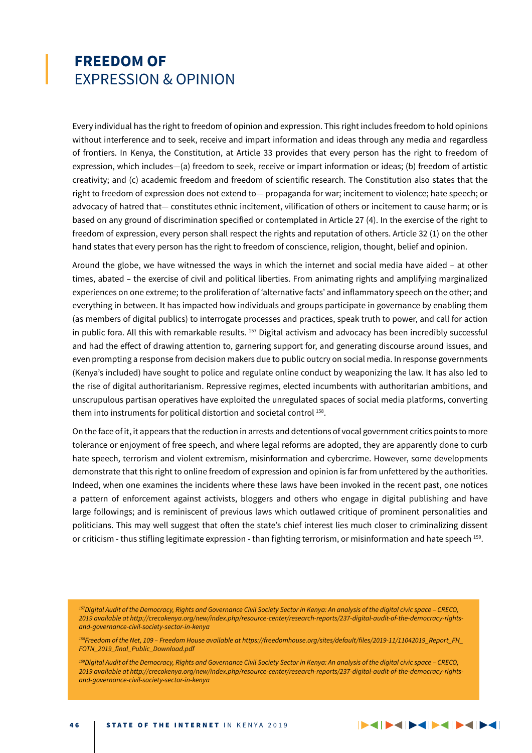# **FREEDOM OF** EXPRESSION & OPINION

Every individual has the right to freedom of opinion and expression. This right includes freedom to hold opinions without interference and to seek, receive and impart information and ideas through any media and regardless of frontiers. In Kenya, the Constitution, at Article 33 provides that every person has the right to freedom of expression, which includes—(a) freedom to seek, receive or impart information or ideas; (b) freedom of artistic creativity; and (c) academic freedom and freedom of scientific research. The Constitution also states that the right to freedom of expression does not extend to— propaganda for war; incitement to violence; hate speech; or advocacy of hatred that— constitutes ethnic incitement, vilification of others or incitement to cause harm; or is based on any ground of discrimination specified or contemplated in Article 27 (4). In the exercise of the right to freedom of expression, every person shall respect the rights and reputation of others. Article 32 (1) on the other hand states that every person has the right to freedom of conscience, religion, thought, belief and opinion.

Around the globe, we have witnessed the ways in which the internet and social media have aided – at other times, abated – the exercise of civil and political liberties. From animating rights and amplifying marginalized experiences on one extreme; to the proliferation of 'alternative facts' and inflammatory speech on the other; and everything in between. It has impacted how individuals and groups participate in governance by enabling them (as members of digital publics) to interrogate processes and practices, speak truth to power, and call for action in public fora. All this with remarkable results. [157] Digital activism and advocacy has been incredibly successful and had the effect of drawing attention to, garnering support for, and generating discourse around issues, and even prompting a response from decision makers due to public outcry on social media. In response governments (Kenya's included) have sought to police and regulate online conduct by weaponizing the law. It has also led to the rise of digital authoritarianism. Repressive regimes, elected incumbents with authoritarian ambitions, and unscrupulous partisan operatives have exploited the unregulated spaces of social media platforms, converting them into instruments for political distortion and societal control [158].

On the face of it, it appears that the reduction in arrests and detentions of vocal government critics points to more tolerance or enjoyment of free speech, and where legal reforms are adopted, they are apparently done to curb hate speech, terrorism and violent extremism, misinformation and cybercrime. However, some developments demonstrate that this right to online freedom of expression and opinion is far from unfettered by the authorities. Indeed, when one examines the incidents where these laws have been invoked in the recent past, one notices a pattern of enforcement against activists, bloggers and others who engage in digital publishing and have large followings; and is reminiscent of previous laws which outlawed critique of prominent personalities and politicians. This may well suggest that often the state's chief interest lies much closer to criminalizing dissent or criticism - thus stifling legitimate expression - than fighting terrorism, or misinformation and hate speech [159].

*[157] Digital Audit of the Democracy, Rights and Governance Civil Society Sector in Kenya: An analysis of the digital civic space – CRECO, 2019 available at http://crecokenya.org/new/index.php/resource-center/research-reports/237-digital-audit-of-the-democracy-rights-and-governance-civil-society-sector-in-kenya*

*[158] Freedom of the Net, 109 – Freedom House available at https://freedomhouse.org/sites/default/files/2019-11/11042019_Report_FH_FOTN_2019_final_Public_Download.pdf*

*[159] Digital Audit of the Democracy, Rights and Governance Civil Society Sector in Kenya: An analysis of the digital civic space – CRECO, 2019 available at http://crecokenya.org/new/index.php/resource-center/research-reports/237-digital-audit-of-the-democracy-rights-and-governance-civil-society-sector-in-kenya*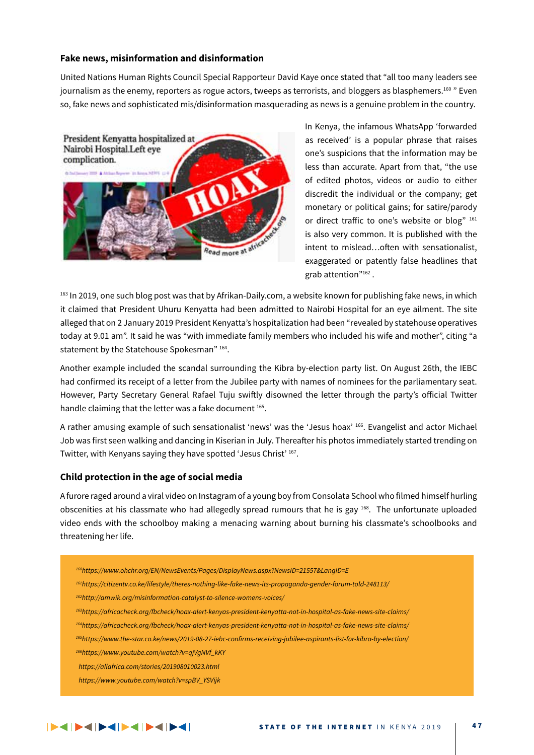### Fake news, misinformation and disinformation

United Nations Human Rights Council Special Rapporteur David Kaye once stated that "all too many leaders see journalism as the enemy, reporters as rogue actors, tweeps as terrorists, and bloggers as blasphemers.[160] " Even so, fake news and sophisticated mis/disinformation masquerading as news is a genuine problem in the country.

In Kenya, the infamous WhatsApp 'forwarded as received' is a popular phrase that raises one's suspicions that the information may be less than accurate. Apart from that, "the use of edited photos, videos or audio to either discredit the individual or the company; get monetary or political gains; for satire/parody or direct traffic to one's website or blog" [161] is also very common. It is published with the intent to mislead…often with sensationalist, exaggerated or patently false headlines that grab attention"[162] .

[163] In 2019, one such blog post was that by Afrikan-Daily.com, a website known for publishing fake news, in which it claimed that President Uhuru Kenyatta had been admitted to Nairobi Hospital for an eye ailment. The site alleged that on 2 January 2019 President Kenyatta's hospitalization had been "revealed by statehouse operatives today at 9.01 am". It said he was "with immediate family members who included his wife and mother", citing "a statement by the Statehouse Spokesman" [164].

Another example included the scandal surrounding the Kibra by-election party list. On August 26th, the IEBC had confirmed its receipt of a letter from the Jubilee party with names of nominees for the parliamentary seat. However, Party Secretary General Rafael Tuju swiftly disowned the letter through the party's official Twitter handle claiming that the letter was a fake document [165].

A rather amusing example of such sensationalist 'news' was the 'Jesus hoax' [166]. Evangelist and actor Michael Job was first seen walking and dancing in Kiserian in July. Thereafter his photos immediately started trending on Twitter, with Kenyans saying they have spotted 'Jesus Christ' [167].

### Child protection in the age of social media

A furore raged around a viral video on Instagram of a young boy from Consolata School who filmed himself hurling obscenities at his classmate who had allegedly spread rumours that he is gay [168]. The unfortunate uploaded video ends with the schoolboy making a menacing warning about burning his classmate's schoolbooks and threatening her life.

[160] *https://www.ohchr.org/EN/NewsEvents/Pages/DisplayNews.aspx?NewsID=21557&LangID=E*

[161] *https://citizentv.co.ke/lifestyle/theres-nothing-like-fake-news-its-propaganda-gender-forum-told-248113/*

[162] *http://amwik.org/misinformation-catalyst-to-silence-womens-voices/*

[163] *https://africacheck.org/fbcheck/hoax-alert-kenyas-president-kenyatta-not-in-hospital-as-fake-news-site-claims/*

[164] *https://africacheck.org/fbcheck/hoax-alert-kenyas-president-kenyatta-not-in-hospital-as-fake-news-site-claims/*

[165] *https://www.the-star.co.ke/news/2019-08-27-iebc-confirms-receiving-jubilee-aspirants-list-for-kibra-by-election/*

[166] *https://www.youtube.com/watch?v=qjVgNVf_kKY*

*https://allafrica.com/stories/201908010023.html*

*https://www.youtube.com/watch?v=spBV_YSVijk*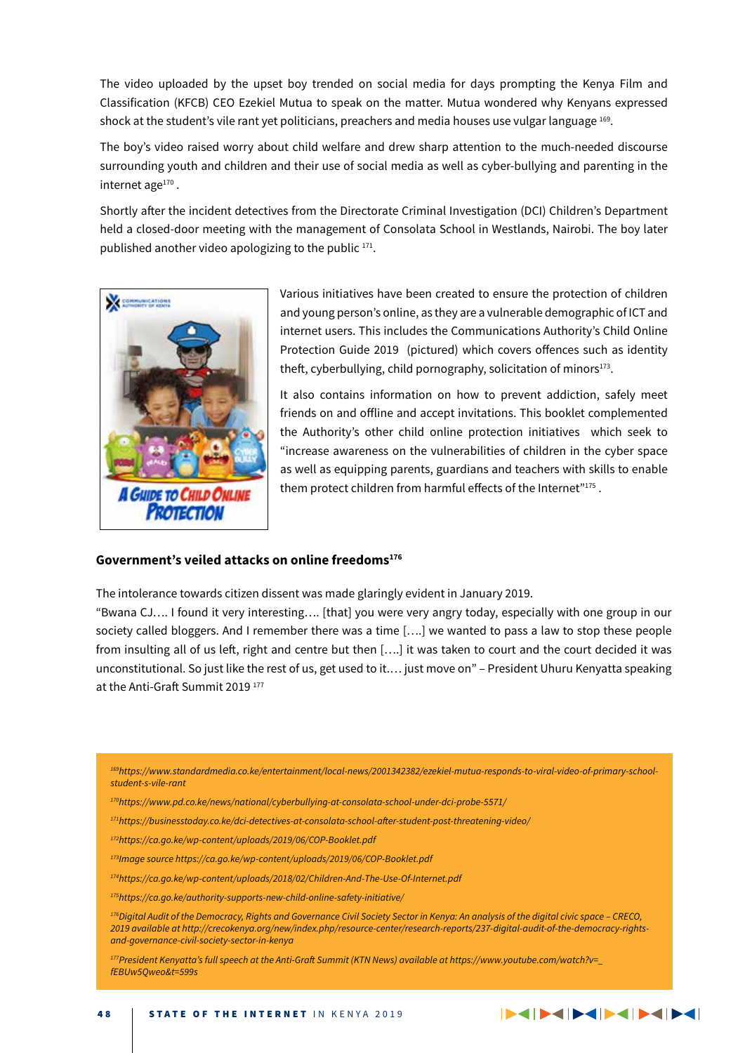The video uploaded by the upset boy trended on social media for days prompting the Kenya Film and Classification (KFCB) CEO Ezekiel Mutua to speak on the matter. Mutua wondered why Kenyans expressed shock at the student's vile rant yet politicians, preachers and media houses use vulgar language [169].

The boy's video raised worry about child welfare and drew sharp attention to the much-needed discourse surrounding youth and children and their use of social media as well as cyber-bullying and parenting in the internet age[170] .

Shortly after the incident detectives from the Directorate Criminal Investigation (DCI) Children's Department held a closed-door meeting with the management of Consolata School in Westlands, Nairobi. The boy later published another video apologizing to the public [171].

Various initiatives have been created to ensure the protection of children and young person's online, as they are a vulnerable demographic of ICT and internet users. This includes the Communications Authority's Child Online Protection Guide 2019 (pictured) which covers offences such as identity theft, cyberbullying, child pornography, solicitation of minors[173].

It also contains information on how to prevent addiction, safely meet friends on and offline and accept invitations. This booklet complemented the Authority's other child online protection initiatives which seek to "increase awareness on the vulnerabilities of children in the cyber space as well as equipping parents, guardians and teachers with skills to enable them protect children from harmful effects of the Internet"[175] .

### Government's veiled attacks on online freedoms[176]

The intolerance towards citizen dissent was made glaringly evident in January 2019.

"Bwana CJ…. I found it very interesting…. [that] you were very angry today, especially with one group in our society called bloggers. And I remember there was a time [….] we wanted to pass a law to stop these people from insulting all of us left, right and centre but then [….] it was taken to court and the court decided it was unconstitutional. So just like the rest of us, get used to it…. just move on" – President Uhuru Kenyatta speaking at the Anti-Graft Summit 2019 [177]

---

*[169]https://www.standardmedia.co.ke/entertainment/local-news/2001342382/ezekiel-mutua-responds-to-viral-video-of-primary-school-student-s-vile-rant*

*[170]https://www.pd.co.ke/news/national/cyberbullying-at-consolata-school-under-dci-probe-5571/*

*[171]https://businesstoday.co.ke/dci-detectives-at-consolata-school-after-student-post-threatening-video/*

*[172]https://ca.go.ke/wp-content/uploads/2019/06/COP-Booklet.pdf*

*[173]Image source https://ca.go.ke/wp-content/uploads/2019/06/COP-Booklet.pdf*

*[174]https://ca.go.ke/wp-content/uploads/2018/02/Children-And-The-Use-Of-Internet.pdf*

*[175]https://ca.go.ke/authority-supports-new-child-online-safety-initiative/*

*[176]Digital Audit of the Democracy, Rights and Governance Civil Society Sector in Kenya: An analysis of the digital civic space – CRECO, 2019 available at http://crecokenya.org/new/index.php/resource-center/research-reports/237-digital-audit-of-the-democracy-rights-and-governance-civil-society-sector-in-kenya*

*[177]President Kenyatta's full speech at the Anti-Graft Summit (KTN News) available at https://www.youtube.com/watch?v=_fEBUw5Qweo&t=599s*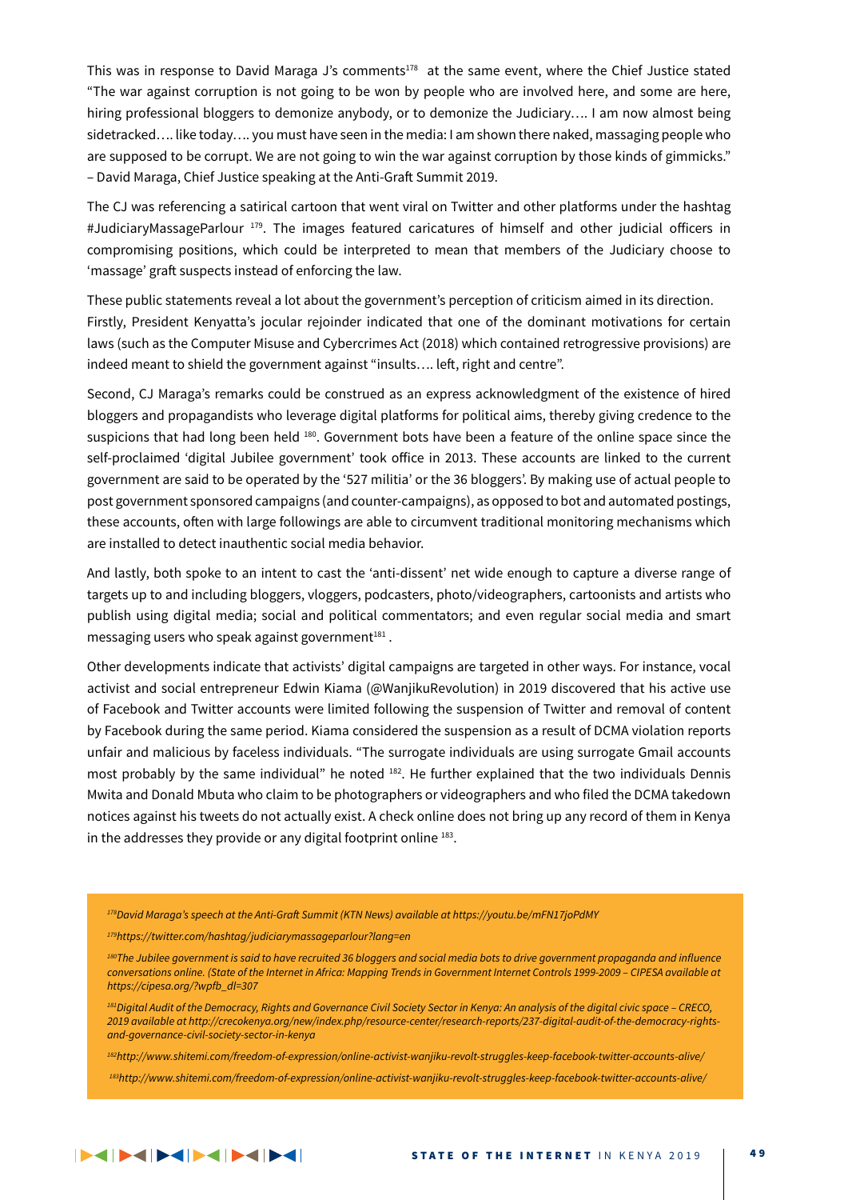This was in response to David Maraga J's comments[178] at the same event, where the Chief Justice stated "The war against corruption is not going to be won by people who are involved here, and some are here, hiring professional bloggers to demonize anybody, or to demonize the Judiciary…. I am now almost being sidetracked…. like today…. you must have seen in the media: I am shown there naked, massaging people who are supposed to be corrupt. We are not going to win the war against corruption by those kinds of gimmicks." – David Maraga, Chief Justice speaking at the Anti-Graft Summit 2019.

The CJ was referencing a satirical cartoon that went viral on Twitter and other platforms under the hashtag #JudiciaryMassageParlour [179]. The images featured caricatures of himself and other judicial officers in compromising positions, which could be interpreted to mean that members of the Judiciary choose to 'massage' graft suspects instead of enforcing the law.

These public statements reveal a lot about the government's perception of criticism aimed in its direction.
Firstly, President Kenyatta's jocular rejoinder indicated that one of the dominant motivations for certain laws (such as the Computer Misuse and Cybercrimes Act (2018) which contained retrogressive provisions) are indeed meant to shield the government against "insults…. left, right and centre".

Second, CJ Maraga's remarks could be construed as an express acknowledgment of the existence of hired bloggers and propagandists who leverage digital platforms for political aims, thereby giving credence to the suspicions that had long been held [180]. Government bots have been a feature of the online space since the self-proclaimed 'digital Jubilee government' took office in 2013. These accounts are linked to the current government are said to be operated by the '527 militia' or the 36 bloggers'. By making use of actual people to post government sponsored campaigns (and counter-campaigns), as opposed to bot and automated postings, these accounts, often with large followings are able to circumvent traditional monitoring mechanisms which are installed to detect inauthentic social media behavior.

And lastly, both spoke to an intent to cast the 'anti-dissent' net wide enough to capture a diverse range of targets up to and including bloggers, vloggers, podcasters, photo/videographers, cartoonists and artists who publish using digital media; social and political commentators; and even regular social media and smart messaging users who speak against government[181] .

Other developments indicate that activists' digital campaigns are targeted in other ways. For instance, vocal activist and social entrepreneur Edwin Kiama (@WanjikuRevolution) in 2019 discovered that his active use of Facebook and Twitter accounts were limited following the suspension of Twitter and removal of content by Facebook during the same period. Kiama considered the suspension as a result of DCMA violation reports unfair and malicious by faceless individuals. "The surrogate individuals are using surrogate Gmail accounts most probably by the same individual" he noted [182]. He further explained that the two individuals Dennis Mwita and Donald Mbuta who claim to be photographers or videographers and who filed the DCMA takedown notices against his tweets do not actually exist. A check online does not bring up any record of them in Kenya in the addresses they provide or any digital footprint online [183].

---

[178] *David Maraga's speech at the Anti-Graft Summit (KTN News) available at https://youtu.be/mFN17joPdMY*

[179] *https://twitter.com/hashtag/judiciarymassageparlour?lang=en*

[180] *The Jubilee government is said to have recruited 36 bloggers and social media bots to drive government propaganda and influence conversations online. (State of the Internet in Africa: Mapping Trends in Government Internet Controls 1999-2009 – CIPESA available at https://cipesa.org/?wpfb_dl=307*

[181] *Digital Audit of the Democracy, Rights and Governance Civil Society Sector in Kenya: An analysis of the digital civic space – CRECO, 2019 available at http://crecokenya.org/new/index.php/resource-center/research-reports/237-digital-audit-of-the-democracy-rights-and-governance-civil-society-sector-in-kenya*

[182] *http://www.shitemi.com/freedom-of-expression/online-activist-wanjiku-revolt-struggles-keep-facebook-twitter-accounts-alive/*

[183] *http://www.shitemi.com/freedom-of-expression/online-activist-wanjiku-revolt-struggles-keep-facebook-twitter-accounts-alive/*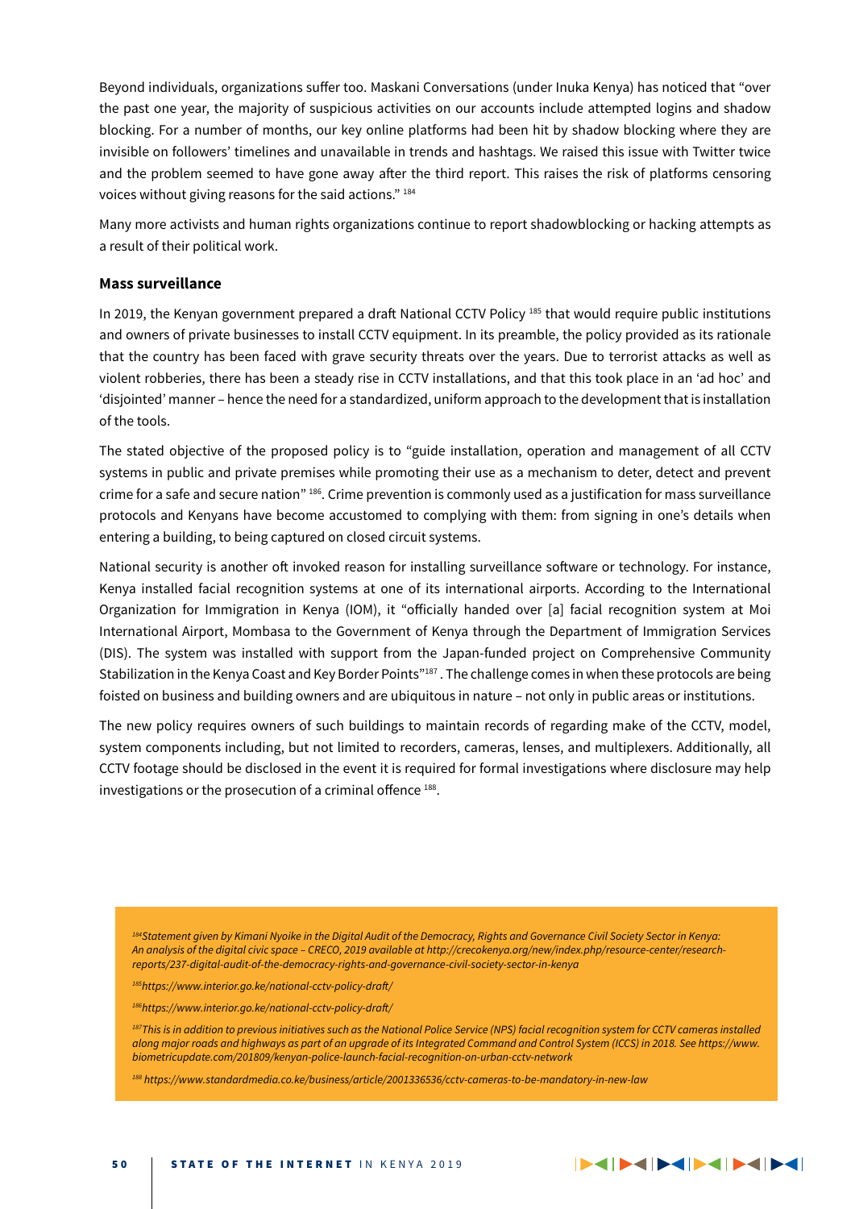Beyond individuals, organizations suffer too. Maskani Conversations (under Inuka Kenya) has noticed that "over the past one year, the majority of suspicious activities on our accounts include attempted logins and shadow blocking. For a number of months, our key online platforms had been hit by shadow blocking where they are invisible on followers' timelines and unavailable in trends and hashtags. We raised this issue with Twitter twice and the problem seemed to have gone away after the third report. This raises the risk of platforms censoring voices without giving reasons for the said actions." [184]

Many more activists and human rights organizations continue to report shadowblocking or hacking attempts as a result of their political work.

### Mass surveillance

In 2019, the Kenyan government prepared a draft National CCTV Policy [185] that would require public institutions and owners of private businesses to install CCTV equipment. In its preamble, the policy provided as its rationale that the country has been faced with grave security threats over the years. Due to terrorist attacks as well as violent robberies, there has been a steady rise in CCTV installations, and that this took place in an 'ad hoc' and 'disjointed' manner – hence the need for a standardized, uniform approach to the development that is installation of the tools.

The stated objective of the proposed policy is to "guide installation, operation and management of all CCTV systems in public and private premises while promoting their use as a mechanism to deter, detect and prevent crime for a safe and secure nation" [186]. Crime prevention is commonly used as a justification for mass surveillance protocols and Kenyans have become accustomed to complying with them: from signing in one's details when entering a building, to being captured on closed circuit systems.

National security is another oft invoked reason for installing surveillance software or technology. For instance, Kenya installed facial recognition systems at one of its international airports. According to the International Organization for Immigration in Kenya (IOM), it "officially handed over [a] facial recognition system at Moi International Airport, Mombasa to the Government of Kenya through the Department of Immigration Services (DIS). The system was installed with support from the Japan-funded project on Comprehensive Community Stabilization in the Kenya Coast and Key Border Points"[187]. The challenge comes in when these protocols are being foisted on business and building owners and are ubiquitous in nature – not only in public areas or institutions.

The new policy requires owners of such buildings to maintain records of regarding make of the CCTV, model, system components including, but not limited to recorders, cameras, lenses, and multiplexers. Additionally, all CCTV footage should be disclosed in the event it is required for formal investigations where disclosure may help investigations or the prosecution of a criminal offence [188].

---

*[184] Statement given by Kimani Nyoike in the Digital Audit of the Democracy, Rights and Governance Civil Society Sector in Kenya: An analysis of the digital civic space – CRECO, 2019 available at http://crecokenya.org/new/index.php/resource-center/research-reports/237-digital-audit-of-the-democracy-rights-and-governance-civil-society-sector-in-kenya*

*[185] https://www.interior.go.ke/national-cctv-policy-draft/*

*[186] https://www.interior.go.ke/national-cctv-policy-draft/*

*[187] This is in addition to previous initiatives such as the National Police Service (NPS) facial recognition system for CCTV cameras installed along major roads and highways as part of an upgrade of its Integrated Command and Control System (ICCS) in 2018. See https://www.biometricupdate.com/201809/kenyan-police-launch-facial-recognition-on-urban-cctv-network*

*[188] https://www.standardmedia.co.ke/business/article/2001336536/cctv-cameras-to-be-mandatory-in-new-law*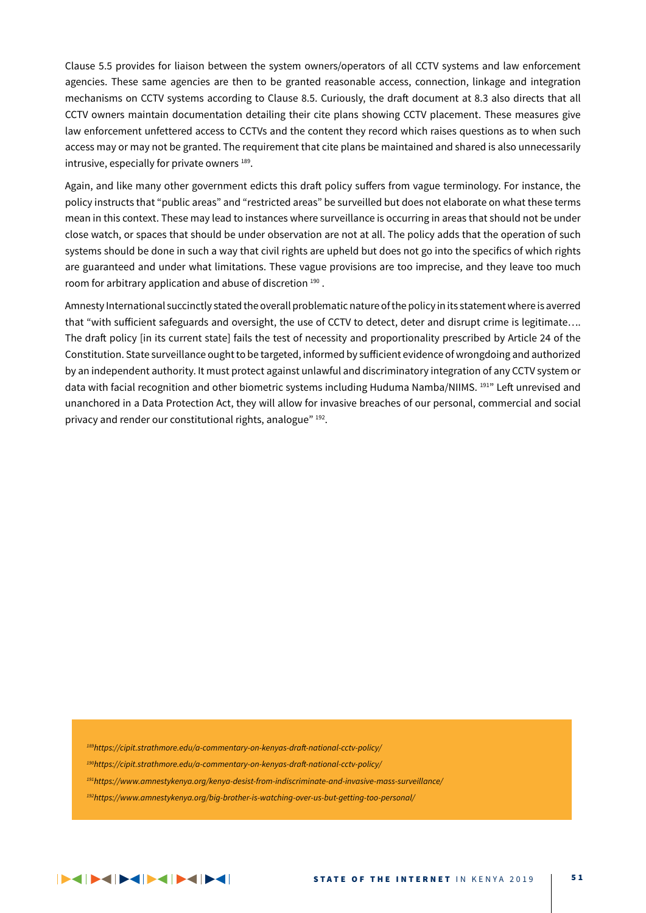Clause 5.5 provides for liaison between the system owners/operators of all CCTV systems and law enforcement agencies. These same agencies are then to be granted reasonable access, connection, linkage and integration mechanisms on CCTV systems according to Clause 8.5. Curiously, the draft document at 8.3 also directs that all CCTV owners maintain documentation detailing their cite plans showing CCTV placement. These measures give law enforcement unfettered access to CCTVs and the content they record which raises questions as to when such access may or may not be granted. The requirement that cite plans be maintained and shared is also unnecessarily intrusive, especially for private owners [189].

Again, and like many other government edicts this draft policy suffers from vague terminology. For instance, the policy instructs that "public areas" and "restricted areas" be surveilled but does not elaborate on what these terms mean in this context. These may lead to instances where surveillance is occurring in areas that should not be under close watch, or spaces that should be under observation are not at all. The policy adds that the operation of such systems should be done in such a way that civil rights are upheld but does not go into the specifics of which rights are guaranteed and under what limitations. These vague provisions are too imprecise, and they leave too much room for arbitrary application and abuse of discretion [190].

Amnesty International succinctly stated the overall problematic nature of the policy in its statement where is averred that "with sufficient safeguards and oversight, the use of CCTV to detect, deter and disrupt crime is legitimate…. The draft policy [in its current state] fails the test of necessity and proportionality prescribed by Article 24 of the Constitution. State surveillance ought to be targeted, informed by sufficient evidence of wrongdoing and authorized by an independent authority. It must protect against unlawful and discriminatory integration of any CCTV system or data with facial recognition and other biometric systems including Huduma Namba/NIIMS. [191]" Left unrevised and unanchored in a Data Protection Act, they will allow for invasive breaches of our personal, commercial and social privacy and render our constitutional rights, analogue" [192].

---

[189] *https://cipit.strathmore.edu/a-commentary-on-kenyas-draft-national-cctv-policy/*

[190] *https://cipit.strathmore.edu/a-commentary-on-kenyas-draft-national-cctv-policy/*

[191] *https://www.amnestykenya.org/kenya-desist-from-indiscriminate-and-invasive-mass-surveillance/*

[192] *https://www.amnestykenya.org/big-brother-is-watching-over-us-but-getting-too-personal/*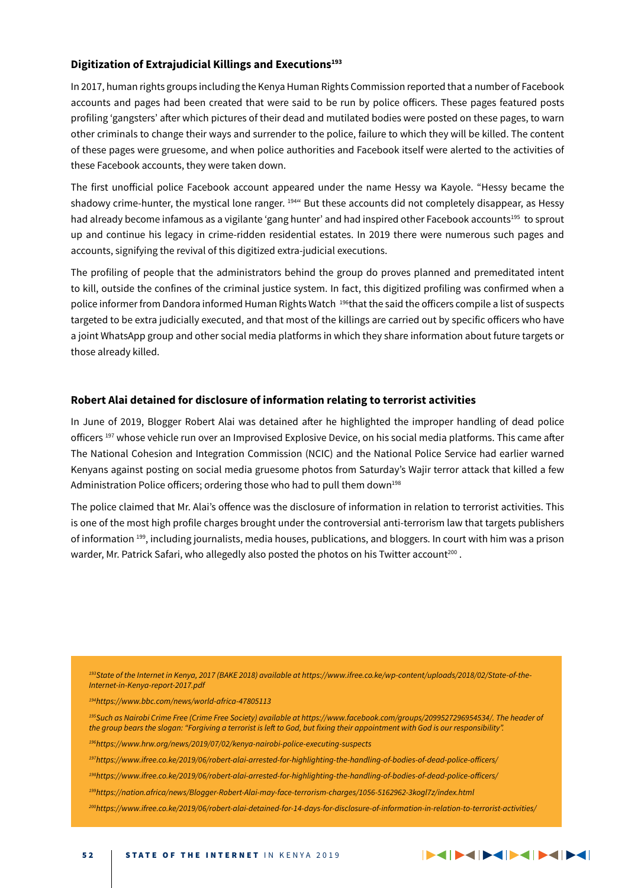### Digitization of Extrajudicial Killings and Executions[193]

In 2017, human rights groups including the Kenya Human Rights Commission reported that a number of Facebook accounts and pages had been created that were said to be run by police officers. These pages featured posts profiling 'gangsters' after which pictures of their dead and mutilated bodies were posted on these pages, to warn other criminals to change their ways and surrender to the police, failure to which they will be killed. The content of these pages were gruesome, and when police authorities and Facebook itself were alerted to the activities of these Facebook accounts, they were taken down.

The first unofficial police Facebook account appeared under the name Hessy wa Kayole. "Hessy became the shadowy crime-hunter, the mystical lone ranger. [194]" But these accounts did not completely disappear, as Hessy had already become infamous as a vigilante 'gang hunter' and had inspired other Facebook accounts[195] to sprout up and continue his legacy in crime-ridden residential estates. In 2019 there were numerous such pages and accounts, signifying the revival of this digitized extra-judicial executions.

The profiling of people that the administrators behind the group do proves planned and premeditated intent to kill, outside the confines of the criminal justice system. In fact, this digitized profiling was confirmed when a police informer from Dandora informed Human Rights Watch [196]that the said the officers compile a list of suspects targeted to be extra judicially executed, and that most of the killings are carried out by specific officers who have a joint WhatsApp group and other social media platforms in which they share information about future targets or those already killed.

### Robert Alai detained for disclosure of information relating to terrorist activities

In June of 2019, Blogger Robert Alai was detained after he highlighted the improper handling of dead police officers [197] whose vehicle run over an Improvised Explosive Device, on his social media platforms. This came after The National Cohesion and Integration Commission (NCIC) and the National Police Service had earlier warned Kenyans against posting on social media gruesome photos from Saturday's Wajir terror attack that killed a few Administration Police officers; ordering those who had to pull them down[198]

The police claimed that Mr. Alai's offence was the disclosure of information in relation to terrorist activities. This is one of the most high profile charges brought under the controversial anti-terrorism law that targets publishers of information [199], including journalists, media houses, publications, and bloggers. In court with him was a prison warder, Mr. Patrick Safari, who allegedly also posted the photos on his Twitter account[200] .

---

*[193]State of the Internet in Kenya, 2017 (BAKE 2018) available at https://www.ifree.co.ke/wp-content/uploads/2018/02/State-of-the-Internet-in-Kenya-report-2017.pdf*

*[194]https://www.bbc.com/news/world-africa-47805113*

*[195]Such as Nairobi Crime Free (Crime Free Society) available at https://www.facebook.com/groups/2099527296954534/. The header of the group bears the slogan: "Forgiving a terrorist is left to God, but fixing their appointment with God is our responsibility".*

*[196]https://www.hrw.org/news/2019/07/02/kenya-nairobi-police-executing-suspects*

*[197]https://www.ifree.co.ke/2019/06/robert-alai-arrested-for-highlighting-the-handling-of-bodies-of-dead-police-officers/*

*[198]https://www.ifree.co.ke/2019/06/robert-alai-arrested-for-highlighting-the-handling-of-bodies-of-dead-police-officers/*

*[199]https://nation.africa/news/Blogger-Robert-Alai-may-face-terrorism-charges/1056-5162962-3kogl7z/index.html*

*[200]https://www.ifree.co.ke/2019/06/robert-alai-detained-for-14-days-for-disclosure-of-information-in-relation-to-terrorist-activities/*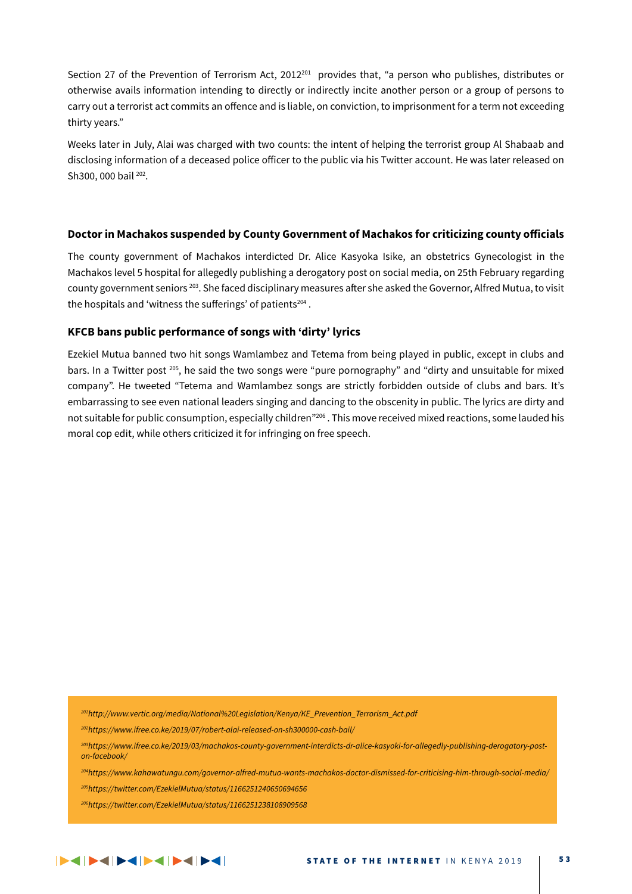Section 27 of the Prevention of Terrorism Act, 2012[201] provides that, "a person who publishes, distributes or otherwise avails information intending to directly or indirectly incite another person or a group of persons to carry out a terrorist act commits an offence and is liable, on conviction, to imprisonment for a term not exceeding thirty years."

Weeks later in July, Alai was charged with two counts: the intent of helping the terrorist group Al Shabaab and disclosing information of a deceased police officer to the public via his Twitter account. He was later released on Sh300, 000 bail [202].

### Doctor in Machakos suspended by County Government of Machakos for criticizing county officials

The county government of Machakos interdicted Dr. Alice Kasyoka Isike, an obstetrics Gynecologist in the Machakos level 5 hospital for allegedly publishing a derogatory post on social media, on 25th February regarding county government seniors [203]. She faced disciplinary measures after she asked the Governor, Alfred Mutua, to visit the hospitals and 'witness the sufferings' of patients[204] .

### KFCB bans public performance of songs with 'dirty' lyrics

Ezekiel Mutua banned two hit songs Wamlambez and Tetema from being played in public, except in clubs and bars. In a Twitter post [205], he said the two songs were "pure pornography" and "dirty and unsuitable for mixed company". He tweeted "Tetema and Wamlambez songs are strictly forbidden outside of clubs and bars. It's embarrassing to see even national leaders singing and dancing to the obscenity in public. The lyrics are dirty and not suitable for public consumption, especially children"[206] . This move received mixed reactions, some lauded his moral cop edit, while others criticized it for infringing on free speech.

---

[201] *http://www.vertic.org/media/National%20Legislation/Kenya/KE_Prevention_Terrorism_Act.pdf*

[202] *https://www.ifree.co.ke/2019/07/robert-alai-released-on-sh300000-cash-bail/*

[203] *https://www.ifree.co.ke/2019/03/machakos-county-government-interdicts-dr-alice-kasyoki-for-allegedly-publishing-derogatory-post-on-facebook/*

[204] *https://www.kahawatungu.com/governor-alfred-mutua-wants-machakos-doctor-dismissed-for-criticising-him-through-social-media/*

[205] *https://twitter.com/EzekielMutua/status/1166251240650694656*

[206] *https://twitter.com/EzekielMutua/status/1166251238108909568*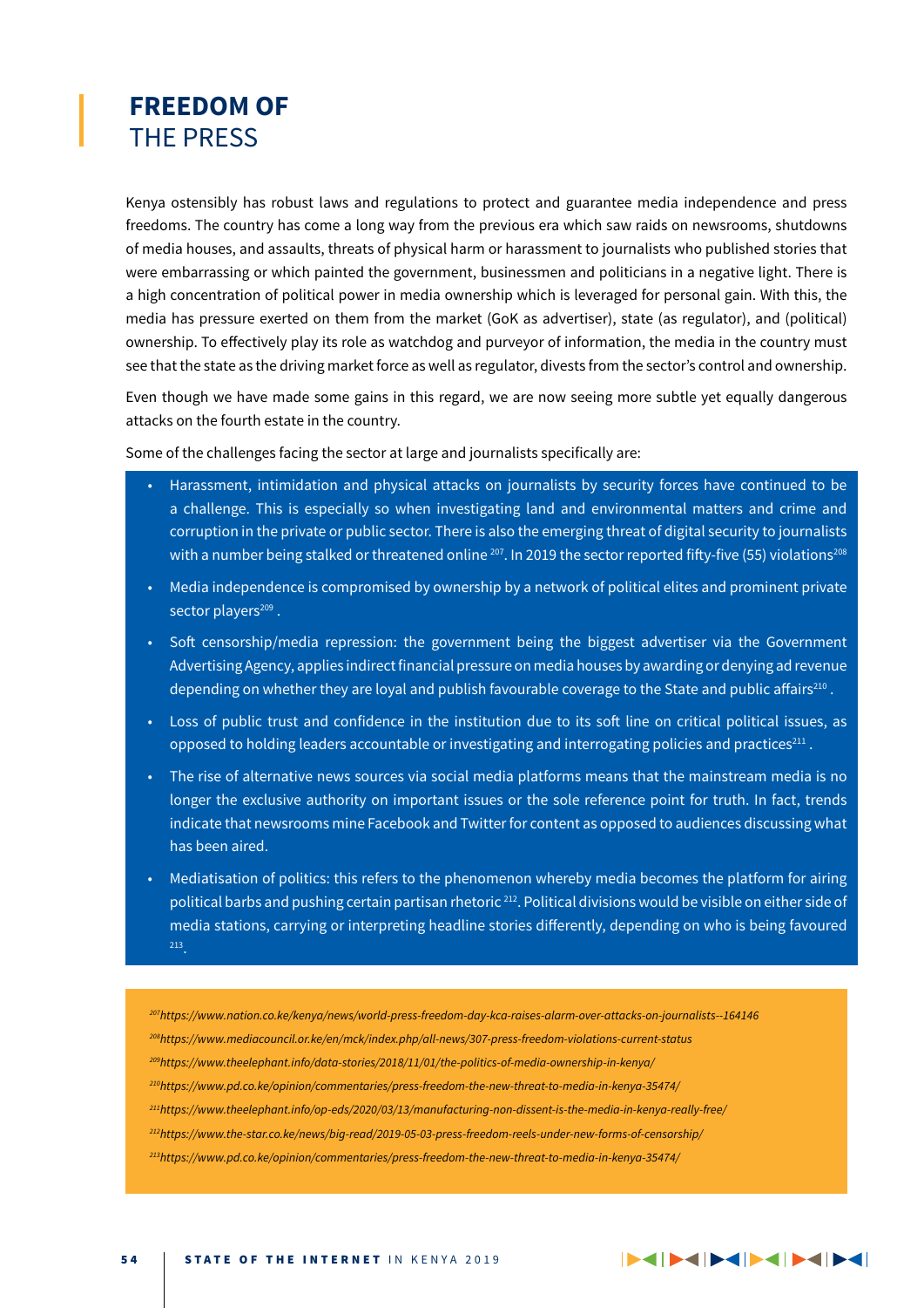# FREEDOM OF THE PRESS

Kenya ostensibly has robust laws and regulations to protect and guarantee media independence and press freedoms. The country has come a long way from the previous era which saw raids on newsrooms, shutdowns of media houses, and assaults, threats of physical harm or harassment to journalists who published stories that were embarrassing or which painted the government, businessmen and politicians in a negative light. There is a high concentration of political power in media ownership which is leveraged for personal gain. With this, the media has pressure exerted on them from the market (GoK as advertiser), state (as regulator), and (political) ownership. To effectively play its role as watchdog and purveyor of information, the media in the country must see that the state as the driving market force as well as regulator, divests from the sector's control and ownership.

Even though we have made some gains in this regard, we are now seeing more subtle yet equally dangerous attacks on the fourth estate in the country.

Some of the challenges facing the sector at large and journalists specifically are:

- Harassment, intimidation and physical attacks on journalists by security forces have continued to be a challenge. This is especially so when investigating land and environmental matters and crime and corruption in the private or public sector. There is also the emerging threat of digital security to journalists with a number being stalked or threatened online [207]. In 2019 the sector reported fifty-five (55) violations[208]
- Media independence is compromised by ownership by a network of political elites and prominent private sector players[209] .
- Soft censorship/media repression: the government being the biggest advertiser via the Government Advertising Agency, applies indirect financial pressure on media houses by awarding or denying ad revenue depending on whether they are loyal and publish favourable coverage to the State and public affairs[210] .
- Loss of public trust and confidence in the institution due to its soft line on critical political issues, as opposed to holding leaders accountable or investigating and interrogating policies and practices[211] .
- The rise of alternative news sources via social media platforms means that the mainstream media is no longer the exclusive authority on important issues or the sole reference point for truth. In fact, trends indicate that newsrooms mine Facebook and Twitter for content as opposed to audiences discussing what has been aired.
- Mediatisation of politics: this refers to the phenomenon whereby media becomes the platform for airing political barbs and pushing certain partisan rhetoric [212]. Political divisions would be visible on either side of media stations, carrying or interpreting headline stories differently, depending on who is being favoured [213].

[207] *https://www.nation.co.ke/kenya/news/world-press-freedom-day-kca-raises-alarm-over-attacks-on-journalists--164146*

[208] *https://www.mediacouncil.or.ke/en/mck/index.php/all-news/307-press-freedom-violations-current-status*

[209] *https://www.theelephant.info/data-stories/2018/11/01/the-politics-of-media-ownership-in-kenya/*

[210] *https://www.pd.co.ke/opinion/commentaries/press-freedom-the-new-threat-to-media-in-kenya-35474/*

[211] *https://www.theelephant.info/op-eds/2020/03/13/manufacturing-non-dissent-is-the-media-in-kenya-really-free/*

[212] *https://www.the-star.co.ke/news/big-read/2019-05-03-press-freedom-reels-under-new-forms-of-censorship/*

[213] *https://www.pd.co.ke/opinion/commentaries/press-freedom-the-new-threat-to-media-in-kenya-35474/*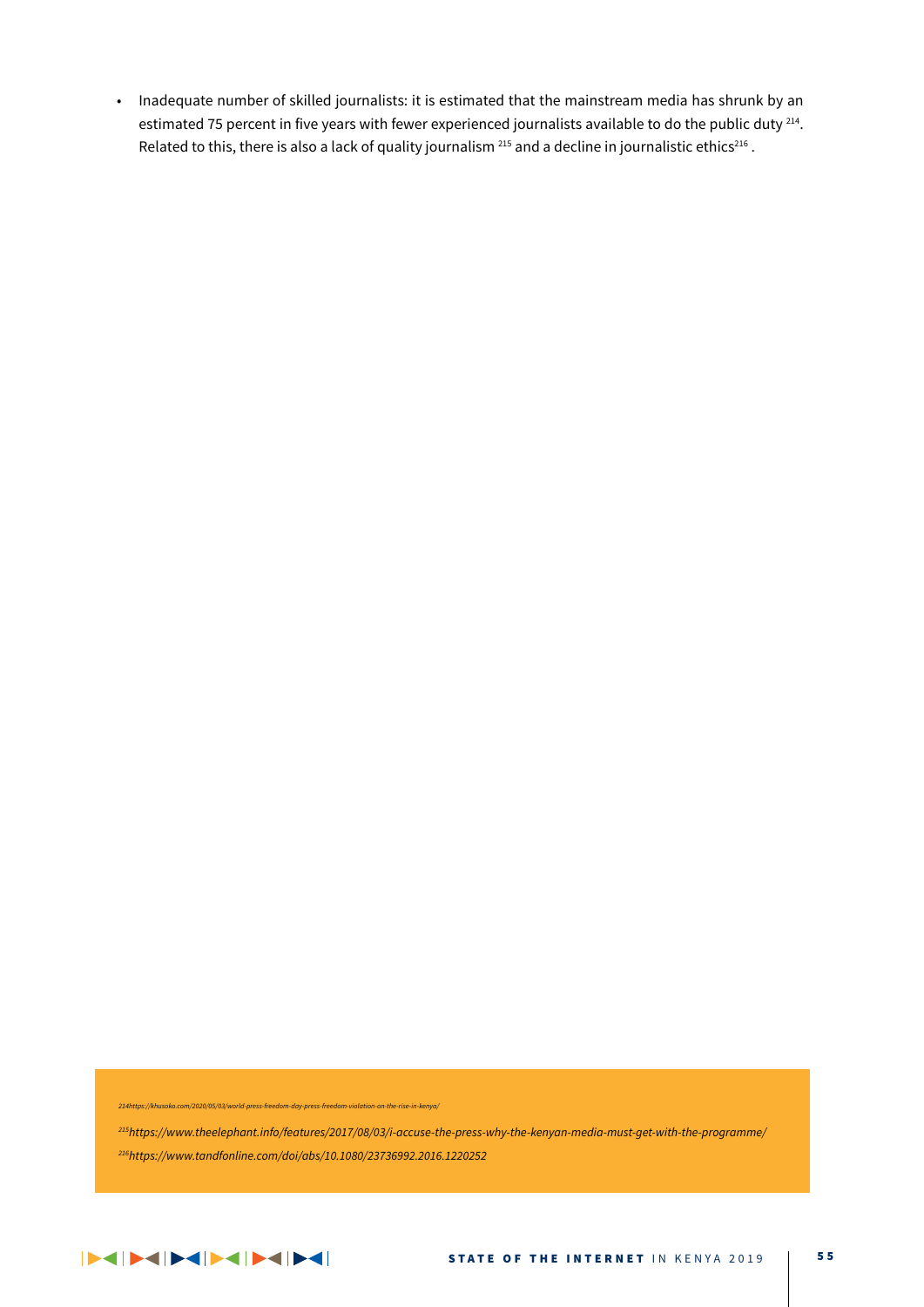- Inadequate number of skilled journalists: it is estimated that the mainstream media has shrunk by an estimated 75 percent in five years with fewer experienced journalists available to do the public duty [214]. Related to this, there is also a lack of quality journalism [215] and a decline in journalistic ethics[216] .

*214https://khusoko.com/2020/05/03/world-press-freedom-day-press-freedom-violation-on-the-rise-in-kenya/*

*[215]https://www.theelephant.info/features/2017/08/03/i-accuse-the-press-why-the-kenyan-media-must-get-with-the-programme/*

*[216]https://www.tandfonline.com/doi/abs/10.1080/23736992.2016.1220252*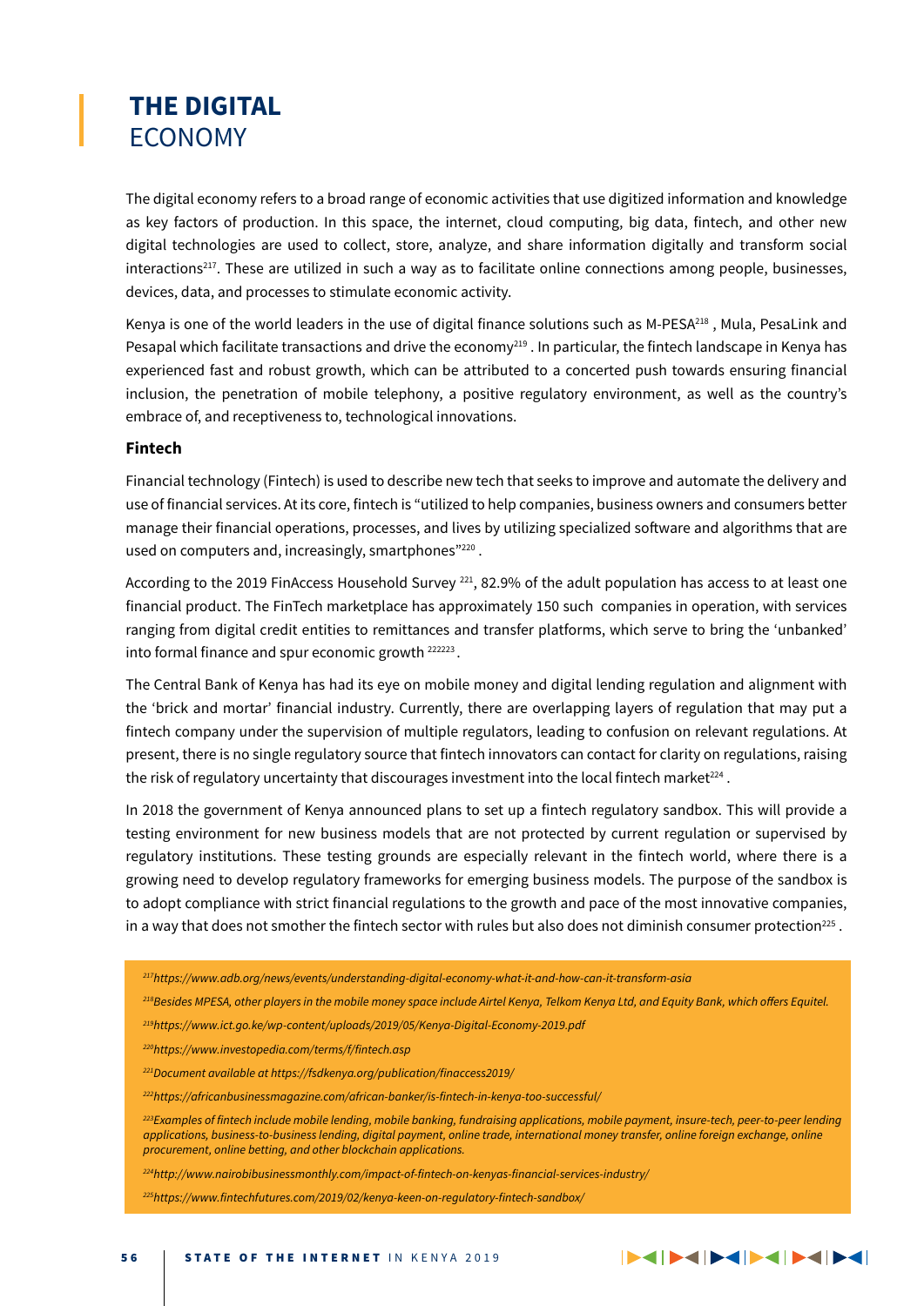# THE DIGITAL ECONOMY

The digital economy refers to a broad range of economic activities that use digitized information and knowledge as key factors of production. In this space, the internet, cloud computing, big data, fintech, and other new digital technologies are used to collect, store, analyze, and share information digitally and transform social interactions[217]. These are utilized in such a way as to facilitate online connections among people, businesses, devices, data, and processes to stimulate economic activity.

Kenya is one of the world leaders in the use of digital finance solutions such as M-PESA[218] , Mula, PesaLink and Pesapal which facilitate transactions and drive the economy[219] . In particular, the fintech landscape in Kenya has experienced fast and robust growth, which can be attributed to a concerted push towards ensuring financial inclusion, the penetration of mobile telephony, a positive regulatory environment, as well as the country's embrace of, and receptiveness to, technological innovations.

### Fintech

Financial technology (Fintech) is used to describe new tech that seeks to improve and automate the delivery and use of financial services. At its core, fintech is "utilized to help companies, business owners and consumers better manage their financial operations, processes, and lives by utilizing specialized software and algorithms that are used on computers and, increasingly, smartphones"[220] .

According to the 2019 FinAccess Household Survey [221], 82.9% of the adult population has access to at least one financial product. The FinTech marketplace has approximately 150 such companies in operation, with services ranging from digital credit entities to remittances and transfer platforms, which serve to bring the 'unbanked' into formal finance and spur economic growth [222][223] .

The Central Bank of Kenya has had its eye on mobile money and digital lending regulation and alignment with the 'brick and mortar' financial industry. Currently, there are overlapping layers of regulation that may put a fintech company under the supervision of multiple regulators, leading to confusion on relevant regulations. At present, there is no single regulatory source that fintech innovators can contact for clarity on regulations, raising the risk of regulatory uncertainty that discourages investment into the local fintech market[224] .

In 2018 the government of Kenya announced plans to set up a fintech regulatory sandbox. This will provide a testing environment for new business models that are not protected by current regulation or supervised by regulatory institutions. These testing grounds are especially relevant in the fintech world, where there is a growing need to develop regulatory frameworks for emerging business models. The purpose of the sandbox is to adopt compliance with strict financial regulations to the growth and pace of the most innovative companies, in a way that does not smother the fintech sector with rules but also does not diminish consumer protection[225] .

---

*[217] https://www.adb.org/news/events/understanding-digital-economy-what-it-and-how-can-it-transform-asia*

*[218] Besides MPESA, other players in the mobile money space include Airtel Kenya, Telkom Kenya Ltd, and Equity Bank, which offers Equitel.*

*[219] https://www.ict.go.ke/wp-content/uploads/2019/05/Kenya-Digital-Economy-2019.pdf*

*[220] https://www.investopedia.com/terms/f/fintech.asp*

*[221] Document available at https://fsdkenya.org/publication/finaccess2019/*

*[222] https://africanbusinessmagazine.com/african-banker/is-fintech-in-kenya-too-successful/*

*[223] Examples of fintech include mobile lending, mobile banking, fundraising applications, mobile payment, insure-tech, peer-to-peer lending applications, business-to-business lending, digital payment, online trade, international money transfer, online foreign exchange, online procurement, online betting, and other blockchain applications.*

*[224] http://www.nairobibusinessmonthly.com/impact-of-fintech-on-kenyas-financial-services-industry/*

*[225] https://www.fintechfutures.com/2019/02/kenya-keen-on-regulatory-fintech-sandbox/*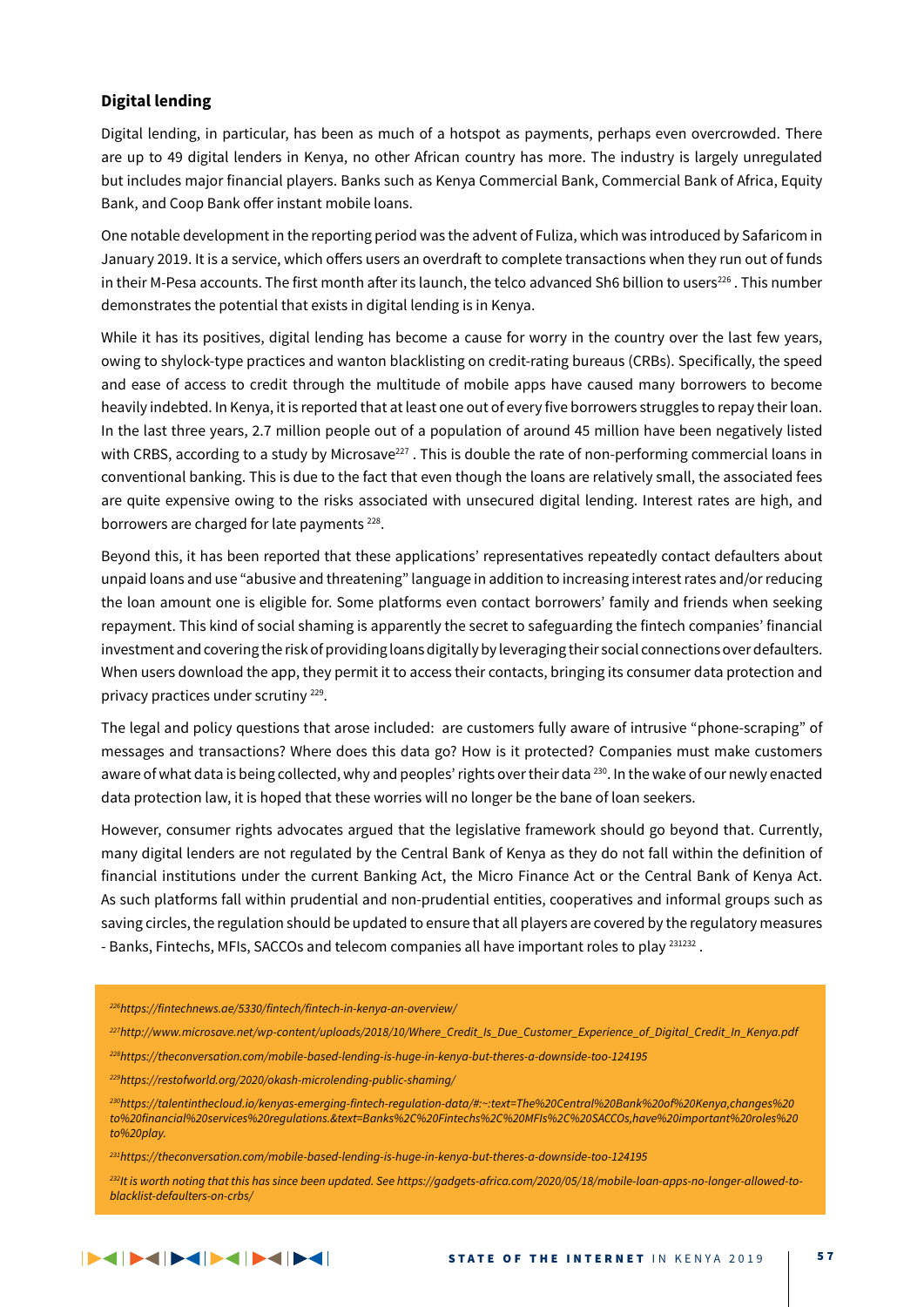### Digital lending

Digital lending, in particular, has been as much of a hotspot as payments, perhaps even overcrowded. There are up to 49 digital lenders in Kenya, no other African country has more. The industry is largely unregulated but includes major financial players. Banks such as Kenya Commercial Bank, Commercial Bank of Africa, Equity Bank, and Coop Bank offer instant mobile loans.

One notable development in the reporting period was the advent of Fuliza, which was introduced by Safaricom in January 2019. It is a service, which offers users an overdraft to complete transactions when they run out of funds in their M-Pesa accounts. The first month after its launch, the telco advanced Sh6 billion to users[226] . This number demonstrates the potential that exists in digital lending is in Kenya.

While it has its positives, digital lending has become a cause for worry in the country over the last few years, owing to shylock-type practices and wanton blacklisting on credit-rating bureaus (CRBs). Specifically, the speed and ease of access to credit through the multitude of mobile apps have caused many borrowers to become heavily indebted. In Kenya, it is reported that at least one out of every five borrowers struggles to repay their loan. In the last three years, 2.7 million people out of a population of around 45 million have been negatively listed with CRBS, according to a study by Microsave[227] . This is double the rate of non-performing commercial loans in conventional banking. This is due to the fact that even though the loans are relatively small, the associated fees are quite expensive owing to the risks associated with unsecured digital lending. Interest rates are high, and borrowers are charged for late payments [228].

Beyond this, it has been reported that these applications' representatives repeatedly contact defaulters about unpaid loans and use "abusive and threatening" language in addition to increasing interest rates and/or reducing the loan amount one is eligible for. Some platforms even contact borrowers' family and friends when seeking repayment. This kind of social shaming is apparently the secret to safeguarding the fintech companies' financial investment and covering the risk of providing loans digitally by leveraging their social connections over defaulters. When users download the app, they permit it to access their contacts, bringing its consumer data protection and privacy practices under scrutiny [229].

The legal and policy questions that arose included: are customers fully aware of intrusive "phone-scraping" of messages and transactions? Where does this data go? How is it protected? Companies must make customers aware of what data is being collected, why and peoples' rights over their data [230]. In the wake of our newly enacted data protection law, it is hoped that these worries will no longer be the bane of loan seekers.

However, consumer rights advocates argued that the legislative framework should go beyond that. Currently, many digital lenders are not regulated by the Central Bank of Kenya as they do not fall within the definition of financial institutions under the current Banking Act, the Micro Finance Act or the Central Bank of Kenya Act. As such platforms fall within prudential and non-prudential entities, cooperatives and informal groups such as saving circles, the regulation should be updated to ensure that all players are covered by the regulatory measures - Banks, Fintechs, MFIs, SACCOs and telecom companies all have important roles to play [231][232] .

---

*[226] https://fintechnews.ae/5330/fintech/fintech-in-kenya-an-overview/*

*[227] http://www.microsave.net/wp-content/uploads/2018/10/Where_Credit_Is_Due_Customer_Experience_of_Digital_Credit_In_Kenya.pdf*

*[228] https://theconversation.com/mobile-based-lending-is-huge-in-kenya-but-theres-a-downside-too-124195*

*[229] https://restofworld.org/2020/okash-microlending-public-shaming/*

*[230] https://talentinthecloud.io/kenyas-emerging-fintech-regulation-data/#:~:text=The%20Central%20Bank%20of%20Kenya,changes%20to%20financial%20services%20regulations.&text=Banks%2C%20Fintechs%2C%20MFIs%2C%20SACCOs,have%20important%20roles%20to%20play.*

*[231] https://theconversation.com/mobile-based-lending-is-huge-in-kenya-but-theres-a-downside-too-124195*

*[232] It is worth noting that this has since been updated. See https://gadgets-africa.com/2020/05/18/mobile-loan-apps-no-longer-allowed-to-blacklist-defaulters-on-crbs/*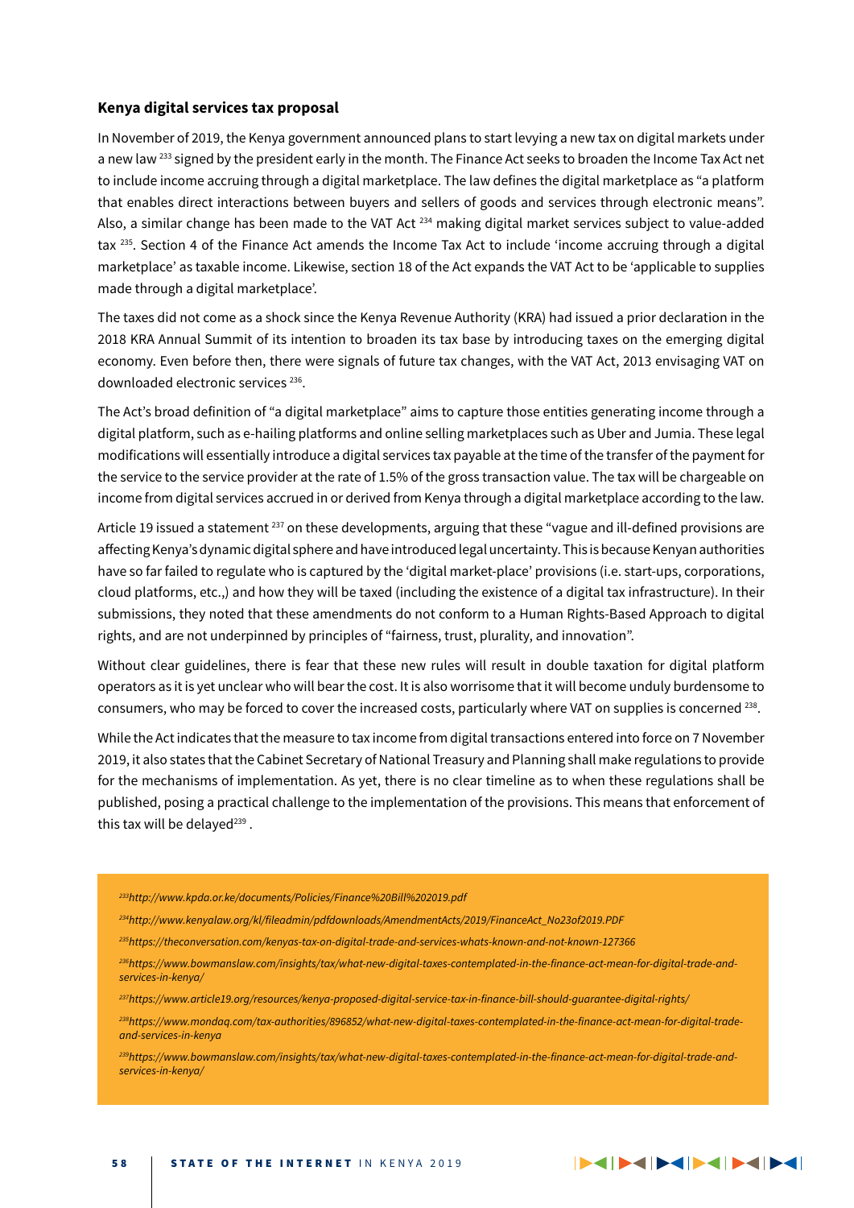## Kenya digital services tax proposal

In November of 2019, the Kenya government announced plans to start levying a new tax on digital markets under a new law [233] signed by the president early in the month. The Finance Act seeks to broaden the Income Tax Act net to include income accruing through a digital marketplace. The law defines the digital marketplace as "a platform that enables direct interactions between buyers and sellers of goods and services through electronic means". Also, a similar change has been made to the VAT Act [234] making digital market services subject to value-added tax [235]. Section 4 of the Finance Act amends the Income Tax Act to include 'income accruing through a digital marketplace' as taxable income. Likewise, section 18 of the Act expands the VAT Act to be 'applicable to supplies made through a digital marketplace'.

The taxes did not come as a shock since the Kenya Revenue Authority (KRA) had issued a prior declaration in the 2018 KRA Annual Summit of its intention to broaden its tax base by introducing taxes on the emerging digital economy. Even before then, there were signals of future tax changes, with the VAT Act, 2013 envisaging VAT on downloaded electronic services [236].

The Act's broad definition of "a digital marketplace" aims to capture those entities generating income through a digital platform, such as e-hailing platforms and online selling marketplaces such as Uber and Jumia. These legal modifications will essentially introduce a digital services tax payable at the time of the transfer of the payment for the service to the service provider at the rate of 1.5% of the gross transaction value. The tax will be chargeable on income from digital services accrued in or derived from Kenya through a digital marketplace according to the law.

Article 19 issued a statement [237] on these developments, arguing that these "vague and ill-defined provisions are affecting Kenya's dynamic digital sphere and have introduced legal uncertainty. This is because Kenyan authorities have so far failed to regulate who is captured by the 'digital market-place' provisions (i.e. start-ups, corporations, cloud platforms, etc.,) and how they will be taxed (including the existence of a digital tax infrastructure). In their submissions, they noted that these amendments do not conform to a Human Rights-Based Approach to digital rights, and are not underpinned by principles of "fairness, trust, plurality, and innovation".

Without clear guidelines, there is fear that these new rules will result in double taxation for digital platform operators as it is yet unclear who will bear the cost. It is also worrisome that it will become unduly burdensome to consumers, who may be forced to cover the increased costs, particularly where VAT on supplies is concerned [238].

While the Act indicates that the measure to tax income from digital transactions entered into force on 7 November 2019, it also states that the Cabinet Secretary of National Treasury and Planning shall make regulations to provide for the mechanisms of implementation. As yet, there is no clear timeline as to when these regulations shall be published, posing a practical challenge to the implementation of the provisions. This means that enforcement of this tax will be delayed [239] .

---

*[233] http://www.kpda.or.ke/documents/Policies/Finance%20Bill%202019.pdf*

*[234] http://www.kenyalaw.org/kl/fileadmin/pdfdownloads/AmendmentActs/2019/FinanceAct_No23of2019.PDF*

*[235] https://theconversation.com/kenyas-tax-on-digital-trade-and-services-whats-known-and-not-known-127366*

*[236] https://www.bowmanslaw.com/insights/tax/what-new-digital-taxes-contemplated-in-the-finance-act-mean-for-digital-trade-and-services-in-kenya/*

*[237] https://www.article19.org/resources/kenya-proposed-digital-service-tax-in-finance-bill-should-guarantee-digital-rights/*

*[238] https://www.mondaq.com/tax-authorities/896852/what-new-digital-taxes-contemplated-in-the-finance-act-mean-for-digital-trade-and-services-in-kenya*

*[239] https://www.bowmanslaw.com/insights/tax/what-new-digital-taxes-contemplated-in-the-finance-act-mean-for-digital-trade-and-services-in-kenya/*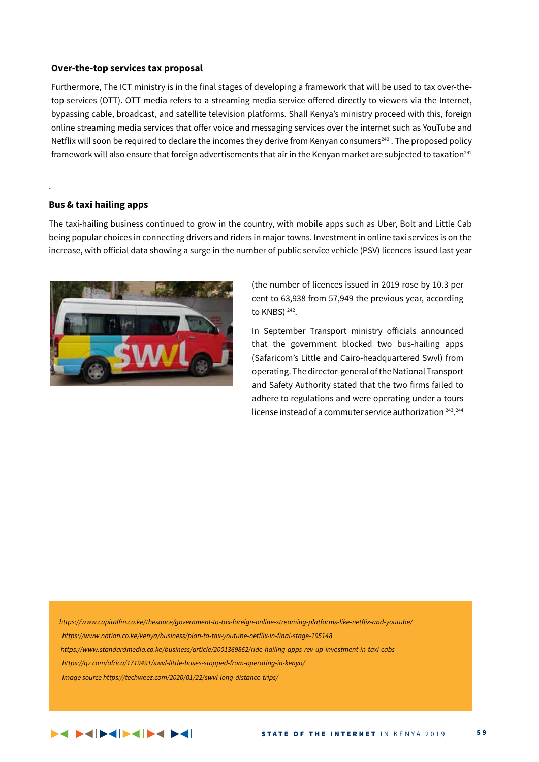### Over-the-top services tax proposal

Furthermore, The ICT ministry is in the final stages of developing a framework that will be used to tax over-the-top services (OTT). OTT media refers to a streaming media service offered directly to viewers via the Internet, bypassing cable, broadcast, and satellite television platforms. Shall Kenya's ministry proceed with this, foreign online streaming media services that offer voice and messaging services over the internet such as YouTube and Netflix will soon be required to declare the incomes they derive from Kenyan consumers[240] . The proposed policy framework will also ensure that foreign advertisements that air in the Kenyan market are subjected to taxation[242]

.

### Bus & taxi hailing apps

The taxi-hailing business continued to grow in the country, with mobile apps such as Uber, Bolt and Little Cab being popular choices in connecting drivers and riders in major towns. Investment in online taxi services is on the increase, with official data showing a surge in the number of public service vehicle (PSV) licences issued last year (the number of licences issued in 2019 rose by 10.3 per cent to 63,938 from 57,949 the previous year, according to KNBS) [242].

In September Transport ministry officials announced that the government blocked two bus-hailing apps (Safaricom's Little and Cairo-headquartered Swvl) from operating. The director-general of the National Transport and Safety Authority stated that the two firms failed to adhere to regulations and were operating under a tours license instead of a commuter service authorization [243],[244]

*https://www.capitalfm.co.ke/thesauce/government-to-tax-foreign-online-streaming-platforms-like-netflix-and-youtube/*

*https://www.nation.co.ke/kenya/business/plan-to-tax-youtube-netflix-in-final-stage-195148*

*https://www.standardmedia.co.ke/business/article/2001369862/ride-hailing-apps-rev-up-investment-in-taxi-cabs*

*https://qz.com/africa/1719491/swvl-little-buses-stopped-from-operating-in-kenya/*

*Image source https://techweez.com/2020/01/22/swvl-long-distance-trips/*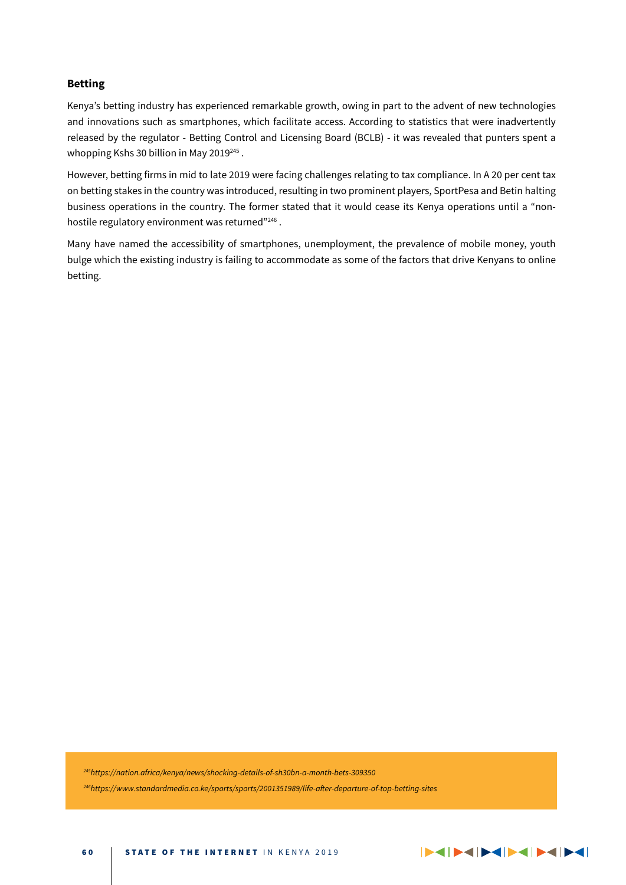### Betting

Kenya's betting industry has experienced remarkable growth, owing in part to the advent of new technologies and innovations such as smartphones, which facilitate access. According to statistics that were inadvertently released by the regulator - Betting Control and Licensing Board (BCLB) - it was revealed that punters spent a whopping Kshs 30 billion in May 2019[245] .

However, betting firms in mid to late 2019 were facing challenges relating to tax compliance. In A 20 per cent tax on betting stakes in the country was introduced, resulting in two prominent players, SportPesa and Betin halting business operations in the country. The former stated that it would cease its Kenya operations until a "non-hostile regulatory environment was returned"[246] .

Many have named the accessibility of smartphones, unemployment, the prevalence of mobile money, youth bulge which the existing industry is failing to accommodate as some of the factors that drive Kenyans to online betting.

[245] *https://nation.africa/kenya/news/shocking-details-of-sh30bn-a-month-bets-309350*

[246] *https://www.standardmedia.co.ke/sports/sports/2001351989/life-after-departure-of-top-betting-sites*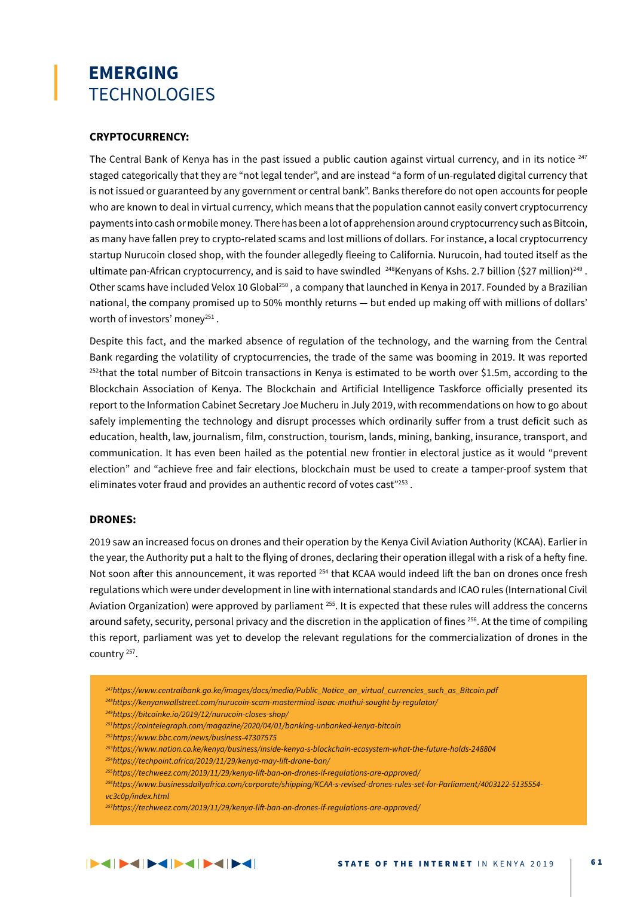# EMERGING TECHNOLOGIES

**CRYPTOCURRENCY:**

The Central Bank of Kenya has in the past issued a public caution against virtual currency, and in its notice [247] staged categorically that they are "not legal tender", and are instead "a form of un-regulated digital currency that is not issued or guaranteed by any government or central bank". Banks therefore do not open accounts for people who are known to deal in virtual currency, which means that the population cannot easily convert cryptocurrency payments into cash or mobile money. There has been a lot of apprehension around cryptocurrency such as Bitcoin, as many have fallen prey to crypto-related scams and lost millions of dollars. For instance, a local cryptocurrency startup Nurucoin closed shop, with the founder allegedly fleeing to California. Nurucoin, had touted itself as the ultimate pan-African cryptocurrency, and is said to have swindled [248]Kenyans of Kshs. 2.7 billion ($27 million)[249] . Other scams have included Velox 10 Global[250] , a company that launched in Kenya in 2017. Founded by a Brazilian national, the company promised up to 50% monthly returns — but ended up making off with millions of dollars' worth of investors' money[251] .

Despite this fact, and the marked absence of regulation of the technology, and the warning from the Central Bank regarding the volatility of cryptocurrencies, the trade of the same was booming in 2019. It was reported [252]that the total number of Bitcoin transactions in Kenya is estimated to be worth over $1.5m, according to the Blockchain Association of Kenya. The Blockchain and Artificial Intelligence Taskforce officially presented its report to the Information Cabinet Secretary Joe Mucheru in July 2019, with recommendations on how to go about safely implementing the technology and disrupt processes which ordinarily suffer from a trust deficit such as education, health, law, journalism, film, construction, tourism, lands, mining, banking, insurance, transport, and communication. It has even been hailed as the potential new frontier in electoral justice as it would "prevent election" and "achieve free and fair elections, blockchain must be used to create a tamper-proof system that eliminates voter fraud and provides an authentic record of votes cast"[253] .

**DRONES:**

2019 saw an increased focus on drones and their operation by the Kenya Civil Aviation Authority (KCAA). Earlier in the year, the Authority put a halt to the flying of drones, declaring their operation illegal with a risk of a hefty fine. Not soon after this announcement, it was reported [254] that KCAA would indeed lift the ban on drones once fresh regulations which were under development in line with international standards and ICAO rules (International Civil Aviation Organization) were approved by parliament [255]. It is expected that these rules will address the concerns around safety, security, personal privacy and the discretion in the application of fines [256]. At the time of compiling this report, parliament was yet to develop the relevant regulations for the commercialization of drones in the country [257].

[247]*https://www.centralbank.go.ke/images/docs/media/Public_Notice_on_virtual_currencies_such_as_Bitcoin.pdf*
[248]*https://kenyanwallstreet.com/nurucoin-scam-mastermind-isaac-muthui-sought-by-regulator/*
[249]*https://bitcoinke.io/2019/12/nurucoin-closes-shop/*
[251]*https://cointelegraph.com/magazine/2020/04/01/banking-unbanked-kenya-bitcoin*
[252]*https://www.bbc.com/news/business-47307575*
[253]*https://www.nation.co.ke/kenya/business/inside-kenya-s-blockchain-ecosystem-what-the-future-holds-248804*
[254]*https://techpoint.africa/2019/11/29/kenya-may-lift-drone-ban/*
[255]*https://techweez.com/2019/11/29/kenya-lift-ban-on-drones-if-regulations-are-approved/*
[256]*https://www.businessdailyafrica.com/corporate/shipping/KCAA-s-revised-drones-rules-set-for-Parliament/4003122-5135554-vc3c0p/index.html*
[257]*https://techweez.com/2019/11/29/kenya-lift-ban-on-drones-if-regulations-are-approved/*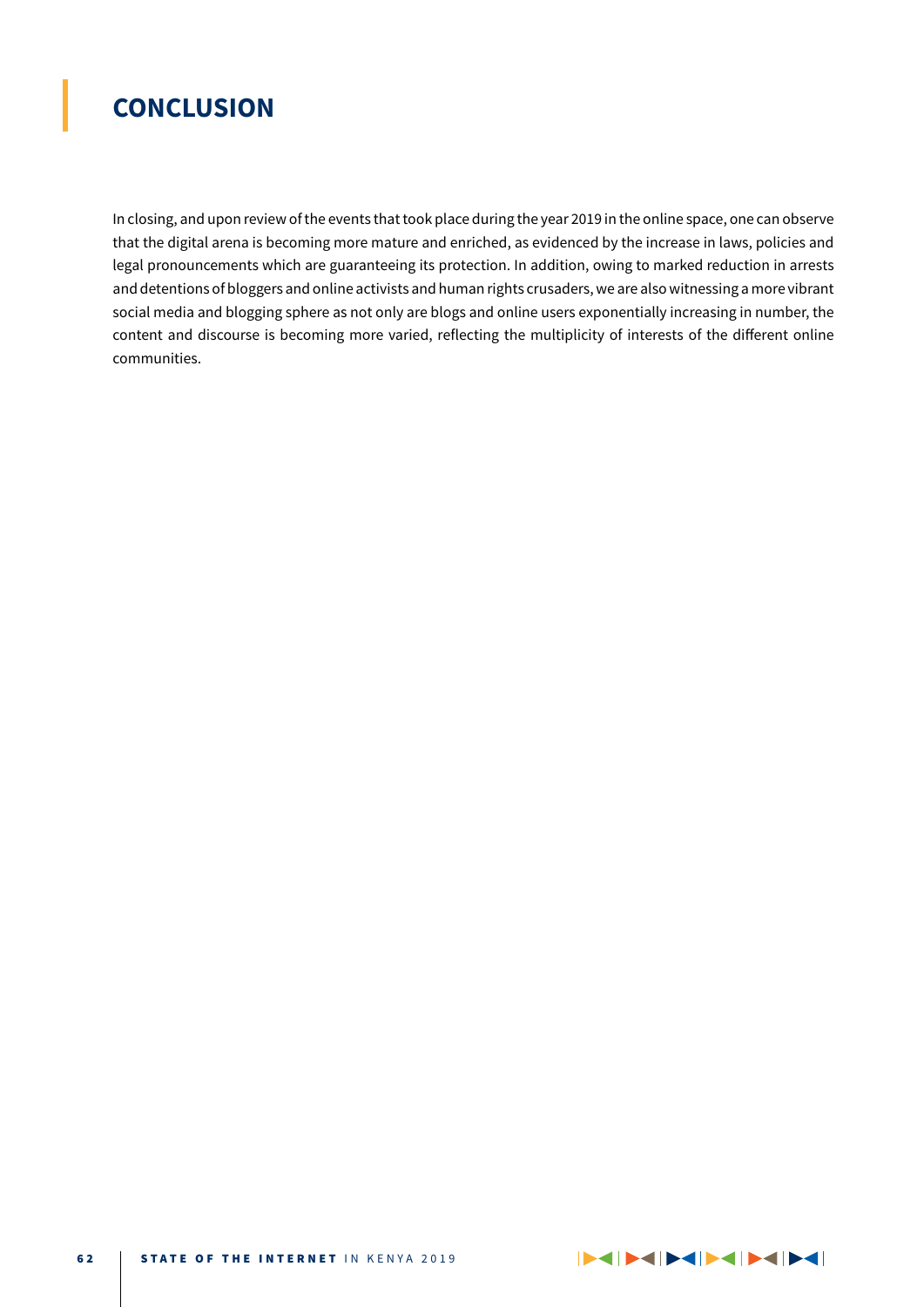# CONCLUSION

In closing, and upon review of the events that took place during the year 2019 in the online space, one can observe that the digital arena is becoming more mature and enriched, as evidenced by the increase in laws, policies and legal pronouncements which are guaranteeing its protection. In addition, owing to marked reduction in arrests and detentions of bloggers and online activists and human rights crusaders, we are also witnessing a more vibrant social media and blogging sphere as not only are blogs and online users exponentially increasing in number, the content and discourse is becoming more varied, reflecting the multiplicity of interests of the different online communities.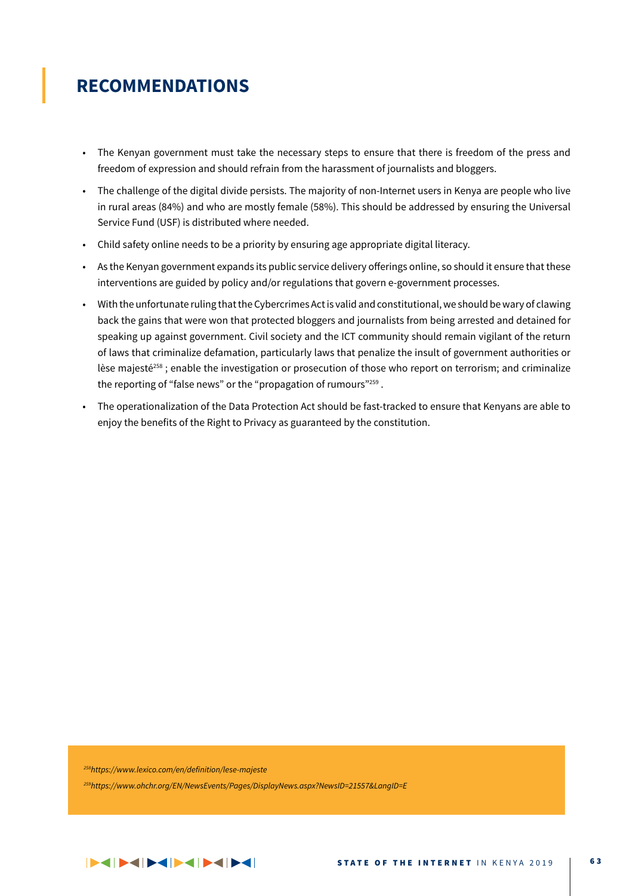## RECOMMENDATIONS

- The Kenyan government must take the necessary steps to ensure that there is freedom of the press and freedom of expression and should refrain from the harassment of journalists and bloggers.
- The challenge of the digital divide persists. The majority of non-Internet users in Kenya are people who live in rural areas (84%) and who are mostly female (58%). This should be addressed by ensuring the Universal Service Fund (USF) is distributed where needed.
- Child safety online needs to be a priority by ensuring age appropriate digital literacy.
- As the Kenyan government expands its public service delivery offerings online, so should it ensure that these interventions are guided by policy and/or regulations that govern e-government processes.
- With the unfortunate ruling that the Cybercrimes Act is valid and constitutional, we should be wary of clawing back the gains that were won that protected bloggers and journalists from being arrested and detained for speaking up against government. Civil society and the ICT community should remain vigilant of the return of laws that criminalize defamation, particularly laws that penalize the insult of government authorities or lèse majesté[258] ; enable the investigation or prosecution of those who report on terrorism; and criminalize the reporting of "false news" or the "propagation of rumours"[259] .
- The operationalization of the Data Protection Act should be fast-tracked to ensure that Kenyans are able to enjoy the benefits of the Right to Privacy as guaranteed by the constitution.

[258] *https://www.lexico.com/en/definition/lese-majeste*

[259] *https://www.ohchr.org/EN/NewsEvents/Pages/DisplayNews.aspx?NewsID=21557&LangID=E*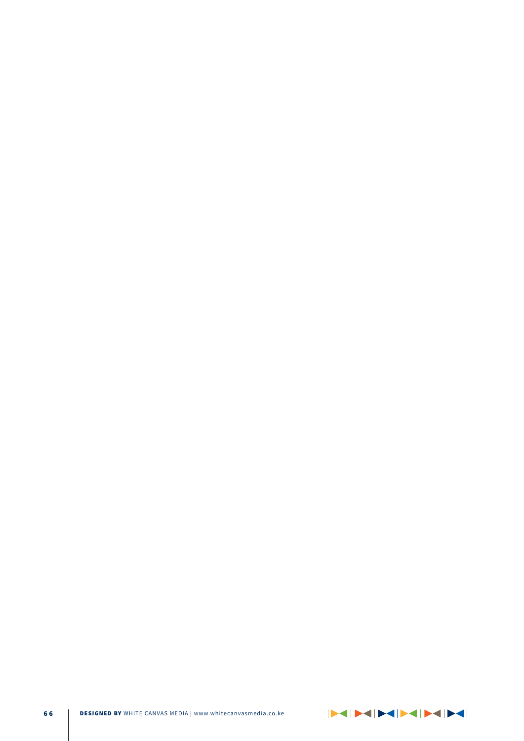**DESIGNED BY** WHITE CANVAS MEDIA | www.whitecanvasmedia.co.ke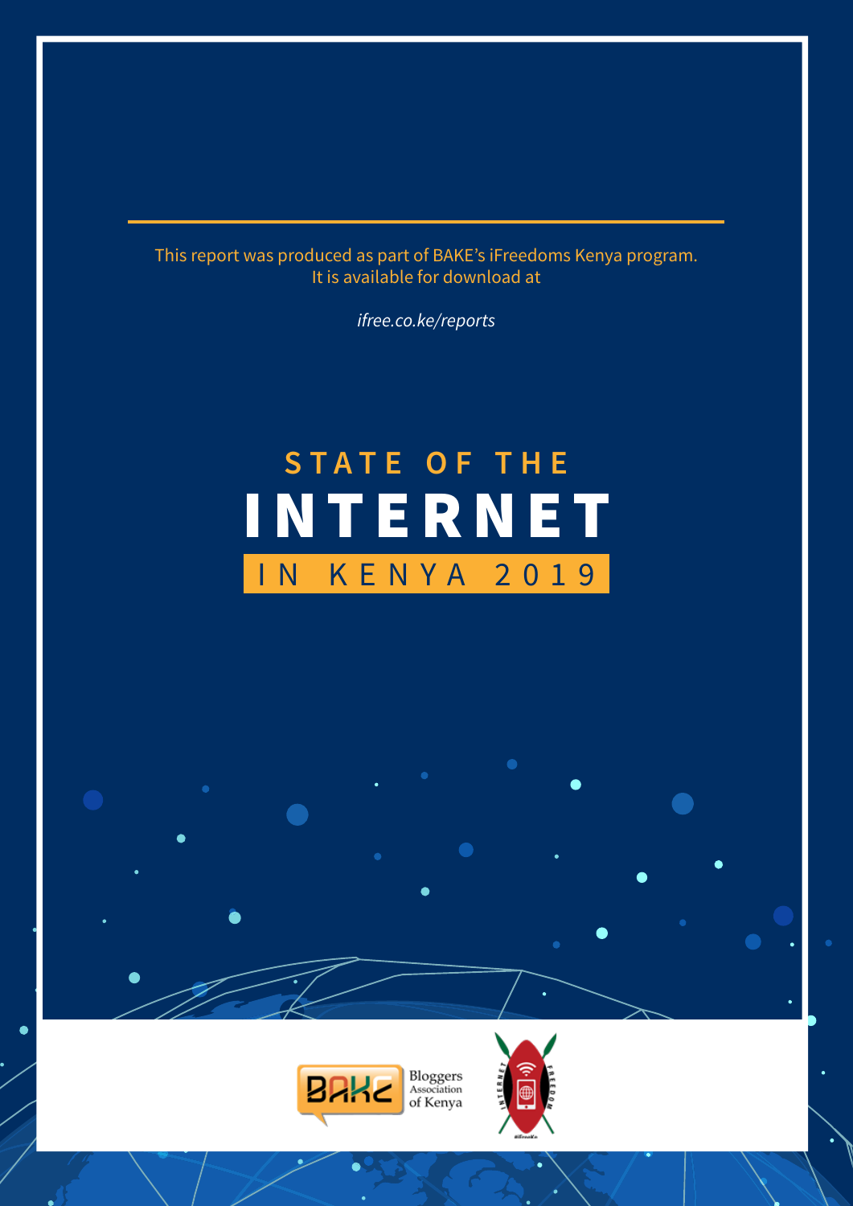This report was produced as part of BAKE's iFreedoms Kenya program.
It is available for download at

*ifree.co.ke/reports*

# STATE OF THE INTERNET IN KENYA 2019

Bloggers Association of Kenya